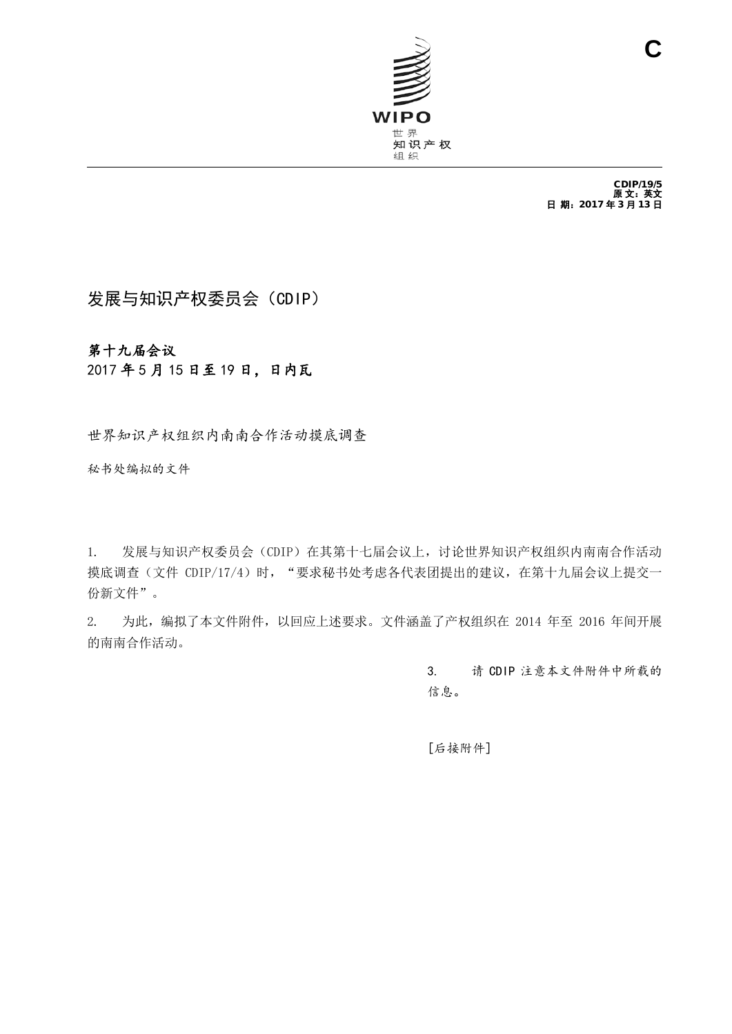C

WIPO

世界
知识产权
组织

**CDIP/19/5**
**原文：英文**
**日期：2017年3月13日**

# 发展与知识产权委员会（CDIP）

**第十九届会议**
**2017年5月15日至19日，日内瓦**

## 世界知识产权组织内南南合作活动摸底调查

秘书处编拟的文件

1. 发展与知识产权委员会（CDIP）在其第十七届会议上，讨论世界知识产权组织内南南合作活动摸底调查（文件 CDIP/17/4）时，“要求秘书处考虑各代表团提出的建议，在第十九届会议上提交一份新文件”。

2. 为此，编拟了本文件附件，以回应上述要求。文件涵盖了产权组织在 2014 年至 2016 年间开展的南南合作活动。

3. 请 CDIP 注意本文件附件中所载的信息。

[后接附件]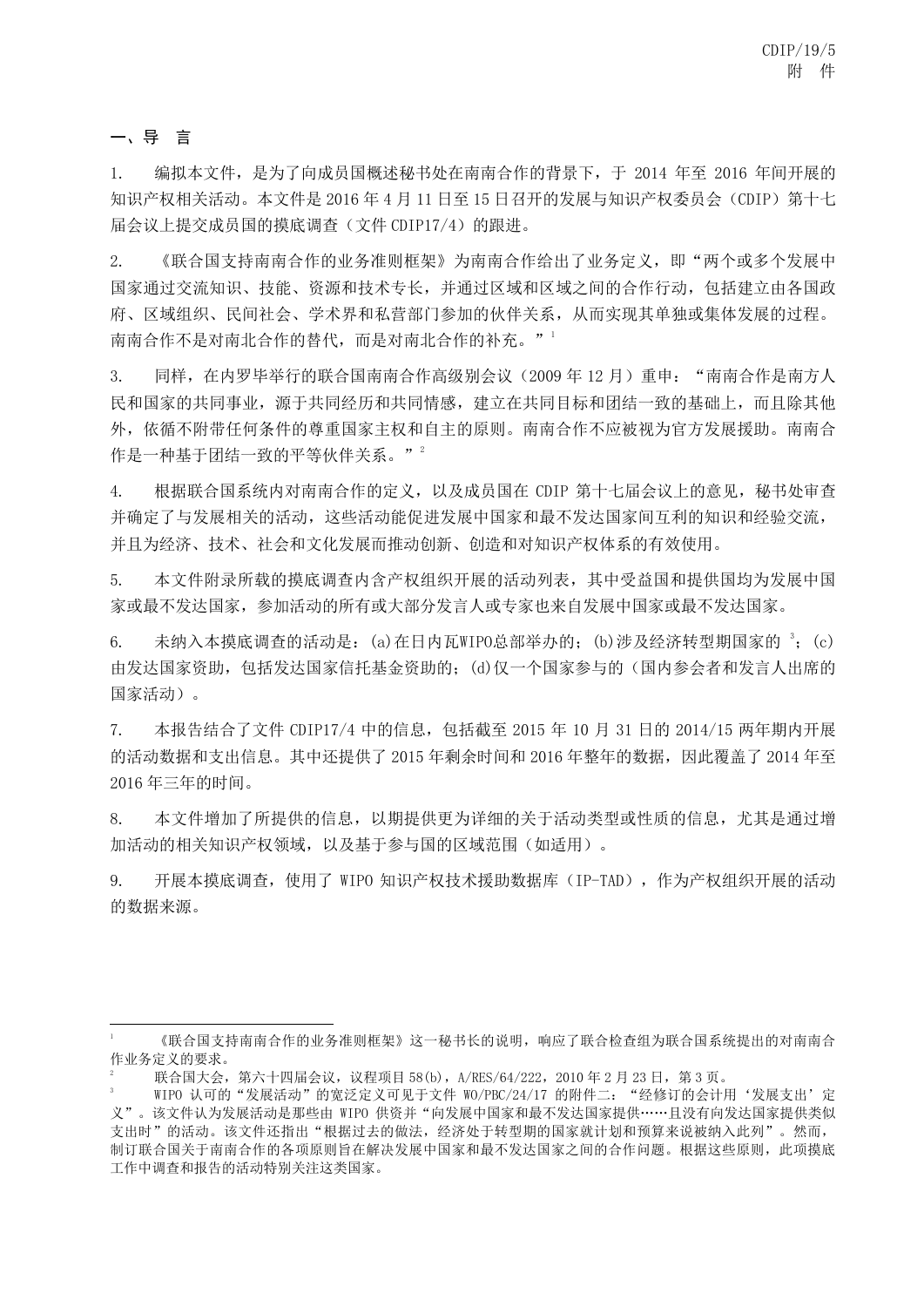## 一、导 言

1. 编拟本文件，是为了向成员国概述秘书处在南南合作的背景下，于 2014 年至 2016 年间开展的知识产权相关活动。本文件是 2016 年 4 月 11 日至 15 日召开的发展与知识产权委员会（CDIP）第十七届会议上提交成员国的摸底调查（文件 CDIP17/4）的跟进。

2. 《联合国支持南南合作的业务准则框架》为南南合作给出了业务定义，即“两个或多个发展中国家通过交流知识、技能、资源和技术专长，并通过区域和区域之间的合作行动，包括建立由各国政府、区域组织、民间社会、学术界和私营部门参加的伙伴关系，从而实现其单独或集体发展的过程。南南合作不是对南北合作的替代，而是对南北合作的补充。”[1]

3. 同样，在内罗毕举行的联合国南南合作高级别会议（2009 年 12 月）重申：“南南合作是南方人民和国家的共同事业，源于共同经历和共同情感，建立在共同目标和团结一致的基础上，而且除其他外，依循不附带任何条件的尊重国家主权和自主的原则。南南合作不应被视为官方发展援助。南南合作是一种基于团结一致的平等伙伴关系。”[2]

4. 根据联合国系统内对南南合作的定义，以及成员国在 CDIP 第十七届会议上的意见，秘书处审查并确定了与发展相关的活动，这些活动能促进发展中国家和最不发达国家间互利的知识和经验交流，并且为经济、技术、社会和文化发展而推动创新、创造和对知识产权体系的有效使用。

5. 本文件附录所载的摸底调查内含产权组织开展的活动列表，其中受益国和提供国均为发展中国家或最不发达国家，参加活动的所有或大部分发言人或专家也来自发展中国家或最不发达国家。

6. 未纳入本摸底调查的活动是：(a)在日内瓦WIPO总部举办的；(b)涉及经济转型期国家的[3]；(c)由发达国家资助，包括发达国家信托基金资助的；(d)仅一个国家参与的（国内参会者和发言人出席的国家活动）。

7. 本报告结合了文件 CDIP17/4 中的信息，包括截至 2015 年 10 月 31 日的 2014/15 两年期内开展的活动数据和支出信息。其中还提供了 2015 年剩余时间和 2016 年整年的数据，因此覆盖了 2014 年至 2016 年三年的时间。

8. 本文件增加了所提供的信息，以期提供更为详细的关于活动类型或性质的信息，尤其是通过增加活动的相关知识产权领域，以及基于参与国的区域范围（如适用）。

9. 开展本摸底调查，使用了 WIPO 知识产权技术援助数据库（IP-TAD），作为产权组织开展的活动的数据来源。

---

[1] 《联合国支持南南合作的业务准则框架》这一秘书长的说明，响应了联合检查组为联合国系统提出的对南南合作业务定义的要求。

[2] 联合国大会，第六十四届会议，议程项目 58(b)，A/RES/64/222，2010 年 2 月 23 日，第 3 页。

[3] WIPO 认可的“发展活动”的宽泛定义可见于文件 WO/PBC/24/17 的附件二：“经修订的会计用‘发展支出’定义”。该文件认为发展活动是那些由 WIPO 供资并“向发展中国家和最不发达国家提供……且没有向发达国家提供类似支出时”的活动。该文件还指出“根据过去的做法，经济处于转型期的国家就计划和预算来说被纳入此列”。然而，制订联合国关于南南合作的各项原则旨在解决发展中国家和最不发达国家之间的合作问题。根据这些原则，此项摸底工作中调查和报告的活动特别关注这类国家。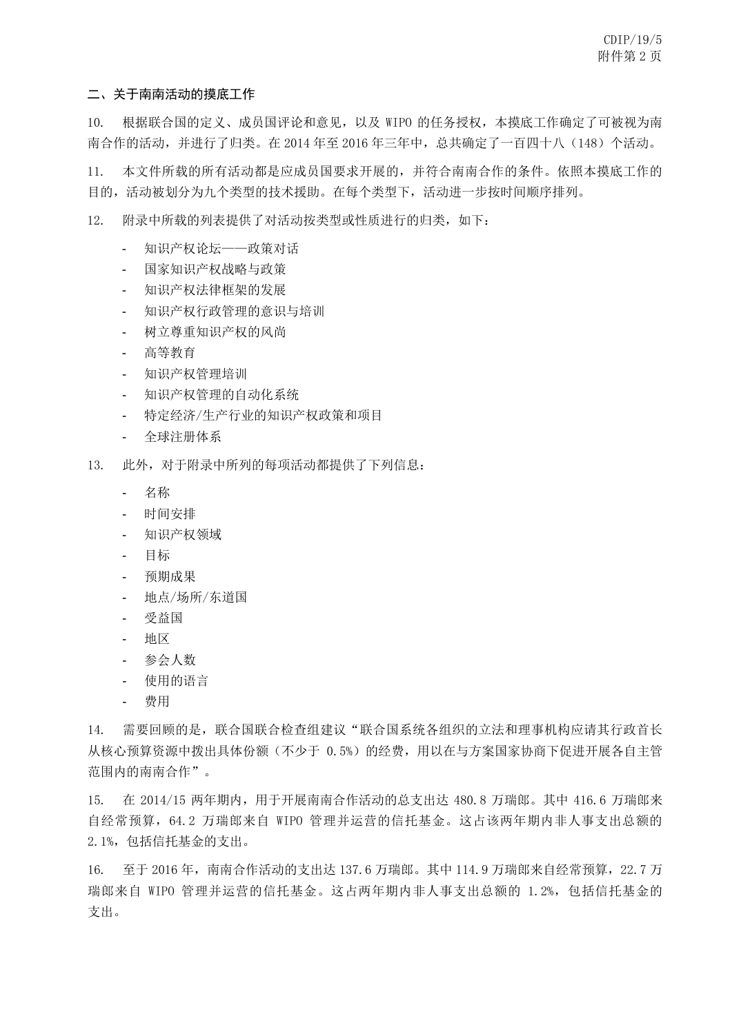## 二、关于南南活动的摸底工作

10. 根据联合国的定义、成员国评论和意见，以及 WIPO 的任务授权，本摸底工作确定了可被视为南南合作的活动，并进行了归类。在 2014 年至 2016 年三年中，总共确定了一百四十八（148）个活动。

11. 本文件所载的所有活动都是应成员国要求开展的，并符合南南合作的条件。依照本摸底工作的目的，活动被划分为九个类型的技术援助。在每个类型下，活动进一步按时间顺序排列。

12. 附录中所载的列表提供了对活动按类型或性质进行的归类，如下：

- 知识产权论坛——政策对话
- 国家知识产权战略与政策
- 知识产权法律框架的发展
- 知识产权行政管理的意识与培训
- 树立尊重知识产权的风尚
- 高等教育
- 知识产权管理培训
- 知识产权管理的自动化系统
- 特定经济/生产行业的知识产权政策和项目
- 全球注册体系

13. 此外，对于附录中所列的每项活动都提供了下列信息：

- 名称
- 时间安排
- 知识产权领域
- 目标
- 预期成果
- 地点/场所/东道国
- 受益国
- 地区
- 参会人数
- 使用的语言
- 费用

14. 需要回顾的是，联合国联合检查组建议“联合国系统各组织的立法和理事机构应请其行政首长从核心预算资源中拨出具体份额（不少于 0.5%）的经费，用以在与方案国家协商下促进开展各自主管范围内的南南合作”。

15. 在 2014/15 两年期内，用于开展南南合作活动的总支出达 480.8 万瑞郎。其中 416.6 万瑞郎来自经常预算，64.2 万瑞郎来自 WIPO 管理并运营的信托基金。这占该两年期内非人事支出总额的 2.1%，包括信托基金的支出。

16. 至于 2016 年，南南合作活动的支出达 137.6 万瑞郎。其中 114.9 万瑞郎来自经常预算，22.7 万瑞郎来自 WIPO 管理并运营的信托基金。这占两年期内非人事支出总额的 1.2%，包括信托基金的支出。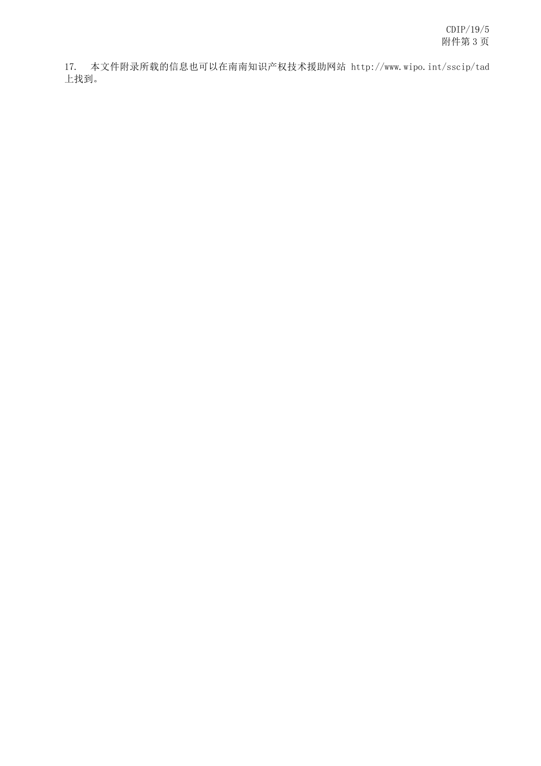17. 本文件附录所载的信息也可以在南南知识产权技术援助网站 http://www.wipo.int/sscip/tad 上找到。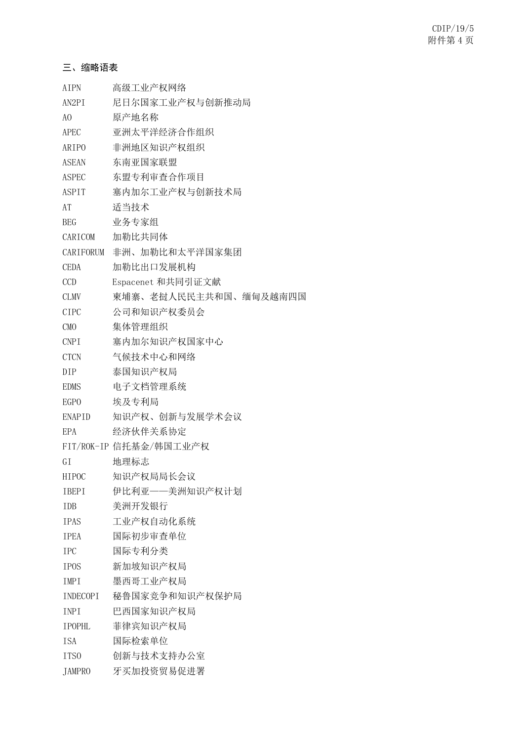### 三、缩略语表

| | |
|---|---|
| AIPN | 高级工业产权网络 |
| AN2PI | 尼日尔国家工业产权与创新推动局 |
| AO | 原产地名称 |
| APEC | 亚洲太平洋经济合作组织 |
| ARIPO | 非洲地区知识产权组织 |
| ASEAN | 东南亚国家联盟 |
| ASPEC | 东盟专利审查合作项目 |
| ASPIT | 塞内加尔工业产权与创新技术局 |
| AT | 适当技术 |
| BEG | 业务专家组 |
| CARICOM | 加勒比共同体 |
| CARIFORUM | 非洲、加勒比和太平洋国家集团 |
| CEDA | 加勒比出口发展机构 |
| CCD | Espacenet 和共同引证文献 |
| CLMV | 柬埔寨、老挝人民民主共和国、缅甸及越南四国 |
| CIPC | 公司和知识产权委员会 |
| CMO | 集体管理组织 |
| CNPI | 塞内加尔知识产权国家中心 |
| CTCN | 气候技术中心和网络 |
| DIP | 泰国知识产权局 |
| EDMS | 电子文档管理系统 |
| EGPO | 埃及专利局 |
| ENAPID | 知识产权、创新与发展学术会议 |
| EPA | 经济伙伴关系协定 |
| FIT/ROK-IP | 信托基金/韩国工业产权 |
| GI | 地理标志 |
| HIPOC | 知识产权局局长会议 |
| IBEPI | 伊比利亚——美洲知识产权计划 |
| IDB | 美洲开发银行 |
| IPAS | 工业产权自动化系统 |
| IPEA | 国际初步审查单位 |
| IPC | 国际专利分类 |
| IPOS | 新加坡知识产权局 |
| IMPI | 墨西哥工业产权局 |
| INDECOPI | 秘鲁国家竞争和知识产权保护局 |
| INPI | 巴西国家知识产权局 |
| IPOPHL | 菲律宾知识产权局 |
| ISA | 国际检索单位 |
| ITSO | 创新与技术支持办公室 |
| JAMPRO | 牙买加投资贸易促进署 |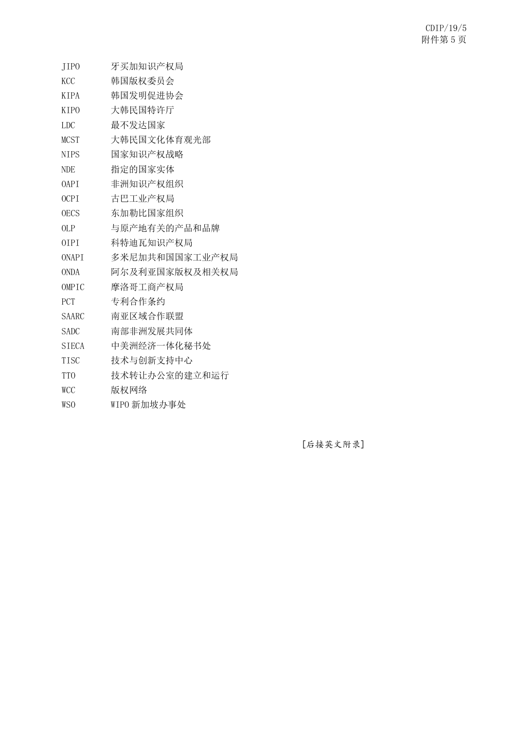| | |
|---|---|
| JIPO | 牙买加知识产权局 |
| KCC | 韩国版权委员会 |
| KIPA | 韩国发明促进协会 |
| KIPO | 大韩民国特许厅 |
| LDC | 最不发达国家 |
| MCST | 大韩民国文化体育观光部 |
| NIPS | 国家知识产权战略 |
| NDE | 指定的国家实体 |
| OAPI | 非洲知识产权组织 |
| OCPI | 古巴工业产权局 |
| OECS | 东加勒比国家组织 |
| OLP | 与原产地有关的产品和品牌 |
| OIPI | 科特迪瓦知识产权局 |
| ONAPI | 多米尼加共和国国家工业产权局 |
| ONDA | 阿尔及利亚国家版权及相关权局 |
| OMPIC | 摩洛哥工商产权局 |
| PCT | 专利合作条约 |
| SAARC | 南亚区域合作联盟 |
| SADC | 南部非洲发展共同体 |
| SIECA | 中美洲经济一体化秘书处 |
| TISC | 技术与创新支持中心 |
| TTO | 技术转让办公室的建立和运行 |
| WCC | 版权网络 |
| WSO | WIPO 新加坡办事处 |

[后接英文附录]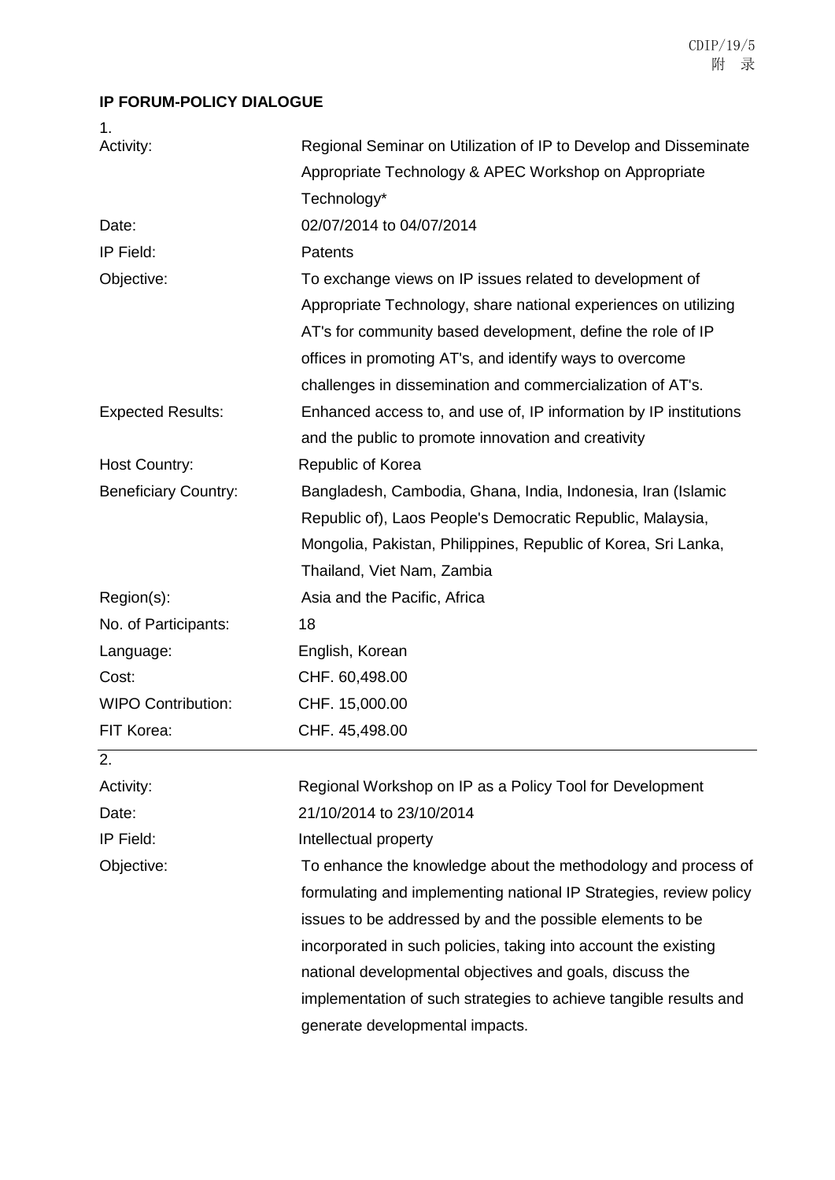**IP FORUM-POLICY DIALOGUE**

1.

| | |
|---|---|
| Activity: | Regional Seminar on Utilization of IP to Develop and Disseminate Appropriate Technology & APEC Workshop on Appropriate Technology* |
| Date: | 02/07/2014 to 04/07/2014 |
| IP Field: | Patents |
| Objective: | To exchange views on IP issues related to development of Appropriate Technology, share national experiences on utilizing AT's for community based development, define the role of IP offices in promoting AT's, and identify ways to overcome challenges in dissemination and commercialization of AT's. |
| Expected Results: | Enhanced access to, and use of, IP information by IP institutions and the public to promote innovation and creativity |
| Host Country: | Republic of Korea |
| Beneficiary Country: | Bangladesh, Cambodia, Ghana, India, Indonesia, Iran (Islamic Republic of), Laos People's Democratic Republic, Malaysia, Mongolia, Pakistan, Philippines, Republic of Korea, Sri Lanka, Thailand, Viet Nam, Zambia |
| Region(s): | Asia and the Pacific, Africa |
| No. of Participants: | 18 |
| Language: | English, Korean |
| Cost: | CHF. 60,498.00 |
| WIPO Contribution: | CHF. 15,000.00 |
| FIT Korea: | CHF. 45,498.00 |

2.

| | |
|---|---|
| Activity: | Regional Workshop on IP as a Policy Tool for Development |
| Date: | 21/10/2014 to 23/10/2014 |
| IP Field: | Intellectual property |
| Objective: | To enhance the knowledge about the methodology and process of formulating and implementing national IP Strategies, review policy issues to be addressed by and the possible elements to be incorporated in such policies, taking into account the existing national developmental objectives and goals, discuss the implementation of such strategies to achieve tangible results and generate developmental impacts. |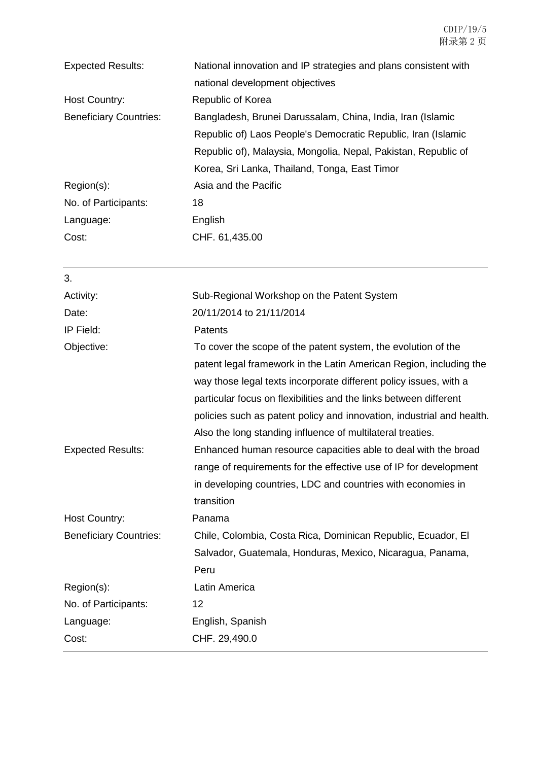| | |
|---|---|
| Expected Results: | National innovation and IP strategies and plans consistent with national development objectives |
| Host Country: | Republic of Korea |
| Beneficiary Countries: | Bangladesh, Brunei Darussalam, China, India, Iran (Islamic Republic of) Laos People's Democratic Republic, Iran (Islamic Republic of), Malaysia, Mongolia, Nepal, Pakistan, Republic of Korea, Sri Lanka, Thailand, Tonga, East Timor |
| Region(s): | Asia and the Pacific |
| No. of Participants: | 18 |
| Language: | English |
| Cost: | CHF. 61,435.00 |

3.

| | |
|---|---|
| Activity: | Sub-Regional Workshop on the Patent System |
| Date: | 20/11/2014 to 21/11/2014 |
| IP Field: | Patents |
| Objective: | To cover the scope of the patent system, the evolution of the patent legal framework in the Latin American Region, including the way those legal texts incorporate different policy issues, with a particular focus on flexibilities and the links between different policies such as patent policy and innovation, industrial and health. Also the long standing influence of multilateral treaties. |
| Expected Results: | Enhanced human resource capacities able to deal with the broad range of requirements for the effective use of IP for development in developing countries, LDC and countries with economies in transition |
| Host Country: | Panama |
| Beneficiary Countries: | Chile, Colombia, Costa Rica, Dominican Republic, Ecuador, El Salvador, Guatemala, Honduras, Mexico, Nicaragua, Panama, Peru |
| Region(s): | Latin America |
| No. of Participants: | 12 |
| Language: | English, Spanish |
| Cost: | CHF. 29,490.0 |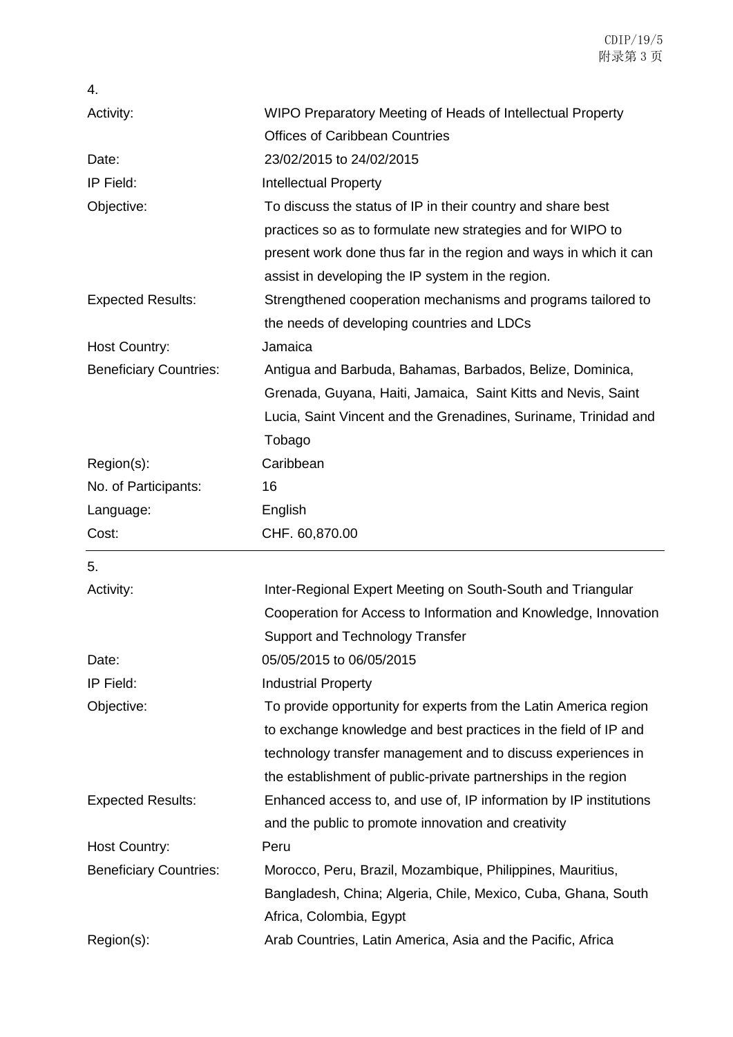4.

| | |
|---|---|
| Activity: | WIPO Preparatory Meeting of Heads of Intellectual Property Offices of Caribbean Countries |
| Date: | 23/02/2015 to 24/02/2015 |
| IP Field: | Intellectual Property |
| Objective: | To discuss the status of IP in their country and share best practices so as to formulate new strategies and for WIPO to present work done thus far in the region and ways in which it can assist in developing the IP system in the region. |
| Expected Results: | Strengthened cooperation mechanisms and programs tailored to the needs of developing countries and LDCs |
| Host Country: | Jamaica |
| Beneficiary Countries: | Antigua and Barbuda, Bahamas, Barbados, Belize, Dominica, Grenada, Guyana, Haiti, Jamaica, Saint Kitts and Nevis, Saint Lucia, Saint Vincent and the Grenadines, Suriname, Trinidad and Tobago |
| Region(s): | Caribbean |
| No. of Participants: | 16 |
| Language: | English |
| Cost: | CHF. 60,870.00 |

---

5.

| | |
|---|---|
| Activity: | Inter-Regional Expert Meeting on South-South and Triangular Cooperation for Access to Information and Knowledge, Innovation Support and Technology Transfer |
| Date: | 05/05/2015 to 06/05/2015 |
| IP Field: | Industrial Property |
| Objective: | To provide opportunity for experts from the Latin America region to exchange knowledge and best practices in the field of IP and technology transfer management and to discuss experiences in the establishment of public-private partnerships in the region |
| Expected Results: | Enhanced access to, and use of, IP information by IP institutions and the public to promote innovation and creativity |
| Host Country: | Peru |
| Beneficiary Countries: | Morocco, Peru, Brazil, Mozambique, Philippines, Mauritius, Bangladesh, China; Algeria, Chile, Mexico, Cuba, Ghana, South Africa, Colombia, Egypt |
| Region(s): | Arab Countries, Latin America, Asia and the Pacific, Africa |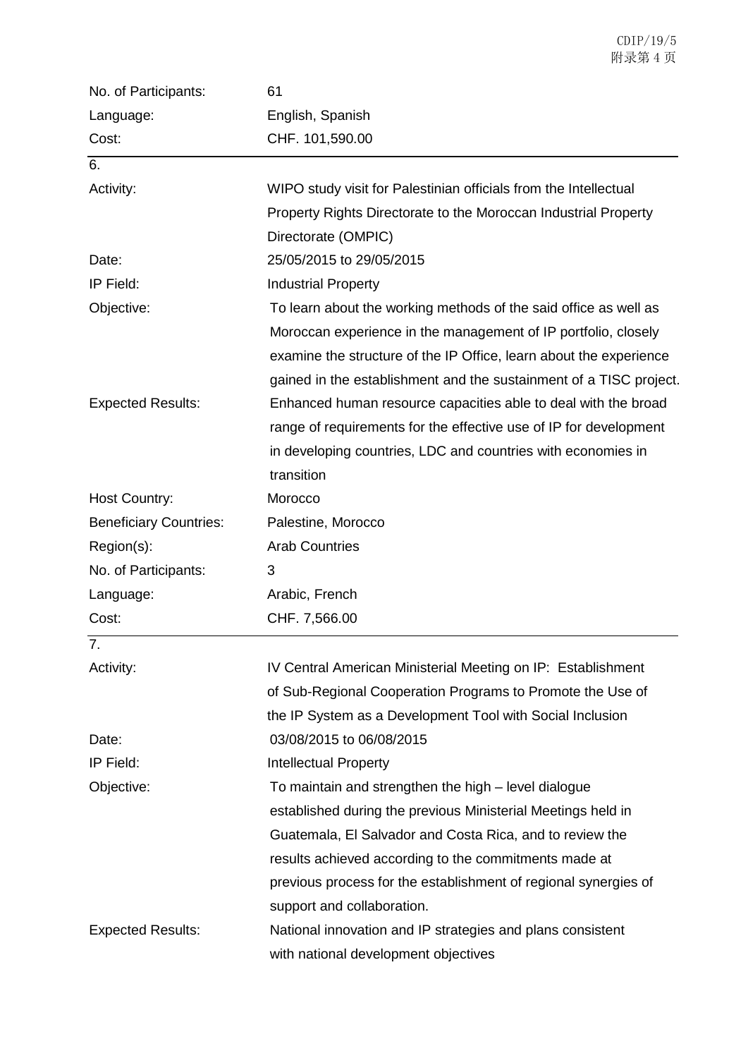| | |
|---|---|
| No. of Participants: | 61 |
| Language: | English, Spanish |
| Cost: | CHF. 101,590.00 |

6.

| | |
|---|---|
| Activity: | WIPO study visit for Palestinian officials from the Intellectual Property Rights Directorate to the Moroccan Industrial Property Directorate (OMPIC) |
| Date: | 25/05/2015 to 29/05/2015 |
| IP Field: | Industrial Property |
| Objective: | To learn about the working methods of the said office as well as Moroccan experience in the management of IP portfolio, closely examine the structure of the IP Office, learn about the experience gained in the establishment and the sustainment of a TISC project. |
| Expected Results: | Enhanced human resource capacities able to deal with the broad range of requirements for the effective use of IP for development in developing countries, LDC and countries with economies in transition |
| Host Country: | Morocco |
| Beneficiary Countries: | Palestine, Morocco |
| Region(s): | Arab Countries |
| No. of Participants: | 3 |
| Language: | Arabic, French |
| Cost: | CHF. 7,566.00 |

7.

| | |
|---|---|
| Activity: | IV Central American Ministerial Meeting on IP: Establishment of Sub-Regional Cooperation Programs to Promote the Use of the IP System as a Development Tool with Social Inclusion |
| Date: | 03/08/2015 to 06/08/2015 |
| IP Field: | Intellectual Property |
| Objective: | To maintain and strengthen the high – level dialogue established during the previous Ministerial Meetings held in Guatemala, El Salvador and Costa Rica, and to review the results achieved according to the commitments made at previous process for the establishment of regional synergies of support and collaboration. |
| Expected Results: | National innovation and IP strategies and plans consistent with national development objectives |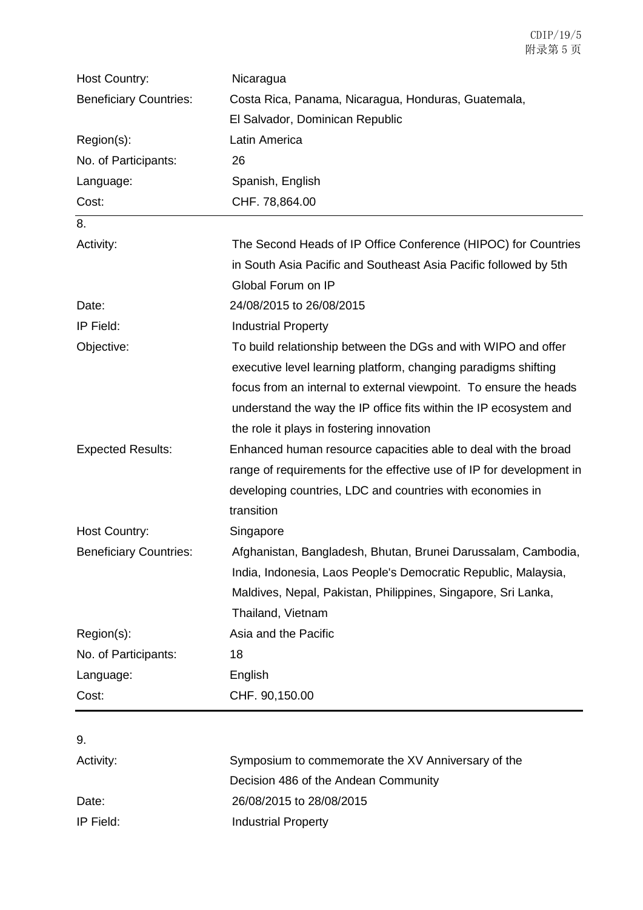| | |
|---|---|
| Host Country: | Nicaragua |
| Beneficiary Countries: | Costa Rica, Panama, Nicaragua, Honduras, Guatemala, El Salvador, Dominican Republic |
| Region(s): | Latin America |
| No. of Participants: | 26 |
| Language: | Spanish, English |
| Cost: | CHF. 78,864.00 |

8.

| | |
|---|---|
| Activity: | The Second Heads of IP Office Conference (HIPOC) for Countries in South Asia Pacific and Southeast Asia Pacific followed by 5th Global Forum on IP |
| Date: | 24/08/2015 to 26/08/2015 |
| IP Field: | Industrial Property |
| Objective: | To build relationship between the DGs and with WIPO and offer executive level learning platform, changing paradigms shifting focus from an internal to external viewpoint. To ensure the heads understand the way the IP office fits within the IP ecosystem and the role it plays in fostering innovation |
| Expected Results: | Enhanced human resource capacities able to deal with the broad range of requirements for the effective use of IP for development in developing countries, LDC and countries with economies in transition |
| Host Country: | Singapore |
| Beneficiary Countries: | Afghanistan, Bangladesh, Bhutan, Brunei Darussalam, Cambodia, India, Indonesia, Laos People's Democratic Republic, Malaysia, Maldives, Nepal, Pakistan, Philippines, Singapore, Sri Lanka, Thailand, Vietnam |
| Region(s): | Asia and the Pacific |
| No. of Participants: | 18 |
| Language: | English |
| Cost: | CHF. 90,150.00 |

9.

| | |
|---|---|
| Activity: | Symposium to commemorate the XV Anniversary of the Decision 486 of the Andean Community |
| Date: | 26/08/2015 to 28/08/2015 |
| IP Field: | Industrial Property |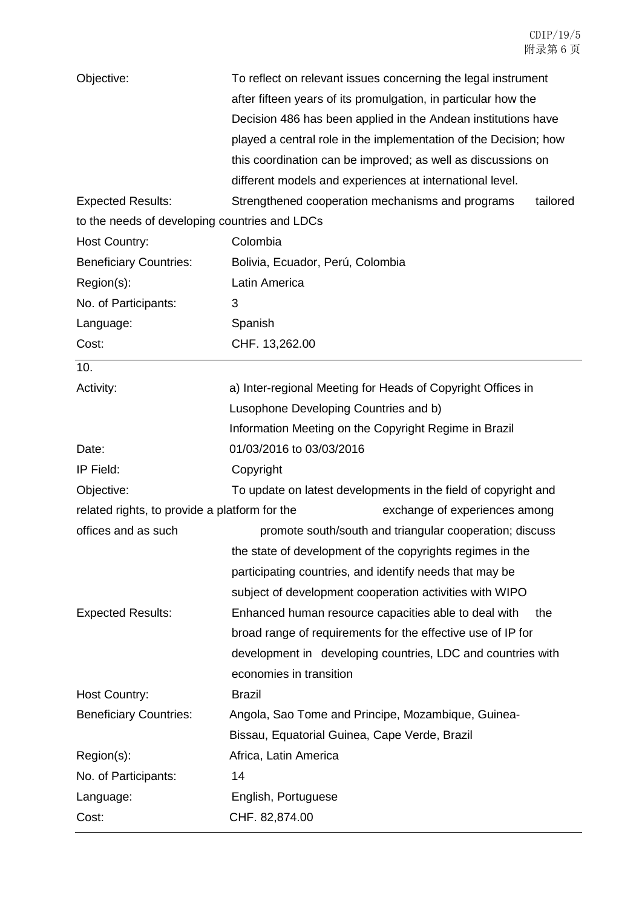| | |
|---|---|
| Objective: | To reflect on relevant issues concerning the legal instrument after fifteen years of its promulgation, in particular how the Decision 486 has been applied in the Andean institutions have played a central role in the implementation of the Decision; how this coordination can be improved; as well as discussions on different models and experiences at international level. |
| Expected Results: | Strengthened cooperation mechanisms and programs tailored to the needs of developing countries and LDCs |
| Host Country: | Colombia |
| Beneficiary Countries: | Bolivia, Ecuador, Perú, Colombia |
| Region(s): | Latin America |
| No. of Participants: | 3 |
| Language: | Spanish |
| Cost: | CHF. 13,262.00 |

10.

| | |
|---|---|
| Activity: | a) Inter-regional Meeting for Heads of Copyright Offices in Lusophone Developing Countries and b) Information Meeting on the Copyright Regime in Brazil |
| Date: | 01/03/2016 to 03/03/2016 |
| IP Field: | Copyright |
| Objective: | To update on latest developments in the field of copyright and related rights, to provide a platform for the exchange of experiences among offices and as such promote south/south and triangular cooperation; discuss the state of development of the copyrights regimes in the participating countries, and identify needs that may be subject of development cooperation activities with WIPO |
| Expected Results: | Enhanced human resource capacities able to deal with the broad range of requirements for the effective use of IP for development in developing countries, LDC and countries with economies in transition |
| Host Country: | Brazil |
| Beneficiary Countries: | Angola, Sao Tome and Principe, Mozambique, Guinea-Bissau, Equatorial Guinea, Cape Verde, Brazil |
| Region(s): | Africa, Latin America |
| No. of Participants: | 14 |
| Language: | English, Portuguese |
| Cost: | CHF. 82,874.00 |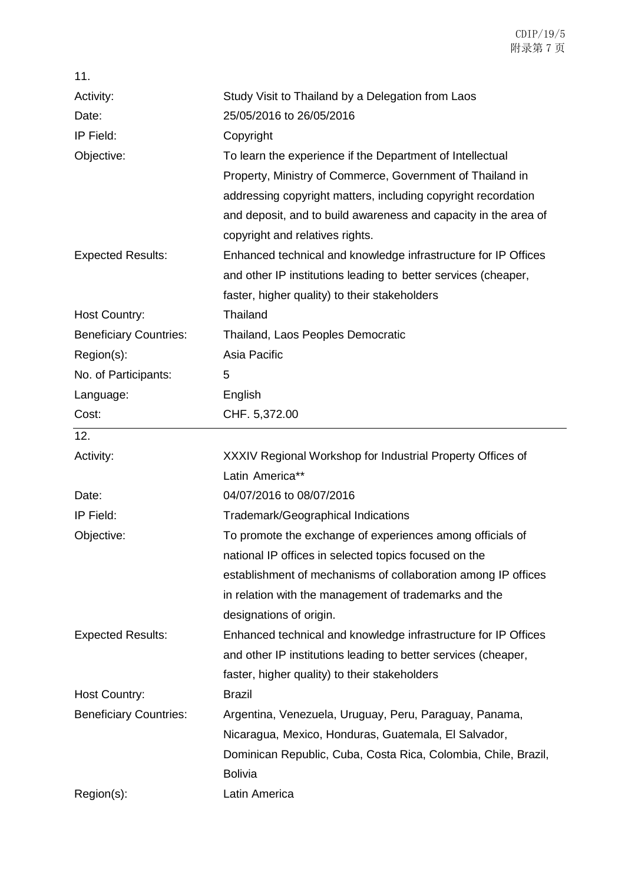11.

| | |
|---|---|
| Activity: | Study Visit to Thailand by a Delegation from Laos |
| Date: | 25/05/2016 to 26/05/2016 |
| IP Field: | Copyright |
| Objective: | To learn the experience if the Department of Intellectual Property, Ministry of Commerce, Government of Thailand in addressing copyright matters, including copyright recordation and deposit, and to build awareness and capacity in the area of copyright and relatives rights. |
| Expected Results: | Enhanced technical and knowledge infrastructure for IP Offices and other IP institutions leading to better services (cheaper, faster, higher quality) to their stakeholders |
| Host Country: | Thailand |
| Beneficiary Countries: | Thailand, Laos Peoples Democratic |
| Region(s): | Asia Pacific |
| No. of Participants: | 5 |
| Language: | English |
| Cost: | CHF. 5,372.00 |

12.

| | |
|---|---|
| Activity: | XXXIV Regional Workshop for Industrial Property Offices of Latin America** |
| Date: | 04/07/2016 to 08/07/2016 |
| IP Field: | Trademark/Geographical Indications |
| Objective: | To promote the exchange of experiences among officials of national IP offices in selected topics focused on the establishment of mechanisms of collaboration among IP offices in relation with the management of trademarks and the designations of origin. |
| Expected Results: | Enhanced technical and knowledge infrastructure for IP Offices and other IP institutions leading to better services (cheaper, faster, higher quality) to their stakeholders |
| Host Country: | Brazil |
| Beneficiary Countries: | Argentina, Venezuela, Uruguay, Peru, Paraguay, Panama, Nicaragua, Mexico, Honduras, Guatemala, El Salvador, Dominican Republic, Cuba, Costa Rica, Colombia, Chile, Brazil, Bolivia |
| Region(s): | Latin America |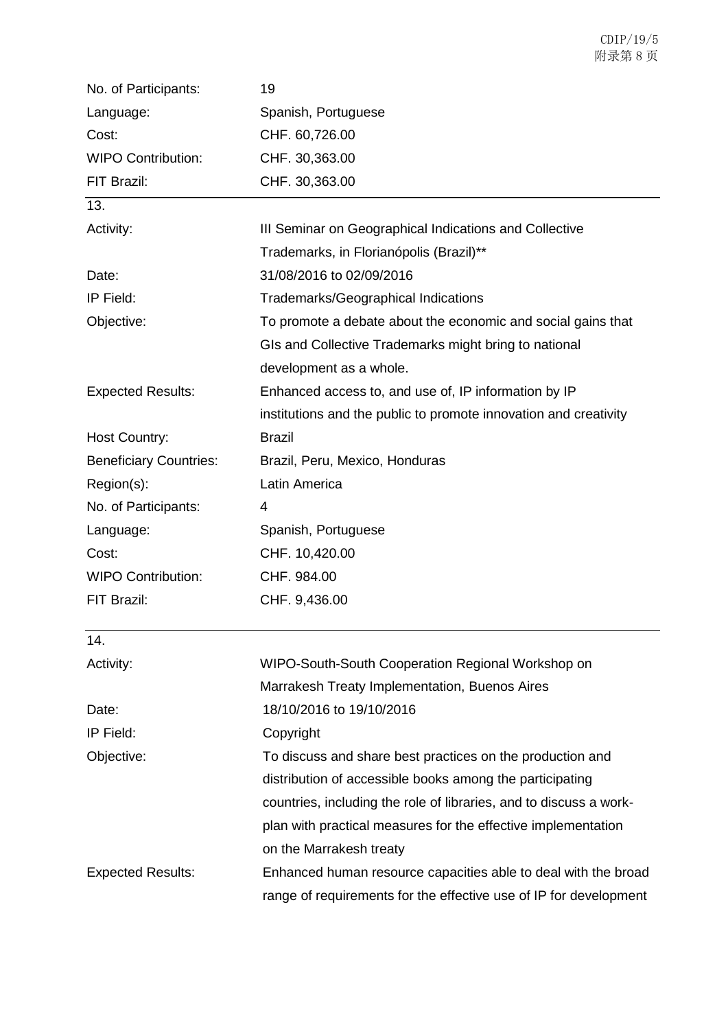| | |
|---|---|
| No. of Participants: | 19 |
| Language: | Spanish, Portuguese |
| Cost: | CHF. 60,726.00 |
| WIPO Contribution: | CHF. 30,363.00 |
| FIT Brazil: | CHF. 30,363.00 |

13.

| | |
|---|---|
| Activity: | III Seminar on Geographical Indications and Collective Trademarks, in Florianópolis (Brazil)** |
| Date: | 31/08/2016 to 02/09/2016 |
| IP Field: | Trademarks/Geographical Indications |
| Objective: | To promote a debate about the economic and social gains that GIs and Collective Trademarks might bring to national development as a whole. |
| Expected Results: | Enhanced access to, and use of, IP information by IP institutions and the public to promote innovation and creativity |
| Host Country: | Brazil |
| Beneficiary Countries: | Brazil, Peru, Mexico, Honduras |
| Region(s): | Latin America |
| No. of Participants: | 4 |
| Language: | Spanish, Portuguese |
| Cost: | CHF. 10,420.00 |
| WIPO Contribution: | CHF. 984.00 |
| FIT Brazil: | CHF. 9,436.00 |

14.

| | |
|---|---|
| Activity: | WIPO-South-South Cooperation Regional Workshop on Marrakesh Treaty Implementation, Buenos Aires |
| Date: | 18/10/2016 to 19/10/2016 |
| IP Field: | Copyright |
| Objective: | To discuss and share best practices on the production and distribution of accessible books among the participating countries, including the role of libraries, and to discuss a work-plan with practical measures for the effective implementation on the Marrakesh treaty |
| Expected Results: | Enhanced human resource capacities able to deal with the broad range of requirements for the effective use of IP for development |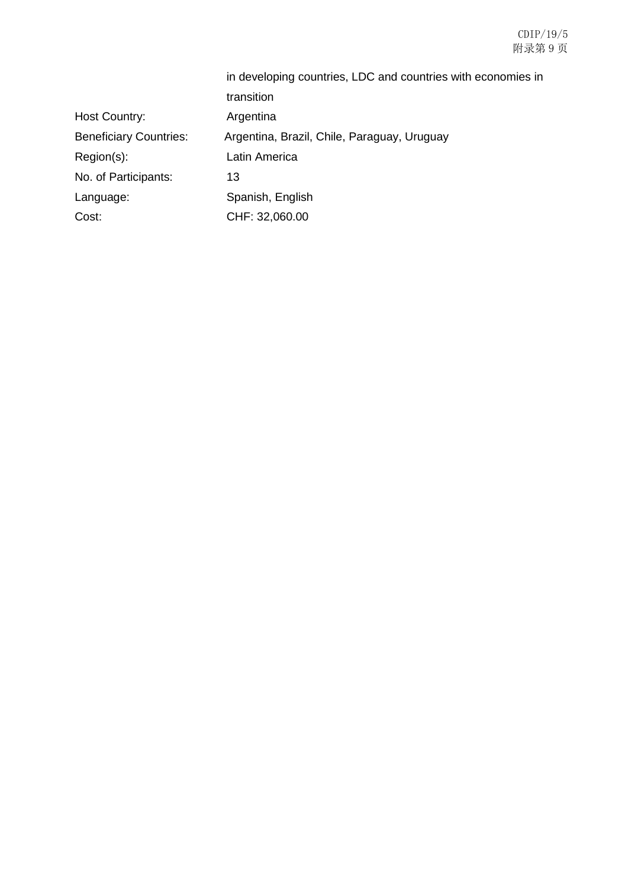| | |
|---|---|
| | in developing countries, LDC and countries with economies in transition |
| Host Country: | Argentina |
| Beneficiary Countries: | Argentina, Brazil, Chile, Paraguay, Uruguay |
| Region(s): | Latin America |
| No. of Participants: | 13 |
| Language: | Spanish, English |
| Cost: | CHF: 32,060.00 |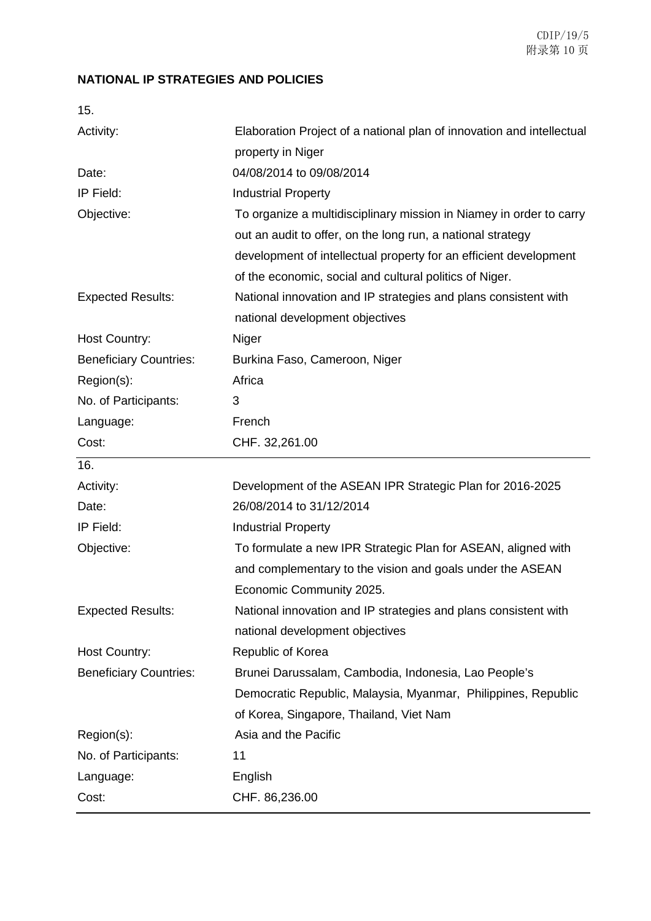## NATIONAL IP STRATEGIES AND POLICIES

| 15. | |
|---|---|
| Activity: | Elaboration Project of a national plan of innovation and intellectual property in Niger |
| Date: | 04/08/2014 to 09/08/2014 |
| IP Field: | Industrial Property |
| Objective: | To organize a multidisciplinary mission in Niamey in order to carry out an audit to offer, on the long run, a national strategy development of intellectual property for an efficient development of the economic, social and cultural politics of Niger. |
| Expected Results: | National innovation and IP strategies and plans consistent with national development objectives |
| Host Country: | Niger |
| Beneficiary Countries: | Burkina Faso, Cameroon, Niger |
| Region(s): | Africa |
| No. of Participants: | 3 |
| Language: | French |
| Cost: | CHF. 32,261.00 |

| 16. | |
|---|---|
| Activity: | Development of the ASEAN IPR Strategic Plan for 2016-2025 |
| Date: | 26/08/2014 to 31/12/2014 |
| IP Field: | Industrial Property |
| Objective: | To formulate a new IPR Strategic Plan for ASEAN, aligned with and complementary to the vision and goals under the ASEAN Economic Community 2025. |
| Expected Results: | National innovation and IP strategies and plans consistent with national development objectives |
| Host Country: | Republic of Korea |
| Beneficiary Countries: | Brunei Darussalam, Cambodia, Indonesia, Lao People's Democratic Republic, Malaysia, Myanmar, Philippines, Republic of Korea, Singapore, Thailand, Viet Nam |
| Region(s): | Asia and the Pacific |
| No. of Participants: | 11 |
| Language: | English |
| Cost: | CHF. 86,236.00 |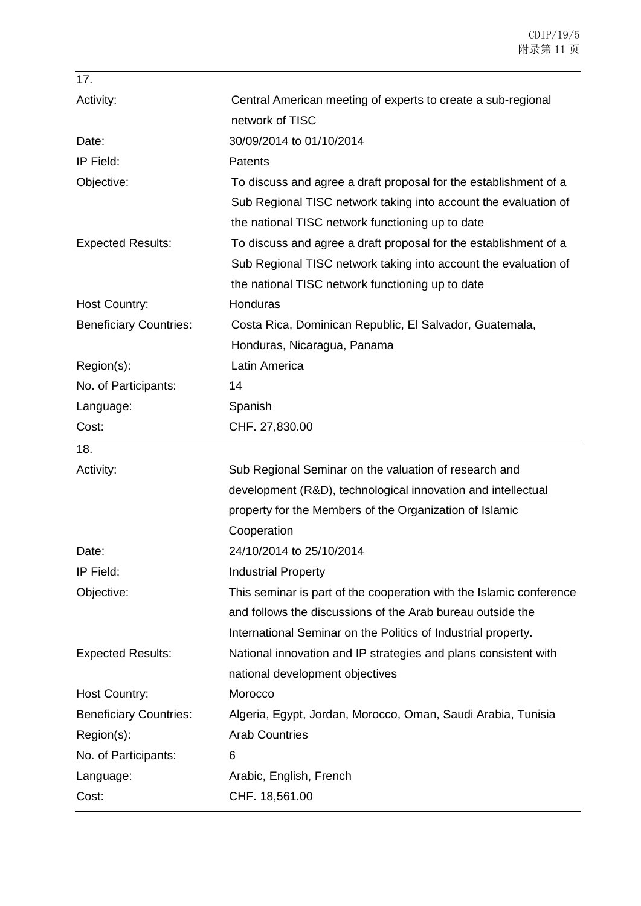| 17. | |
|---|---|
| Activity: | Central American meeting of experts to create a sub-regional network of TISC |
| Date: | 30/09/2014 to 01/10/2014 |
| IP Field: | Patents |
| Objective: | To discuss and agree a draft proposal for the establishment of a Sub Regional TISC network taking into account the evaluation of the national TISC network functioning up to date |
| Expected Results: | To discuss and agree a draft proposal for the establishment of a Sub Regional TISC network taking into account the evaluation of the national TISC network functioning up to date |
| Host Country: | Honduras |
| Beneficiary Countries: | Costa Rica, Dominican Republic, El Salvador, Guatemala, Honduras, Nicaragua, Panama |
| Region(s): | Latin America |
| No. of Participants: | 14 |
| Language: | Spanish |
| Cost: | CHF. 27,830.00 |

| 18. | |
|---|---|
| Activity: | Sub Regional Seminar on the valuation of research and development (R&D), technological innovation and intellectual property for the Members of the Organization of Islamic Cooperation |
| Date: | 24/10/2014 to 25/10/2014 |
| IP Field: | Industrial Property |
| Objective: | This seminar is part of the cooperation with the Islamic conference and follows the discussions of the Arab bureau outside the International Seminar on the Politics of Industrial property. |
| Expected Results: | National innovation and IP strategies and plans consistent with national development objectives |
| Host Country: | Morocco |
| Beneficiary Countries: | Algeria, Egypt, Jordan, Morocco, Oman, Saudi Arabia, Tunisia |
| Region(s): | Arab Countries |
| No. of Participants: | 6 |
| Language: | Arabic, English, French |
| Cost: | CHF. 18,561.00 |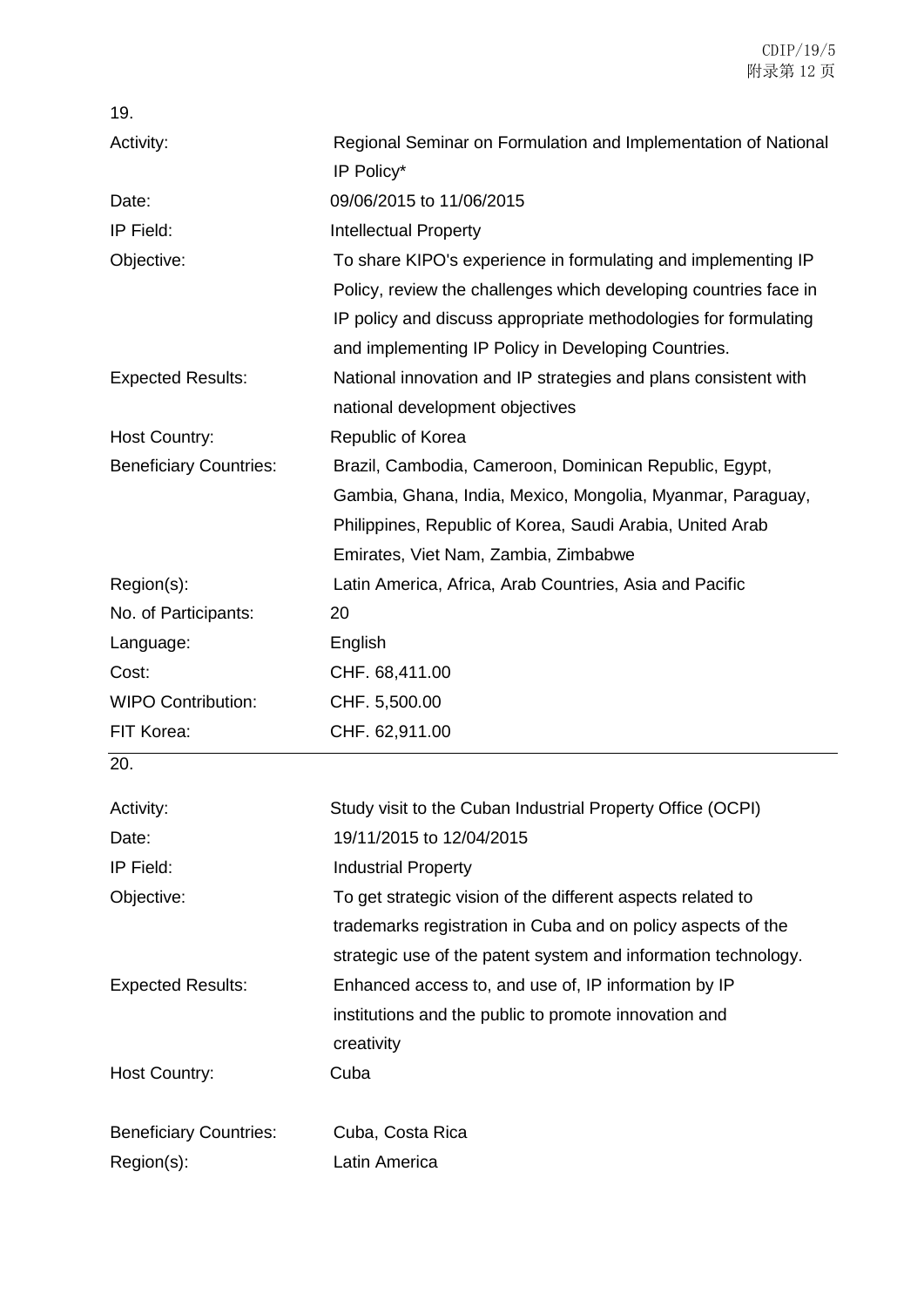19.

| | |
|---|---|
| Activity: | Regional Seminar on Formulation and Implementation of National IP Policy* |
| Date: | 09/06/2015 to 11/06/2015 |
| IP Field: | Intellectual Property |
| Objective: | To share KIPO's experience in formulating and implementing IP Policy, review the challenges which developing countries face in IP policy and discuss appropriate methodologies for formulating and implementing IP Policy in Developing Countries. |
| Expected Results: | National innovation and IP strategies and plans consistent with national development objectives |
| Host Country: | Republic of Korea |
| Beneficiary Countries: | Brazil, Cambodia, Cameroon, Dominican Republic, Egypt, Gambia, Ghana, India, Mexico, Mongolia, Myanmar, Paraguay, Philippines, Republic of Korea, Saudi Arabia, United Arab Emirates, Viet Nam, Zambia, Zimbabwe |
| Region(s): | Latin America, Africa, Arab Countries, Asia and Pacific |
| No. of Participants: | 20 |
| Language: | English |
| Cost: | CHF. 68,411.00 |
| WIPO Contribution: | CHF. 5,500.00 |
| FIT Korea: | CHF. 62,911.00 |

20.

| | |
|---|---|
| Activity: | Study visit to the Cuban Industrial Property Office (OCPI) |
| Date: | 19/11/2015 to 12/04/2015 |
| IP Field: | Industrial Property |
| Objective: | To get strategic vision of the different aspects related to trademarks registration in Cuba and on policy aspects of the strategic use of the patent system and information technology. |
| Expected Results: | Enhanced access to, and use of, IP information by IP institutions and the public to promote innovation and creativity |
| Host Country: | Cuba |
| Beneficiary Countries: | Cuba, Costa Rica |
| Region(s): | Latin America |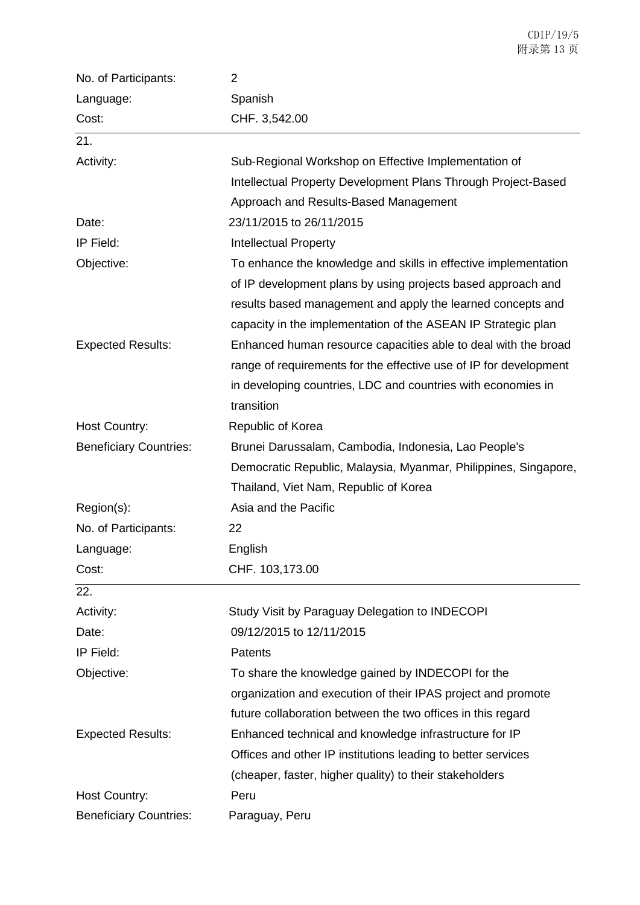| | |
|---|---|
| No. of Participants: | 2 |
| Language: | Spanish |
| Cost: | CHF. 3,542.00 |

21.

| | |
|---|---|
| Activity: | Sub-Regional Workshop on Effective Implementation of Intellectual Property Development Plans Through Project-Based Approach and Results-Based Management |
| Date: | 23/11/2015 to 26/11/2015 |
| IP Field: | Intellectual Property |
| Objective: | To enhance the knowledge and skills in effective implementation of IP development plans by using projects based approach and results based management and apply the learned concepts and capacity in the implementation of the ASEAN IP Strategic plan |
| Expected Results: | Enhanced human resource capacities able to deal with the broad range of requirements for the effective use of IP for development in developing countries, LDC and countries with economies in transition |
| Host Country: | Republic of Korea |
| Beneficiary Countries: | Brunei Darussalam, Cambodia, Indonesia, Lao People's Democratic Republic, Malaysia, Myanmar, Philippines, Singapore, Thailand, Viet Nam, Republic of Korea |
| Region(s): | Asia and the Pacific |
| No. of Participants: | 22 |
| Language: | English |
| Cost: | CHF. 103,173.00 |

22.

| | |
|---|---|
| Activity: | Study Visit by Paraguay Delegation to INDECOPI |
| Date: | 09/12/2015 to 12/11/2015 |
| IP Field: | Patents |
| Objective: | To share the knowledge gained by INDECOPI for the organization and execution of their IPAS project and promote future collaboration between the two offices in this regard |
| Expected Results: | Enhanced technical and knowledge infrastructure for IP Offices and other IP institutions leading to better services (cheaper, faster, higher quality) to their stakeholders |
| Host Country: | Peru |
| Beneficiary Countries: | Paraguay, Peru |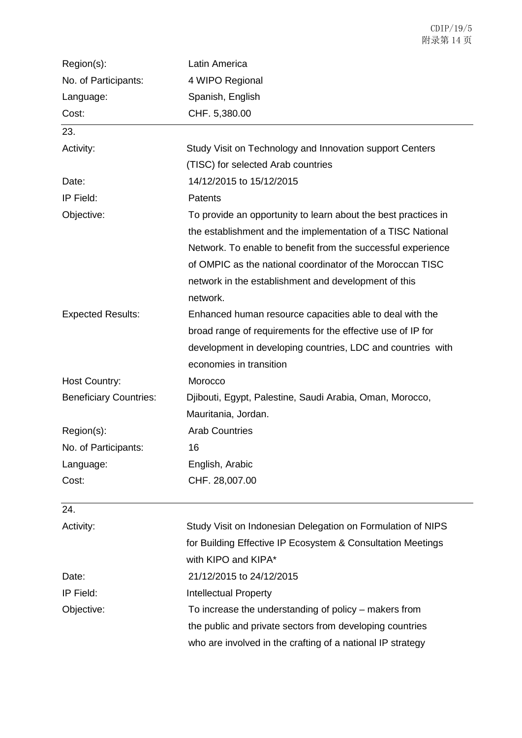| | |
|---|---|
| Region(s): | Latin America |
| No. of Participants: | 4 WIPO Regional |
| Language: | Spanish, English |
| Cost: | CHF. 5,380.00 |

23.

| | |
|---|---|
| Activity: | Study Visit on Technology and Innovation support Centers (TISC) for selected Arab countries |
| Date: | 14/12/2015 to 15/12/2015 |
| IP Field: | Patents |
| Objective: | To provide an opportunity to learn about the best practices in the establishment and the implementation of a TISC National Network. To enable to benefit from the successful experience of OMPIC as the national coordinator of the Moroccan TISC network in the establishment and development of this network. |
| Expected Results: | Enhanced human resource capacities able to deal with the broad range of requirements for the effective use of IP for development in developing countries, LDC and countries with economies in transition |
| Host Country: | Morocco |
| Beneficiary Countries: | Djibouti, Egypt, Palestine, Saudi Arabia, Oman, Morocco, Mauritania, Jordan. |
| Region(s): | Arab Countries |
| No. of Participants: | 16 |
| Language: | English, Arabic |
| Cost: | CHF. 28,007.00 |

24.

| | |
|---|---|
| Activity: | Study Visit on Indonesian Delegation on Formulation of NIPS for Building Effective IP Ecosystem & Consultation Meetings with KIPO and KIPA* |
| Date: | 21/12/2015 to 24/12/2015 |
| IP Field: | Intellectual Property |
| Objective: | To increase the understanding of policy – makers from the public and private sectors from developing countries who are involved in the crafting of a national IP strategy |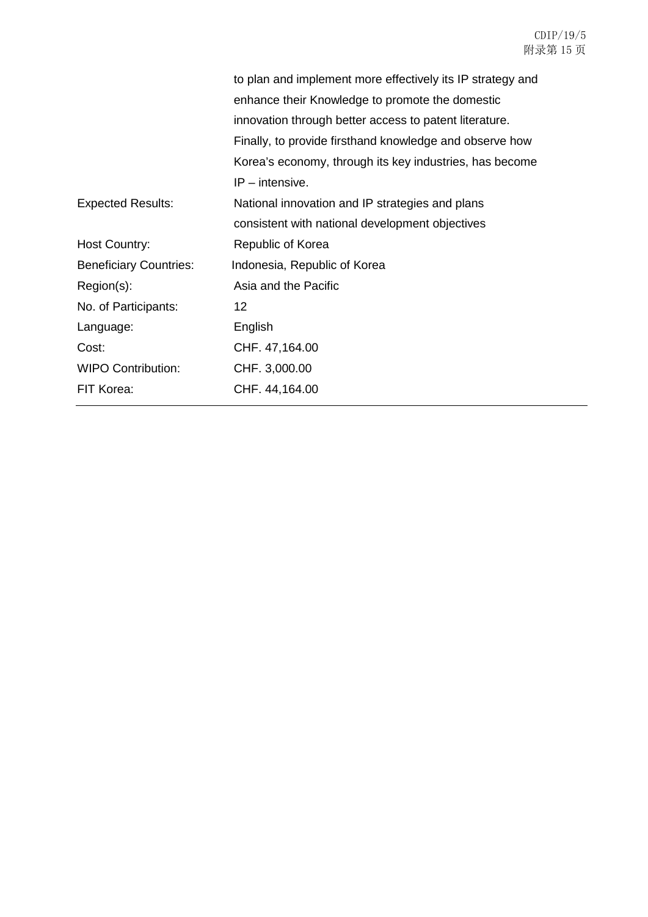| | |
|---|---|
| | to plan and implement more effectively its IP strategy and enhance their Knowledge to promote the domestic innovation through better access to patent literature. Finally, to provide firsthand knowledge and observe how Korea's economy, through its key industries, has become IP – intensive. |
| Expected Results: | National innovation and IP strategies and plans consistent with national development objectives |
| Host Country: | Republic of Korea |
| Beneficiary Countries: | Indonesia, Republic of Korea |
| Region(s): | Asia and the Pacific |
| No. of Participants: | 12 |
| Language: | English |
| Cost: | CHF. 47,164.00 |
| WIPO Contribution: | CHF. 3,000.00 |
| FIT Korea: | CHF. 44,164.00 |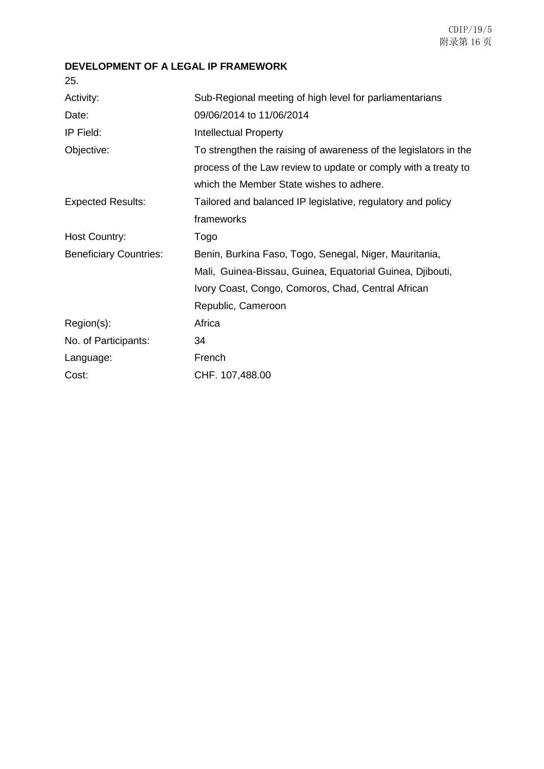**DEVELOPMENT OF A LEGAL IP FRAMEWORK**

25.

| | |
|---|---|
| Activity: | Sub-Regional meeting of high level for parliamentarians |
| Date: | 09/06/2014 to 11/06/2014 |
| IP Field: | Intellectual Property |
| Objective: | To strengthen the raising of awareness of the legislators in the process of the Law review to update or comply with a treaty to which the Member State wishes to adhere. |
| Expected Results: | Tailored and balanced IP legislative, regulatory and policy frameworks |
| Host Country: | Togo |
| Beneficiary Countries: | Benin, Burkina Faso, Togo, Senegal, Niger, Mauritania, Mali, Guinea-Bissau, Guinea, Equatorial Guinea, Djibouti, Ivory Coast, Congo, Comoros, Chad, Central African Republic, Cameroon |
| Region(s): | Africa |
| No. of Participants: | 34 |
| Language: | French |
| Cost: | CHF. 107,488.00 |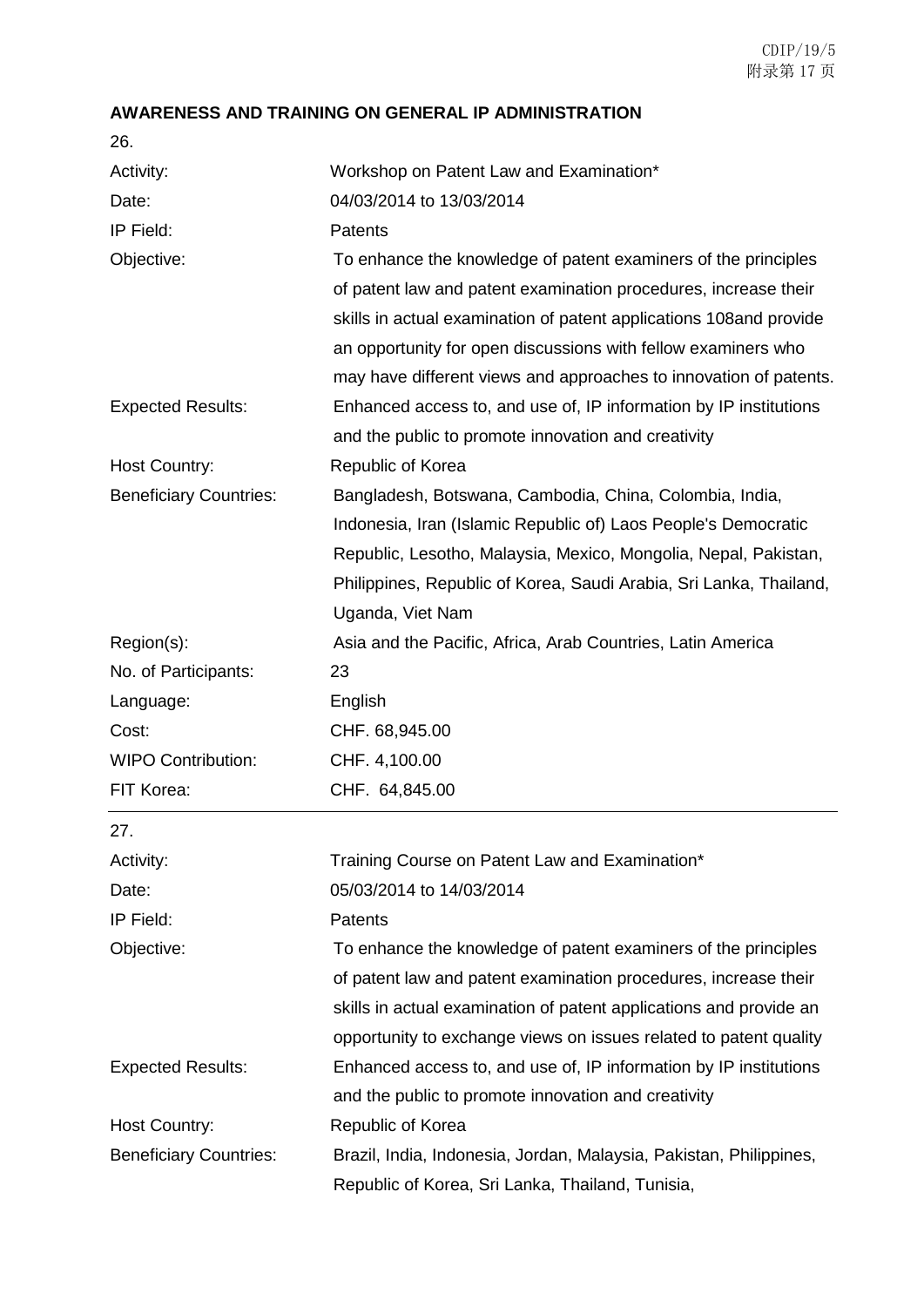**AWARENESS AND TRAINING ON GENERAL IP ADMINISTRATION**

26.

| | |
|---|---|
| Activity: | Workshop on Patent Law and Examination* |
| Date: | 04/03/2014 to 13/03/2014 |
| IP Field: | Patents |
| Objective: | To enhance the knowledge of patent examiners of the principles of patent law and patent examination procedures, increase their skills in actual examination of patent applications 108and provide an opportunity for open discussions with fellow examiners who may have different views and approaches to innovation of patents. |
| Expected Results: | Enhanced access to, and use of, IP information by IP institutions and the public to promote innovation and creativity |
| Host Country: | Republic of Korea |
| Beneficiary Countries: | Bangladesh, Botswana, Cambodia, China, Colombia, India, Indonesia, Iran (Islamic Republic of) Laos People's Democratic Republic, Lesotho, Malaysia, Mexico, Mongolia, Nepal, Pakistan, Philippines, Republic of Korea, Saudi Arabia, Sri Lanka, Thailand, Uganda, Viet Nam |
| Region(s): | Asia and the Pacific, Africa, Arab Countries, Latin America |
| No. of Participants: | 23 |
| Language: | English |
| Cost: | CHF. 68,945.00 |
| WIPO Contribution: | CHF. 4,100.00 |
| FIT Korea: | CHF. 64,845.00 |

27.

| | |
|---|---|
| Activity: | Training Course on Patent Law and Examination* |
| Date: | 05/03/2014 to 14/03/2014 |
| IP Field: | Patents |
| Objective: | To enhance the knowledge of patent examiners of the principles of patent law and patent examination procedures, increase their skills in actual examination of patent applications and provide an opportunity to exchange views on issues related to patent quality |
| Expected Results: | Enhanced access to, and use of, IP information by IP institutions and the public to promote innovation and creativity |
| Host Country: | Republic of Korea |
| Beneficiary Countries: | Brazil, India, Indonesia, Jordan, Malaysia, Pakistan, Philippines, Republic of Korea, Sri Lanka, Thailand, Tunisia, |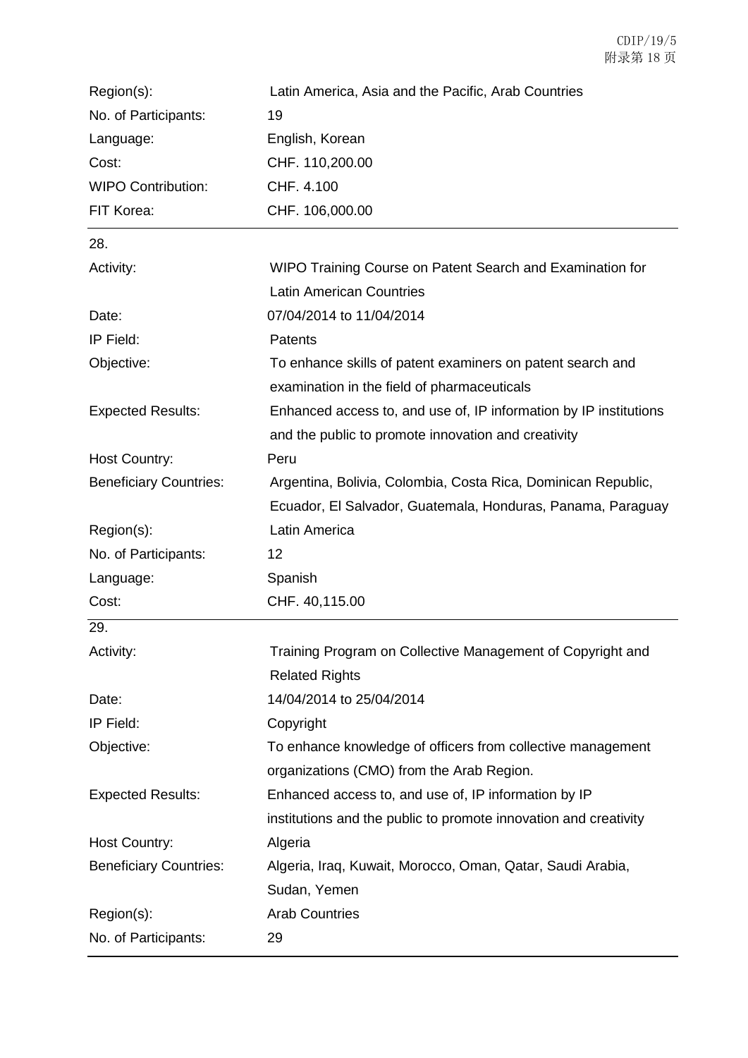| | |
|---|---|
| Region(s): | Latin America, Asia and the Pacific, Arab Countries |
| No. of Participants: | 19 |
| Language: | English, Korean |
| Cost: | CHF. 110,200.00 |
| WIPO Contribution: | CHF. 4.100 |
| FIT Korea: | CHF. 106,000.00 |

| | |
|---|---|
| 28. | |
| Activity: | WIPO Training Course on Patent Search and Examination for Latin American Countries |
| Date: | 07/04/2014 to 11/04/2014 |
| IP Field: | Patents |
| Objective: | To enhance skills of patent examiners on patent search and examination in the field of pharmaceuticals |
| Expected Results: | Enhanced access to, and use of, IP information by IP institutions and the public to promote innovation and creativity |
| Host Country: | Peru |
| Beneficiary Countries: | Argentina, Bolivia, Colombia, Costa Rica, Dominican Republic, Ecuador, El Salvador, Guatemala, Honduras, Panama, Paraguay |
| Region(s): | Latin America |
| No. of Participants: | 12 |
| Language: | Spanish |
| Cost: | CHF. 40,115.00 |

| | |
|---|---|
| 29. | |
| Activity: | Training Program on Collective Management of Copyright and Related Rights |
| Date: | 14/04/2014 to 25/04/2014 |
| IP Field: | Copyright |
| Objective: | To enhance knowledge of officers from collective management organizations (CMO) from the Arab Region. |
| Expected Results: | Enhanced access to, and use of, IP information by IP institutions and the public to promote innovation and creativity |
| Host Country: | Algeria |
| Beneficiary Countries: | Algeria, Iraq, Kuwait, Morocco, Oman, Qatar, Saudi Arabia, Sudan, Yemen |
| Region(s): | Arab Countries |
| No. of Participants: | 29 |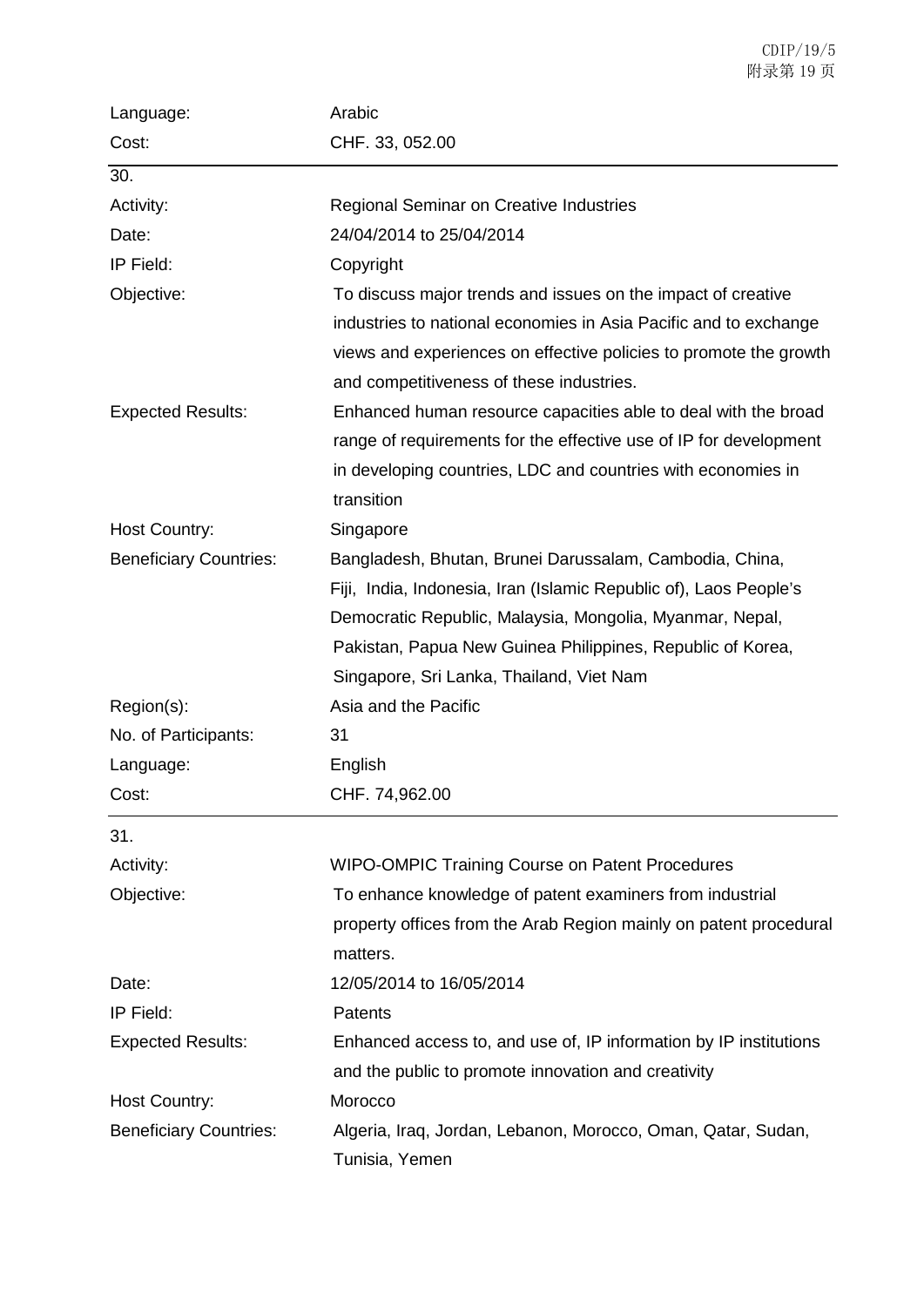| | |
|---|---|
| Language: | Arabic |
| Cost: | CHF. 33, 052.00 |

---

30.

| | |
|---|---|
| Activity: | Regional Seminar on Creative Industries |
| Date: | 24/04/2014 to 25/04/2014 |
| IP Field: | Copyright |
| Objective: | To discuss major trends and issues on the impact of creative industries to national economies in Asia Pacific and to exchange views and experiences on effective policies to promote the growth and competitiveness of these industries. |
| Expected Results: | Enhanced human resource capacities able to deal with the broad range of requirements for the effective use of IP for development in developing countries, LDC and countries with economies in transition |
| Host Country: | Singapore |
| Beneficiary Countries: | Bangladesh, Bhutan, Brunei Darussalam, Cambodia, China, Fiji, India, Indonesia, Iran (Islamic Republic of), Laos People's Democratic Republic, Malaysia, Mongolia, Myanmar, Nepal, Pakistan, Papua New Guinea Philippines, Republic of Korea, Singapore, Sri Lanka, Thailand, Viet Nam |
| Region(s): | Asia and the Pacific |
| No. of Participants: | 31 |
| Language: | English |
| Cost: | CHF. 74,962.00 |

---

31.

| | |
|---|---|
| Activity: | WIPO-OMPIC Training Course on Patent Procedures |
| Objective: | To enhance knowledge of patent examiners from industrial property offices from the Arab Region mainly on patent procedural matters. |
| Date: | 12/05/2014 to 16/05/2014 |
| IP Field: | Patents |
| Expected Results: | Enhanced access to, and use of, IP information by IP institutions and the public to promote innovation and creativity |
| Host Country: | Morocco |
| Beneficiary Countries: | Algeria, Iraq, Jordan, Lebanon, Morocco, Oman, Qatar, Sudan, Tunisia, Yemen |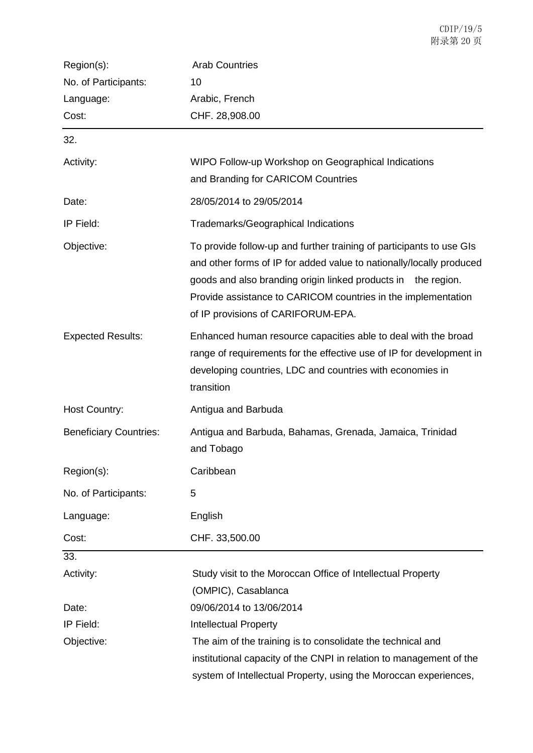| | |
|---|---|
| Region(s): | Arab Countries |
| No. of Participants: | 10 |
| Language: | Arabic, French |
| Cost: | CHF. 28,908.00 |

32.

| | |
|---|---|
| Activity: | WIPO Follow-up Workshop on Geographical Indications and Branding for CARICOM Countries |
| Date: | 28/05/2014 to 29/05/2014 |
| IP Field: | Trademarks/Geographical Indications |
| Objective: | To provide follow-up and further training of participants to use GIs and other forms of IP for added value to nationally/locally produced goods and also branding origin linked products in the region. Provide assistance to CARICOM countries in the implementation of IP provisions of CARIFORUM-EPA. |
| Expected Results: | Enhanced human resource capacities able to deal with the broad range of requirements for the effective use of IP for development in developing countries, LDC and countries with economies in transition |
| Host Country: | Antigua and Barbuda |
| Beneficiary Countries: | Antigua and Barbuda, Bahamas, Grenada, Jamaica, Trinidad and Tobago |
| Region(s): | Caribbean |
| No. of Participants: | 5 |
| Language: | English |
| Cost: | CHF. 33,500.00 |

33.

| | |
|---|---|
| Activity: | Study visit to the Moroccan Office of Intellectual Property (OMPIC), Casablanca |
| Date: | 09/06/2014 to 13/06/2014 |
| IP Field: | Intellectual Property |
| Objective: | The aim of the training is to consolidate the technical and institutional capacity of the CNPI in relation to management of the system of Intellectual Property, using the Moroccan experiences, |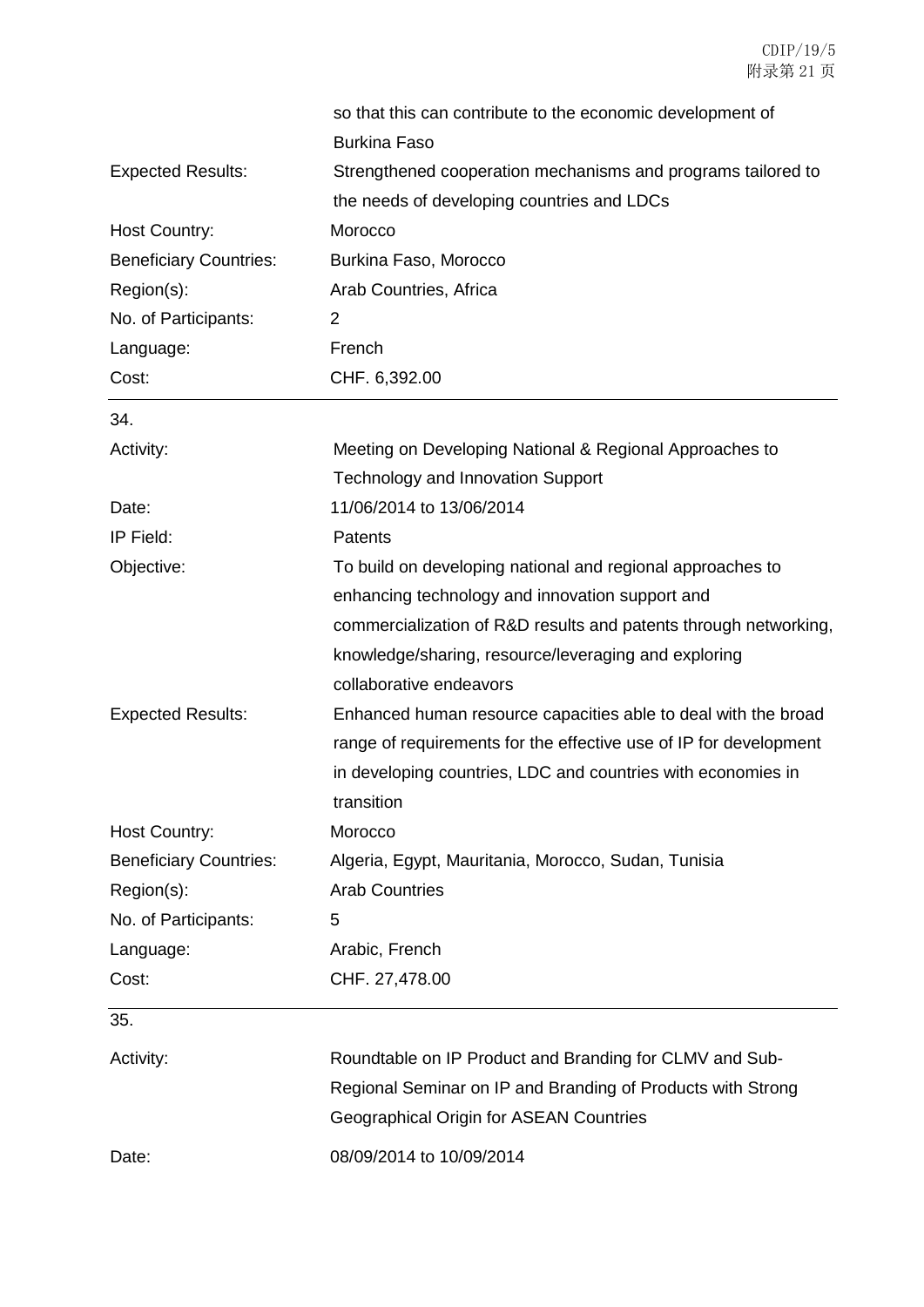| | |
|---|---|
| | so that this can contribute to the economic development of Burkina Faso |
| Expected Results: | Strengthened cooperation mechanisms and programs tailored to the needs of developing countries and LDCs |
| Host Country: | Morocco |
| Beneficiary Countries: | Burkina Faso, Morocco |
| Region(s): | Arab Countries, Africa |
| No. of Participants: | 2 |
| Language: | French |
| Cost: | CHF. 6,392.00 |

34.

| | |
|---|---|
| Activity: | Meeting on Developing National & Regional Approaches to Technology and Innovation Support |
| Date: | 11/06/2014 to 13/06/2014 |
| IP Field: | Patents |
| Objective: | To build on developing national and regional approaches to enhancing technology and innovation support and commercialization of R&D results and patents through networking, knowledge/sharing, resource/leveraging and exploring collaborative endeavors |
| Expected Results: | Enhanced human resource capacities able to deal with the broad range of requirements for the effective use of IP for development in developing countries, LDC and countries with economies in transition |
| Host Country: | Morocco |
| Beneficiary Countries: | Algeria, Egypt, Mauritania, Morocco, Sudan, Tunisia |
| Region(s): | Arab Countries |
| No. of Participants: | 5 |
| Language: | Arabic, French |
| Cost: | CHF. 27,478.00 |

35.

| | |
|---|---|
| Activity: | Roundtable on IP Product and Branding for CLMV and Sub-Regional Seminar on IP and Branding of Products with Strong Geographical Origin for ASEAN Countries |
| Date: | 08/09/2014 to 10/09/2014 |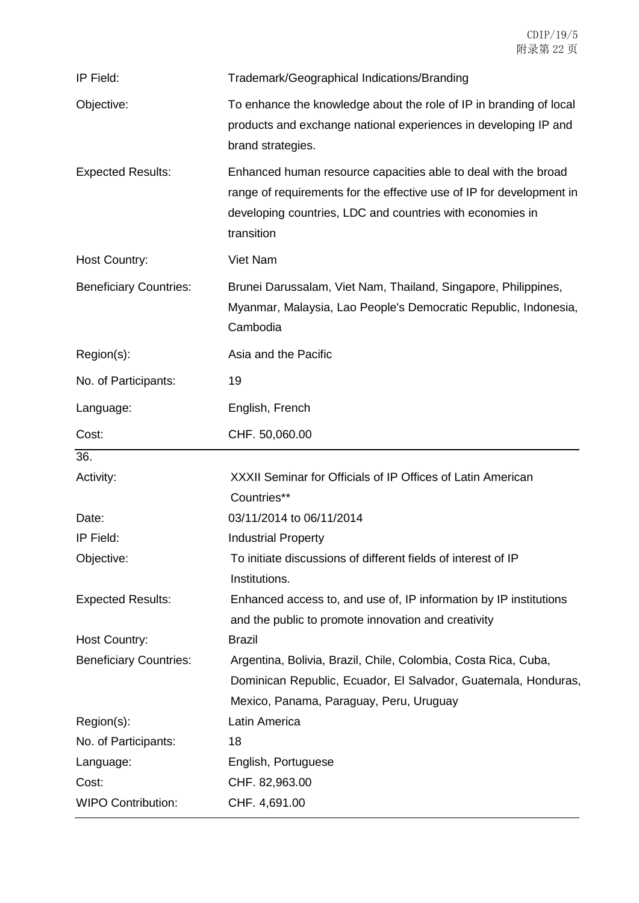| | |
|---|---|
| IP Field: | Trademark/Geographical Indications/Branding |
| Objective: | To enhance the knowledge about the role of IP in branding of local products and exchange national experiences in developing IP and brand strategies. |
| Expected Results: | Enhanced human resource capacities able to deal with the broad range of requirements for the effective use of IP for development in developing countries, LDC and countries with economies in transition |
| Host Country: | Viet Nam |
| Beneficiary Countries: | Brunei Darussalam, Viet Nam, Thailand, Singapore, Philippines, Myanmar, Malaysia, Lao People's Democratic Republic, Indonesia, Cambodia |
| Region(s): | Asia and the Pacific |
| No. of Participants: | 19 |
| Language: | English, French |
| Cost: | CHF. 50,060.00 |

36.

| | |
|---|---|
| Activity: | XXXII Seminar for Officials of IP Offices of Latin American Countries** |
| Date: | 03/11/2014 to 06/11/2014 |
| IP Field: | Industrial Property |
| Objective: | To initiate discussions of different fields of interest of IP Institutions. |
| Expected Results: | Enhanced access to, and use of, IP information by IP institutions and the public to promote innovation and creativity |
| Host Country: | Brazil |
| Beneficiary Countries: | Argentina, Bolivia, Brazil, Chile, Colombia, Costa Rica, Cuba, Dominican Republic, Ecuador, El Salvador, Guatemala, Honduras, Mexico, Panama, Paraguay, Peru, Uruguay |
| Region(s): | Latin America |
| No. of Participants: | 18 |
| Language: | English, Portuguese |
| Cost: | CHF. 82,963.00 |
| WIPO Contribution: | CHF. 4,691.00 |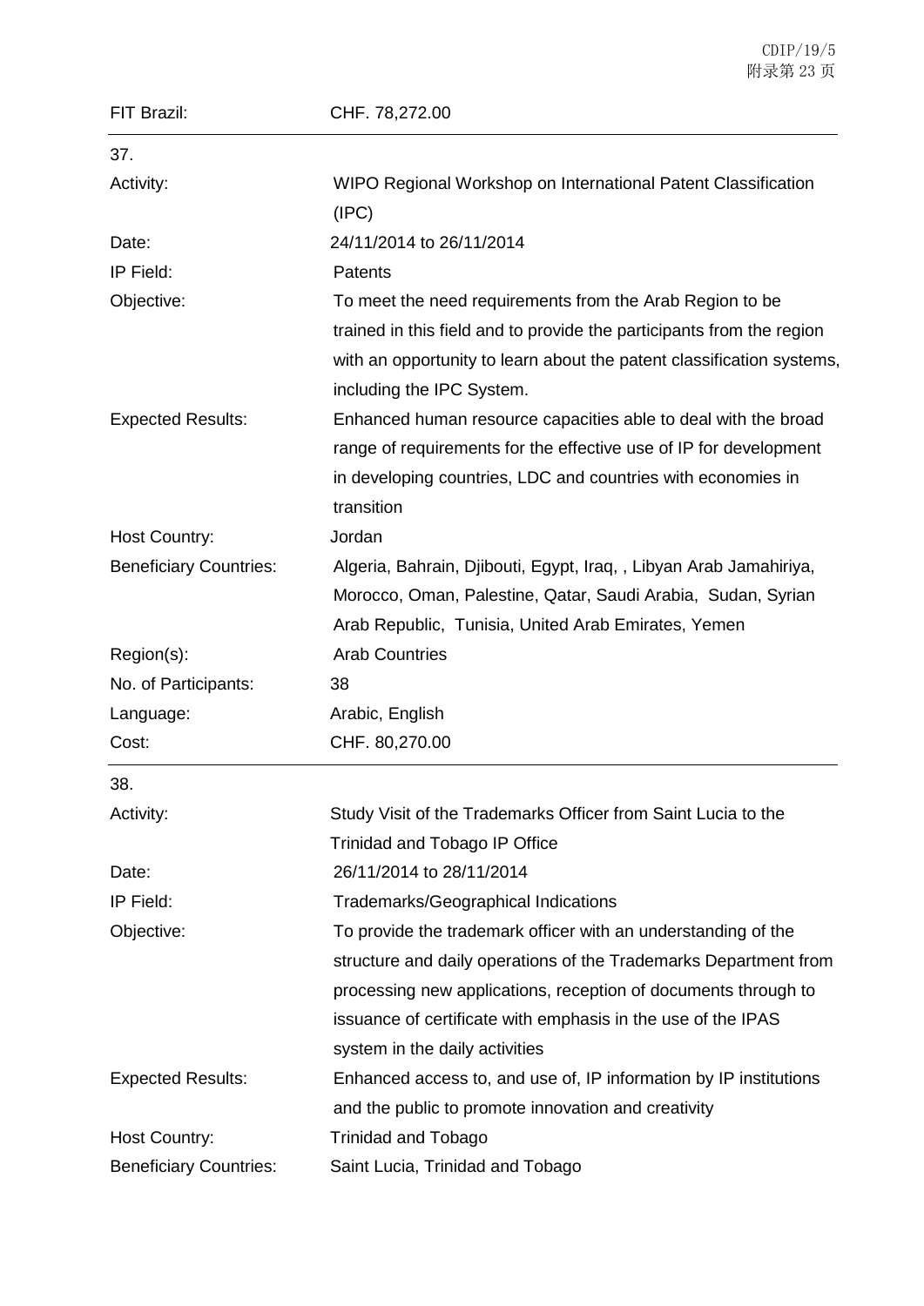| | |
|---|---|
| FIT Brazil: | CHF. 78,272.00 |

37.

| | |
|---|---|
| Activity: | WIPO Regional Workshop on International Patent Classification (IPC) |
| Date: | 24/11/2014 to 26/11/2014 |
| IP Field: | Patents |
| Objective: | To meet the need requirements from the Arab Region to be trained in this field and to provide the participants from the region with an opportunity to learn about the patent classification systems, including the IPC System. |
| Expected Results: | Enhanced human resource capacities able to deal with the broad range of requirements for the effective use of IP for development in developing countries, LDC and countries with economies in transition |
| Host Country: | Jordan |
| Beneficiary Countries: | Algeria, Bahrain, Djibouti, Egypt, Iraq, , Libyan Arab Jamahiriya, Morocco, Oman, Palestine, Qatar, Saudi Arabia, Sudan, Syrian Arab Republic, Tunisia, United Arab Emirates, Yemen |
| Region(s): | Arab Countries |
| No. of Participants: | 38 |
| Language: | Arabic, English |
| Cost: | CHF. 80,270.00 |

38.

| | |
|---|---|
| Activity: | Study Visit of the Trademarks Officer from Saint Lucia to the Trinidad and Tobago IP Office |
| Date: | 26/11/2014 to 28/11/2014 |
| IP Field: | Trademarks/Geographical Indications |
| Objective: | To provide the trademark officer with an understanding of the structure and daily operations of the Trademarks Department from processing new applications, reception of documents through to issuance of certificate with emphasis in the use of the IPAS system in the daily activities |
| Expected Results: | Enhanced access to, and use of, IP information by IP institutions and the public to promote innovation and creativity |
| Host Country: | Trinidad and Tobago |
| Beneficiary Countries: | Saint Lucia, Trinidad and Tobago |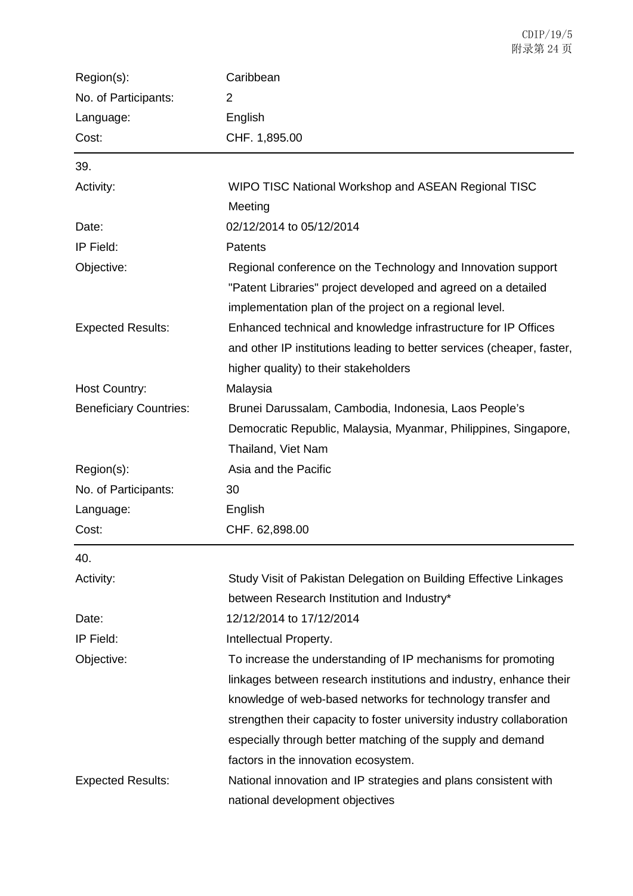| | |
|---|---|
| Region(s): | Caribbean |
| No. of Participants: | 2 |
| Language: | English |
| Cost: | CHF. 1,895.00 |

39.

| | |
|---|---|
| Activity: | WIPO TISC National Workshop and ASEAN Regional TISC Meeting |
| Date: | 02/12/2014 to 05/12/2014 |
| IP Field: | Patents |
| Objective: | Regional conference on the Technology and Innovation support "Patent Libraries" project developed and agreed on a detailed implementation plan of the project on a regional level. |
| Expected Results: | Enhanced technical and knowledge infrastructure for IP Offices and other IP institutions leading to better services (cheaper, faster, higher quality) to their stakeholders |
| Host Country: | Malaysia |
| Beneficiary Countries: | Brunei Darussalam, Cambodia, Indonesia, Laos People's Democratic Republic, Malaysia, Myanmar, Philippines, Singapore, Thailand, Viet Nam |
| Region(s): | Asia and the Pacific |
| No. of Participants: | 30 |
| Language: | English |
| Cost: | CHF. 62,898.00 |

40.

| | |
|---|---|
| Activity: | Study Visit of Pakistan Delegation on Building Effective Linkages between Research Institution and Industry* |
| Date: | 12/12/2014 to 17/12/2014 |
| IP Field: | Intellectual Property. |
| Objective: | To increase the understanding of IP mechanisms for promoting linkages between research institutions and industry, enhance their knowledge of web-based networks for technology transfer and strengthen their capacity to foster university industry collaboration especially through better matching of the supply and demand factors in the innovation ecosystem. |
| Expected Results: | National innovation and IP strategies and plans consistent with national development objectives |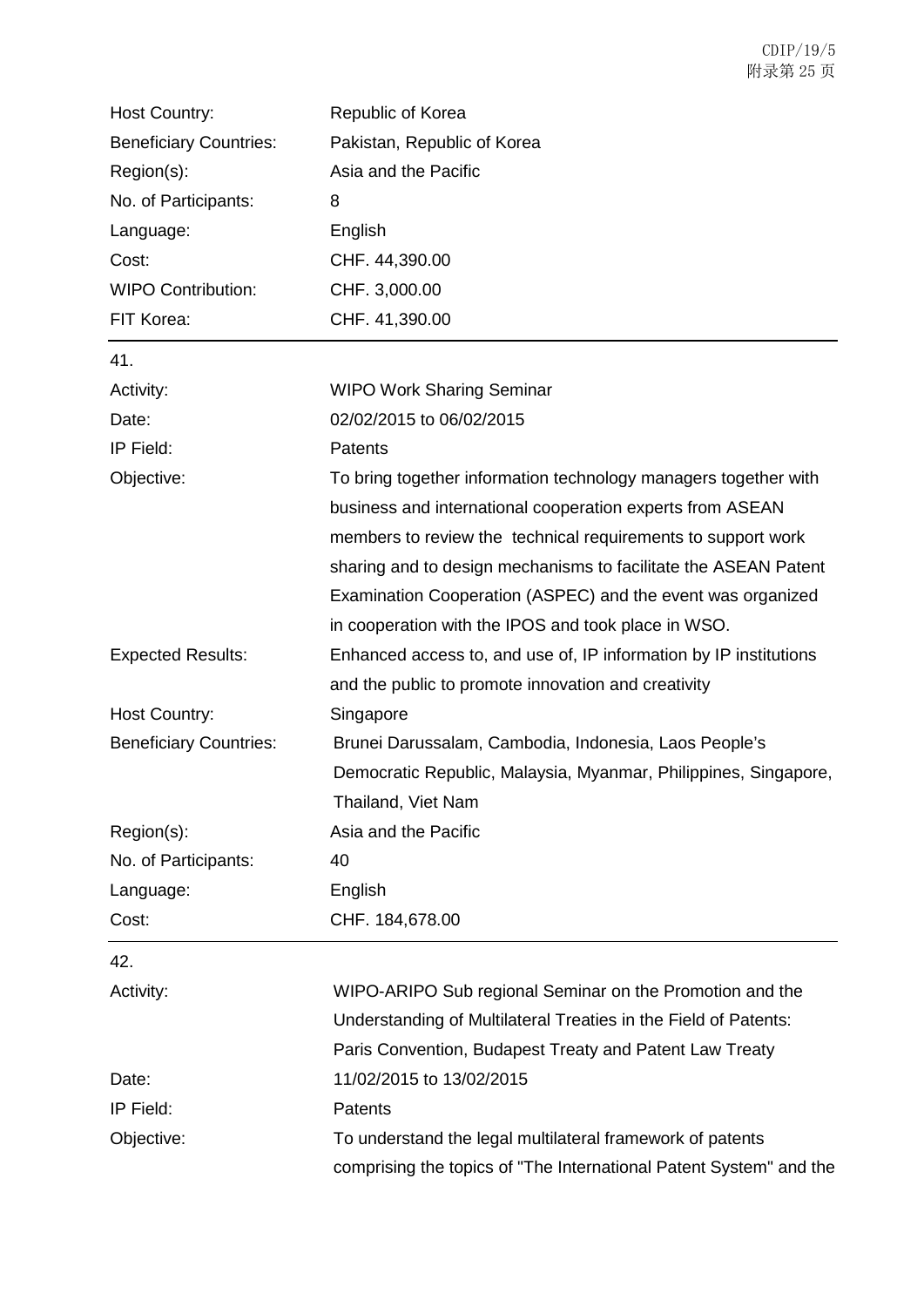| | |
|---|---|
| Host Country: | Republic of Korea |
| Beneficiary Countries: | Pakistan, Republic of Korea |
| Region(s): | Asia and the Pacific |
| No. of Participants: | 8 |
| Language: | English |
| Cost: | CHF. 44,390.00 |
| WIPO Contribution: | CHF. 3,000.00 |
| FIT Korea: | CHF. 41,390.00 |

---

41.

| | |
|---|---|
| Activity: | WIPO Work Sharing Seminar |
| Date: | 02/02/2015 to 06/02/2015 |
| IP Field: | Patents |
| Objective: | To bring together information technology managers together with business and international cooperation experts from ASEAN members to review the technical requirements to support work sharing and to design mechanisms to facilitate the ASEAN Patent Examination Cooperation (ASPEC) and the event was organized in cooperation with the IPOS and took place in WSO. |
| Expected Results: | Enhanced access to, and use of, IP information by IP institutions and the public to promote innovation and creativity |
| Host Country: | Singapore |
| Beneficiary Countries: | Brunei Darussalam, Cambodia, Indonesia, Laos People's Democratic Republic, Malaysia, Myanmar, Philippines, Singapore, Thailand, Viet Nam |
| Region(s): | Asia and the Pacific |
| No. of Participants: | 40 |
| Language: | English |
| Cost: | CHF. 184,678.00 |

---

42.

| | |
|---|---|
| Activity: | WIPO-ARIPO Sub regional Seminar on the Promotion and the Understanding of Multilateral Treaties in the Field of Patents: Paris Convention, Budapest Treaty and Patent Law Treaty |
| Date: | 11/02/2015 to 13/02/2015 |
| IP Field: | Patents |
| Objective: | To understand the legal multilateral framework of patents comprising the topics of "The International Patent System" and the |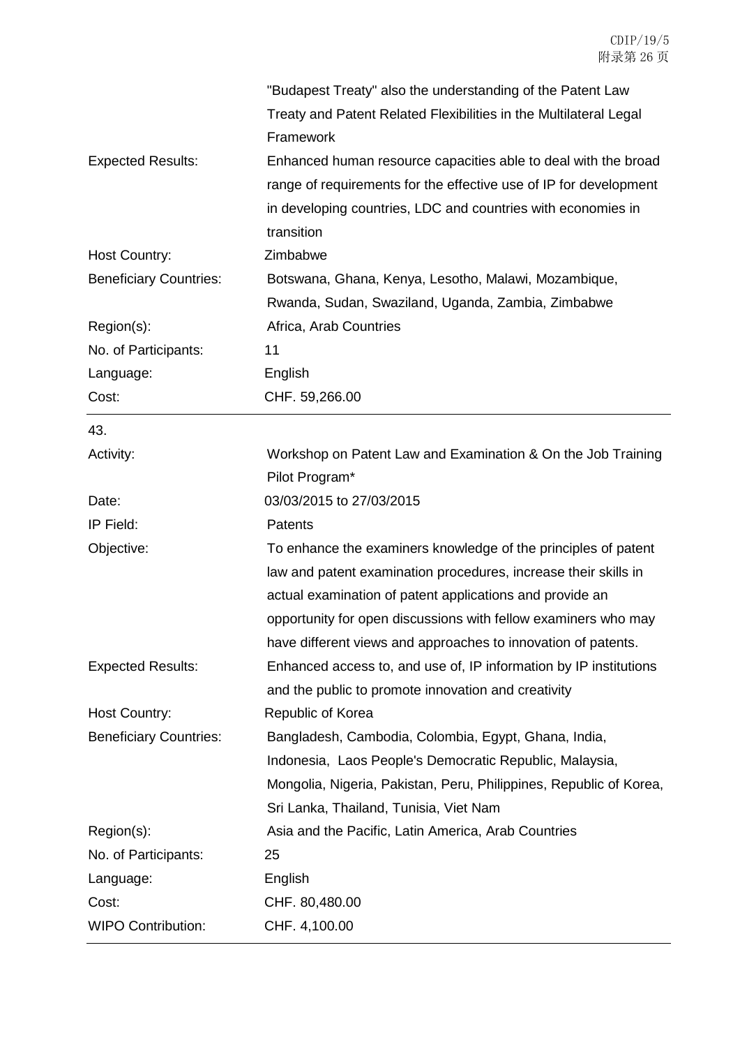| | |
|---|---|
| | "Budapest Treaty" also the understanding of the Patent Law Treaty and Patent Related Flexibilities in the Multilateral Legal Framework |
| Expected Results: | Enhanced human resource capacities able to deal with the broad range of requirements for the effective use of IP for development in developing countries, LDC and countries with economies in transition |
| Host Country: | Zimbabwe |
| Beneficiary Countries: | Botswana, Ghana, Kenya, Lesotho, Malawi, Mozambique, Rwanda, Sudan, Swaziland, Uganda, Zambia, Zimbabwe |
| Region(s): | Africa, Arab Countries |
| No. of Participants: | 11 |
| Language: | English |
| Cost: | CHF. 59,266.00 |

43.

| | |
|---|---|
| Activity: | Workshop on Patent Law and Examination & On the Job Training Pilot Program* |
| Date: | 03/03/2015 to 27/03/2015 |
| IP Field: | Patents |
| Objective: | To enhance the examiners knowledge of the principles of patent law and patent examination procedures, increase their skills in actual examination of patent applications and provide an opportunity for open discussions with fellow examiners who may have different views and approaches to innovation of patents. |
| Expected Results: | Enhanced access to, and use of, IP information by IP institutions and the public to promote innovation and creativity |
| Host Country: | Republic of Korea |
| Beneficiary Countries: | Bangladesh, Cambodia, Colombia, Egypt, Ghana, India, Indonesia, Laos People's Democratic Republic, Malaysia, Mongolia, Nigeria, Pakistan, Peru, Philippines, Republic of Korea, Sri Lanka, Thailand, Tunisia, Viet Nam |
| Region(s): | Asia and the Pacific, Latin America, Arab Countries |
| No. of Participants: | 25 |
| Language: | English |
| Cost: | CHF. 80,480.00 |
| WIPO Contribution: | CHF. 4,100.00 |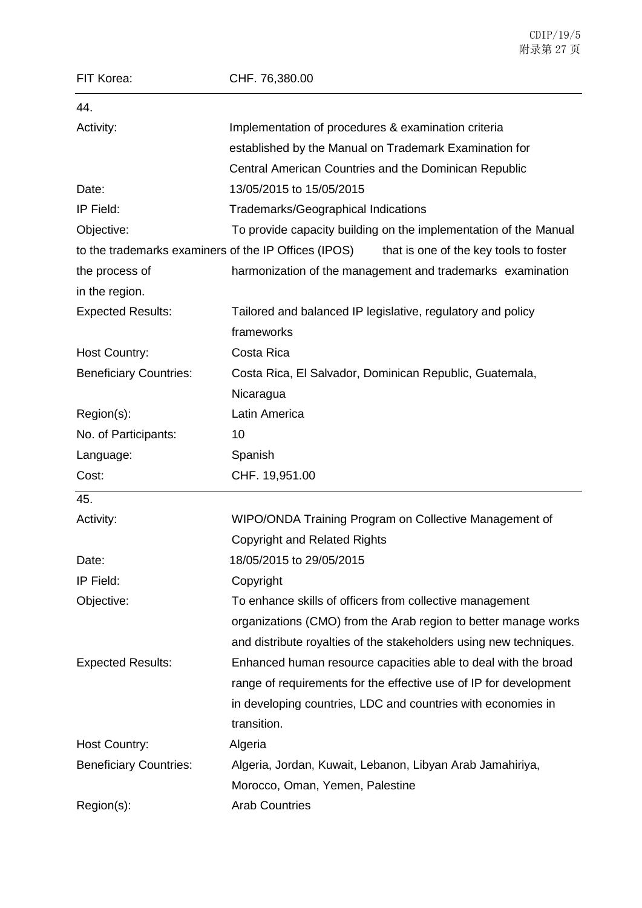FIT Korea: CHF. 76,380.00

---

44.

Activity: Implementation of procedures & examination criteria established by the Manual on Trademark Examination for Central American Countries and the Dominican Republic

Date: 13/05/2015 to 15/05/2015

IP Field: Trademarks/Geographical Indications

Objective: To provide capacity building on the implementation of the Manual to the trademarks examiners of the IP Offices (IPOS) that is one of the key tools to foster the process of harmonization of the management and trademarks examination in the region.

Expected Results: Tailored and balanced IP legislative, regulatory and policy frameworks

Host Country: Costa Rica

Beneficiary Countries: Costa Rica, El Salvador, Dominican Republic, Guatemala, Nicaragua

Region(s): Latin America

No. of Participants: 10

Language: Spanish

Cost: CHF. 19,951.00

---

45.

Activity: WIPO/ONDA Training Program on Collective Management of Copyright and Related Rights

Date: 18/05/2015 to 29/05/2015

IP Field: Copyright

Objective: To enhance skills of officers from collective management organizations (CMO) from the Arab region to better manage works and distribute royalties of the stakeholders using new techniques.

Expected Results: Enhanced human resource capacities able to deal with the broad range of requirements for the effective use of IP for development in developing countries, LDC and countries with economies in transition.

Host Country: Algeria

Beneficiary Countries: Algeria, Jordan, Kuwait, Lebanon, Libyan Arab Jamahiriya, Morocco, Oman, Yemen, Palestine

Region(s): Arab Countries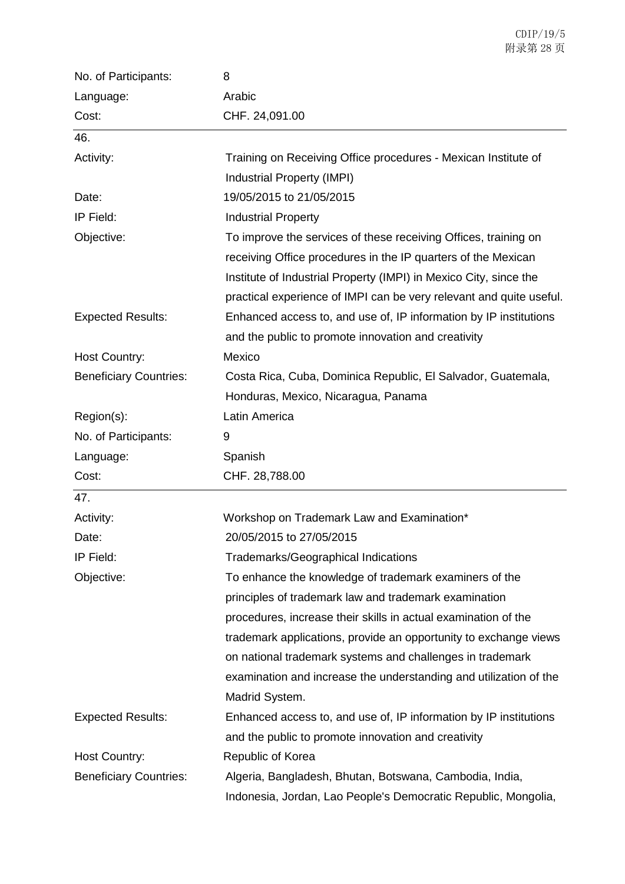| | |
|---|---|
| No. of Participants: | 8 |
| Language: | Arabic |
| Cost: | CHF. 24,091.00 |

46.

| | |
|---|---|
| Activity: | Training on Receiving Office procedures - Mexican Institute of Industrial Property (IMPI) |
| Date: | 19/05/2015 to 21/05/2015 |
| IP Field: | Industrial Property |
| Objective: | To improve the services of these receiving Offices, training on receiving Office procedures in the IP quarters of the Mexican Institute of Industrial Property (IMPI) in Mexico City, since the practical experience of IMPI can be very relevant and quite useful. |
| Expected Results: | Enhanced access to, and use of, IP information by IP institutions and the public to promote innovation and creativity |
| Host Country: | Mexico |
| Beneficiary Countries: | Costa Rica, Cuba, Dominica Republic, El Salvador, Guatemala, Honduras, Mexico, Nicaragua, Panama |
| Region(s): | Latin America |
| No. of Participants: | 9 |
| Language: | Spanish |
| Cost: | CHF. 28,788.00 |

47.

| | |
|---|---|
| Activity: | Workshop on Trademark Law and Examination* |
| Date: | 20/05/2015 to 27/05/2015 |
| IP Field: | Trademarks/Geographical Indications |
| Objective: | To enhance the knowledge of trademark examiners of the principles of trademark law and trademark examination procedures, increase their skills in actual examination of the trademark applications, provide an opportunity to exchange views on national trademark systems and challenges in trademark examination and increase the understanding and utilization of the Madrid System. |
| Expected Results: | Enhanced access to, and use of, IP information by IP institutions and the public to promote innovation and creativity |
| Host Country: | Republic of Korea |
| Beneficiary Countries: | Algeria, Bangladesh, Bhutan, Botswana, Cambodia, India, Indonesia, Jordan, Lao People's Democratic Republic, Mongolia, |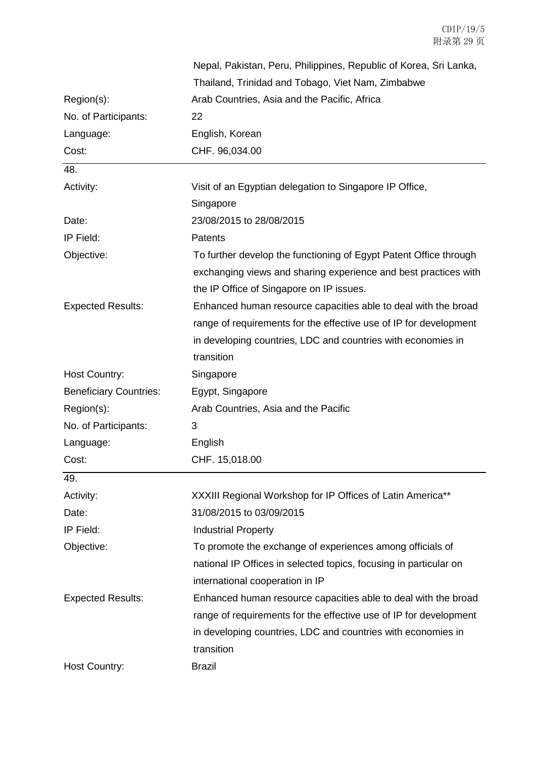| | |
|---|---|
| | Nepal, Pakistan, Peru, Philippines, Republic of Korea, Sri Lanka, Thailand, Trinidad and Tobago, Viet Nam, Zimbabwe |
| Region(s): | Arab Countries, Asia and the Pacific, Africa |
| No. of Participants: | 22 |
| Language: | English, Korean |
| Cost: | CHF. 96,034.00 |

48.

| | |
|---|---|
| Activity: | Visit of an Egyptian delegation to Singapore IP Office, Singapore |
| Date: | 23/08/2015 to 28/08/2015 |
| IP Field: | Patents |
| Objective: | To further develop the functioning of Egypt Patent Office through exchanging views and sharing experience and best practices with the IP Office of Singapore on IP issues. |
| Expected Results: | Enhanced human resource capacities able to deal with the broad range of requirements for the effective use of IP for development in developing countries, LDC and countries with economies in transition |
| Host Country: | Singapore |
| Beneficiary Countries: | Egypt, Singapore |
| Region(s): | Arab Countries, Asia and the Pacific |
| No. of Participants: | 3 |
| Language: | English |
| Cost: | CHF. 15,018.00 |

49.

| | |
|---|---|
| Activity: | XXXIII Regional Workshop for IP Offices of Latin America** |
| Date: | 31/08/2015 to 03/09/2015 |
| IP Field: | Industrial Property |
| Objective: | To promote the exchange of experiences among officials of national IP Offices in selected topics, focusing in particular on international cooperation in IP |
| Expected Results: | Enhanced human resource capacities able to deal with the broad range of requirements for the effective use of IP for development in developing countries, LDC and countries with economies in transition |
| Host Country: | Brazil |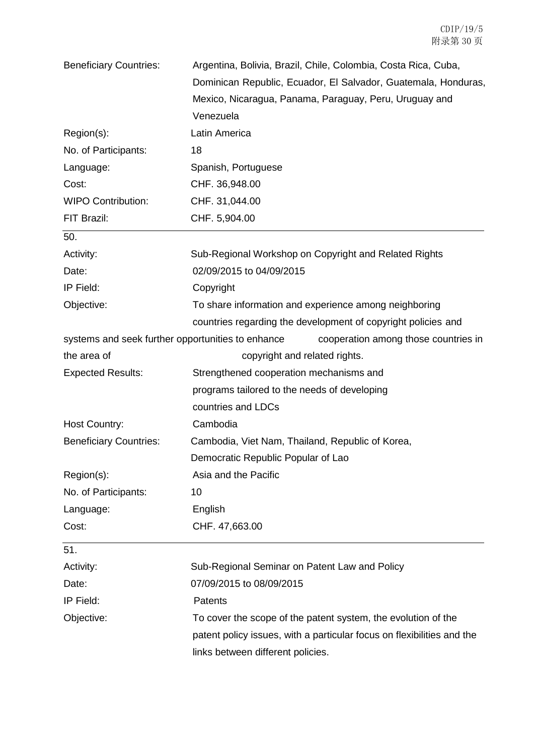| | |
|---|---|
| Beneficiary Countries: | Argentina, Bolivia, Brazil, Chile, Colombia, Costa Rica, Cuba, Dominican Republic, Ecuador, El Salvador, Guatemala, Honduras, Mexico, Nicaragua, Panama, Paraguay, Peru, Uruguay and Venezuela |
| Region(s): | Latin America |
| No. of Participants: | 18 |
| Language: | Spanish, Portuguese |
| Cost: | CHF. 36,948.00 |
| WIPO Contribution: | CHF. 31,044.00 |
| FIT Brazil: | CHF. 5,904.00 |

50.

| | |
|---|---|
| Activity: | Sub-Regional Workshop on Copyright and Related Rights |
| Date: | 02/09/2015 to 04/09/2015 |
| IP Field: | Copyright |
| Objective: | To share information and experience among neighboring countries regarding the development of copyright policies and systems and seek further opportunities to enhance cooperation among those countries in the area of copyright and related rights. |
| Expected Results: | Strengthened cooperation mechanisms and programs tailored to the needs of developing countries and LDCs |
| Host Country: | Cambodia |
| Beneficiary Countries: | Cambodia, Viet Nam, Thailand, Republic of Korea, Democratic Republic Popular of Lao |
| Region(s): | Asia and the Pacific |
| No. of Participants: | 10 |
| Language: | English |
| Cost: | CHF. 47,663.00 |

51.

| | |
|---|---|
| Activity: | Sub-Regional Seminar on Patent Law and Policy |
| Date: | 07/09/2015 to 08/09/2015 |
| IP Field: | Patents |
| Objective: | To cover the scope of the patent system, the evolution of the patent policy issues, with a particular focus on flexibilities and the links between different policies. |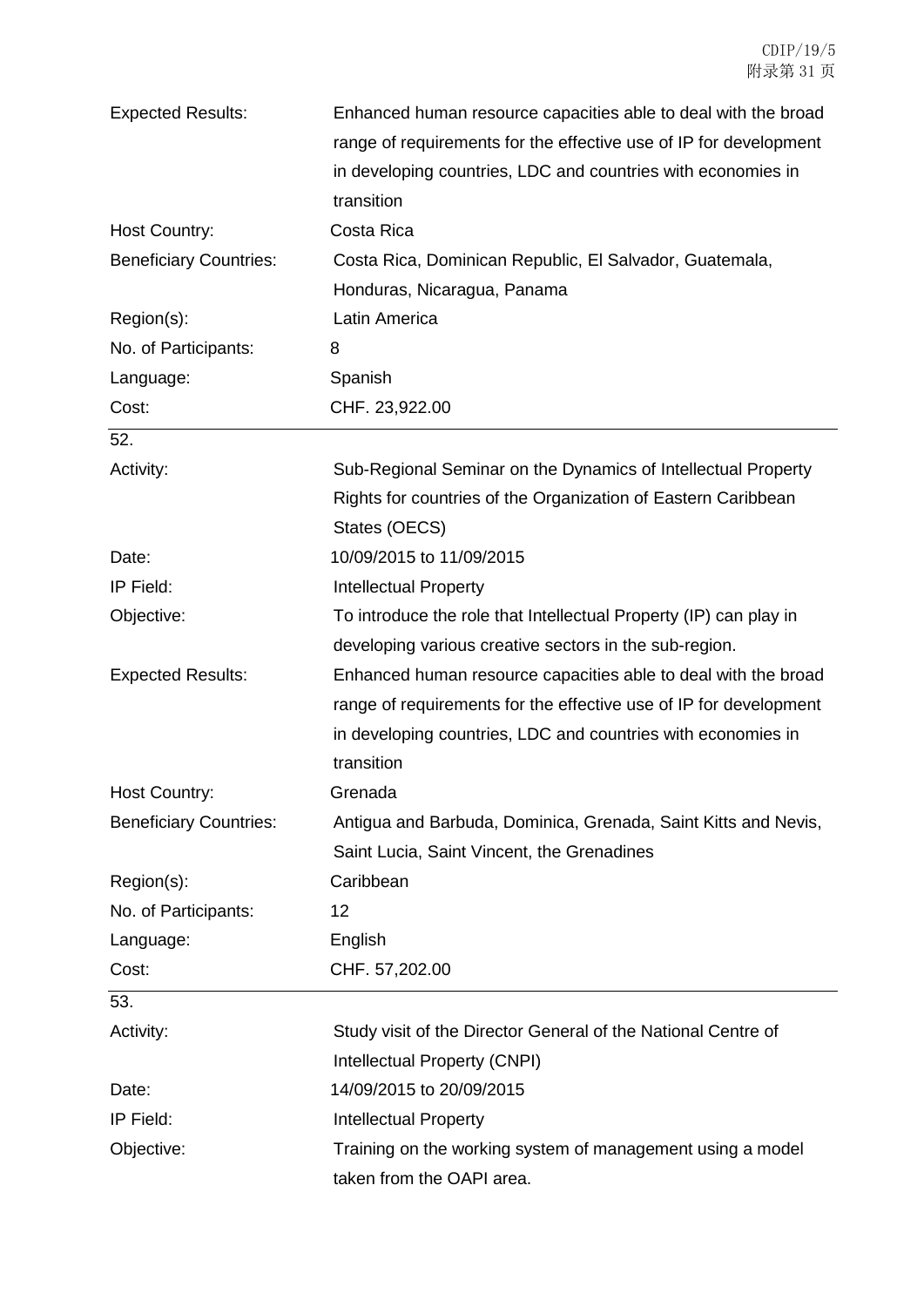| | |
|---|---|
| Expected Results: | Enhanced human resource capacities able to deal with the broad range of requirements for the effective use of IP for development in developing countries, LDC and countries with economies in transition |
| Host Country: | Costa Rica |
| Beneficiary Countries: | Costa Rica, Dominican Republic, El Salvador, Guatemala, Honduras, Nicaragua, Panama |
| Region(s): | Latin America |
| No. of Participants: | 8 |
| Language: | Spanish |
| Cost: | CHF. 23,922.00 |

52.

| | |
|---|---|
| Activity: | Sub-Regional Seminar on the Dynamics of Intellectual Property Rights for countries of the Organization of Eastern Caribbean States (OECS) |
| Date: | 10/09/2015 to 11/09/2015 |
| IP Field: | Intellectual Property |
| Objective: | To introduce the role that Intellectual Property (IP) can play in developing various creative sectors in the sub-region. |
| Expected Results: | Enhanced human resource capacities able to deal with the broad range of requirements for the effective use of IP for development in developing countries, LDC and countries with economies in transition |
| Host Country: | Grenada |
| Beneficiary Countries: | Antigua and Barbuda, Dominica, Grenada, Saint Kitts and Nevis, Saint Lucia, Saint Vincent, the Grenadines |
| Region(s): | Caribbean |
| No. of Participants: | 12 |
| Language: | English |
| Cost: | CHF. 57,202.00 |

53.

| | |
|---|---|
| Activity: | Study visit of the Director General of the National Centre of Intellectual Property (CNPI) |
| Date: | 14/09/2015 to 20/09/2015 |
| IP Field: | Intellectual Property |
| Objective: | Training on the working system of management using a model taken from the OAPI area. |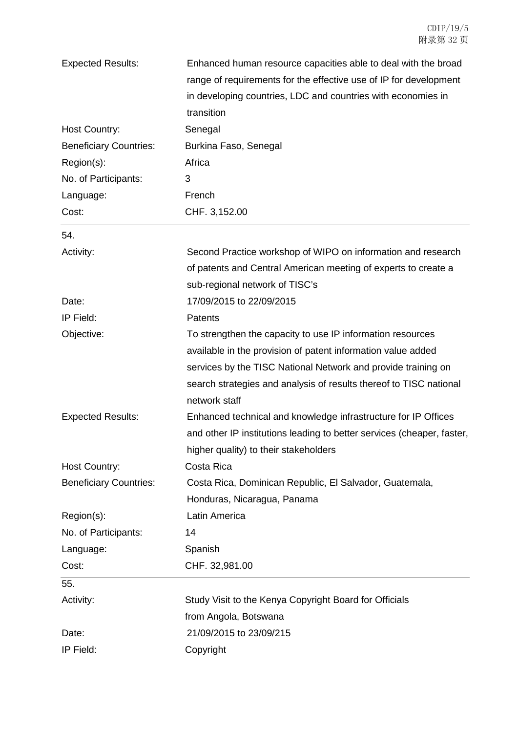| | |
|---|---|
| Expected Results: | Enhanced human resource capacities able to deal with the broad range of requirements for the effective use of IP for development in developing countries, LDC and countries with economies in transition |
| Host Country: | Senegal |
| Beneficiary Countries: | Burkina Faso, Senegal |
| Region(s): | Africa |
| No. of Participants: | 3 |
| Language: | French |
| Cost: | CHF. 3,152.00 |

54.

| | |
|---|---|
| Activity: | Second Practice workshop of WIPO on information and research of patents and Central American meeting of experts to create a sub-regional network of TISC's |
| Date: | 17/09/2015 to 22/09/2015 |
| IP Field: | Patents |
| Objective: | To strengthen the capacity to use IP information resources available in the provision of patent information value added services by the TISC National Network and provide training on search strategies and analysis of results thereof to TISC national network staff |
| Expected Results: | Enhanced technical and knowledge infrastructure for IP Offices and other IP institutions leading to better services (cheaper, faster, higher quality) to their stakeholders |
| Host Country: | Costa Rica |
| Beneficiary Countries: | Costa Rica, Dominican Republic, El Salvador, Guatemala, Honduras, Nicaragua, Panama |
| Region(s): | Latin America |
| No. of Participants: | 14 |
| Language: | Spanish |
| Cost: | CHF. 32,981.00 |

55.

| | |
|---|---|
| Activity: | Study Visit to the Kenya Copyright Board for Officials from Angola, Botswana |
| Date: | 21/09/2015 to 23/09/215 |
| IP Field: | Copyright |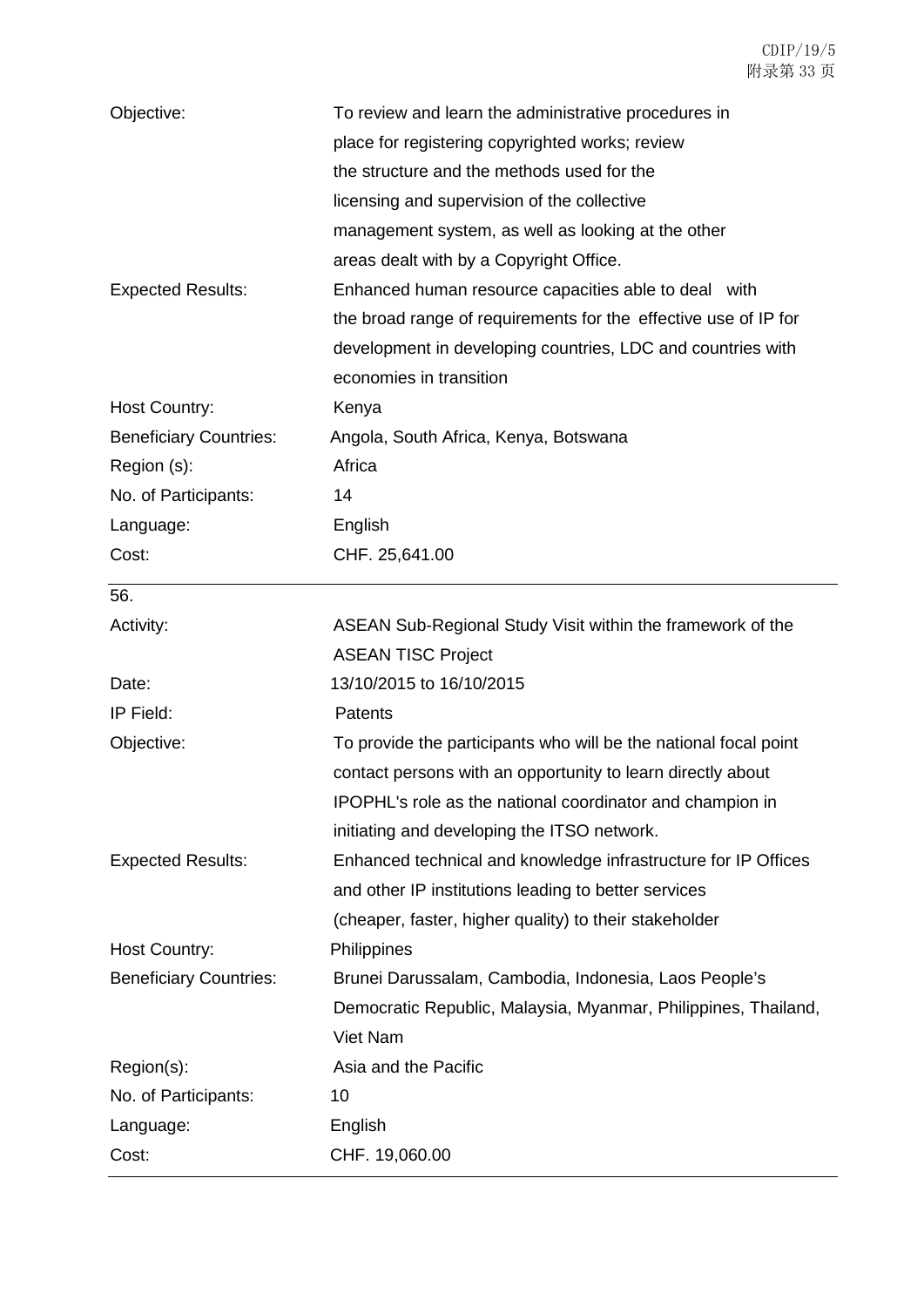| | |
|---|---|
| Objective: | To review and learn the administrative procedures in place for registering copyrighted works; review the structure and the methods used for the licensing and supervision of the collective management system, as well as looking at the other areas dealt with by a Copyright Office. |
| Expected Results: | Enhanced human resource capacities able to deal with the broad range of requirements for the effective use of IP for development in developing countries, LDC and countries with economies in transition |
| Host Country: | Kenya |
| Beneficiary Countries: | Angola, South Africa, Kenya, Botswana |
| Region (s): | Africa |
| No. of Participants: | 14 |
| Language: | English |
| Cost: | CHF. 25,641.00 |

| 56. | |
|---|---|
| Activity: | ASEAN Sub-Regional Study Visit within the framework of the ASEAN TISC Project |
| Date: | 13/10/2015 to 16/10/2015 |
| IP Field: | Patents |
| Objective: | To provide the participants who will be the national focal point contact persons with an opportunity to learn directly about IPOPHL's role as the national coordinator and champion in initiating and developing the ITSO network. |
| Expected Results: | Enhanced technical and knowledge infrastructure for IP Offices and other IP institutions leading to better services (cheaper, faster, higher quality) to their stakeholder |
| Host Country: | Philippines |
| Beneficiary Countries: | Brunei Darussalam, Cambodia, Indonesia, Laos People's Democratic Republic, Malaysia, Myanmar, Philippines, Thailand, Viet Nam |
| Region(s): | Asia and the Pacific |
| No. of Participants: | 10 |
| Language: | English |
| Cost: | CHF. 19,060.00 |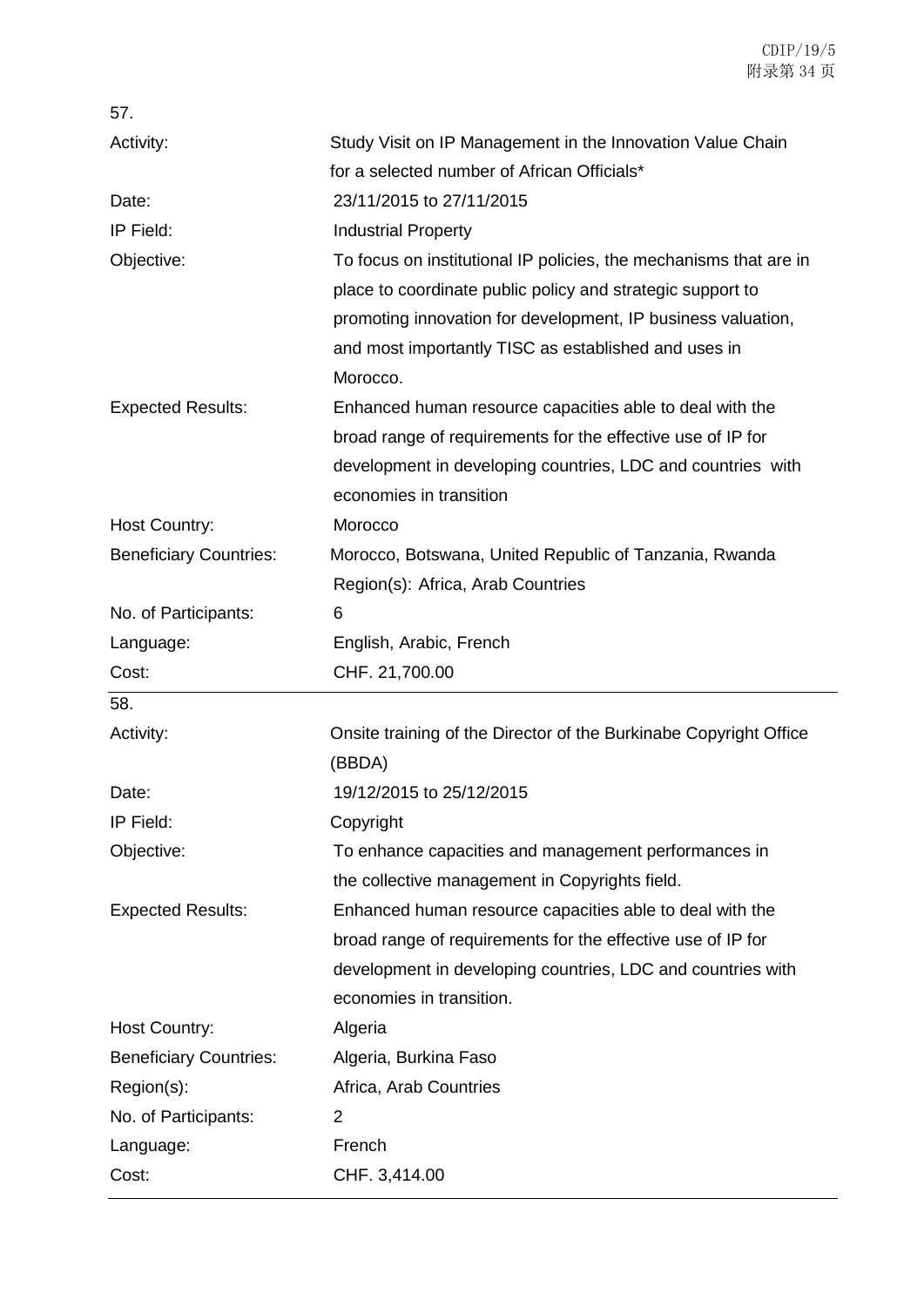57.

| | |
|---|---|
| Activity: | Study Visit on IP Management in the Innovation Value Chain for a selected number of African Officials* |
| Date: | 23/11/2015 to 27/11/2015 |
| IP Field: | Industrial Property |
| Objective: | To focus on institutional IP policies, the mechanisms that are in place to coordinate public policy and strategic support to promoting innovation for development, IP business valuation, and most importantly TISC as established and uses in Morocco. |
| Expected Results: | Enhanced human resource capacities able to deal with the broad range of requirements for the effective use of IP for development in developing countries, LDC and countries with economies in transition |
| Host Country: | Morocco |
| Beneficiary Countries: | Morocco, Botswana, United Republic of Tanzania, Rwanda Region(s): Africa, Arab Countries |
| No. of Participants: | 6 |
| Language: | English, Arabic, French |
| Cost: | CHF. 21,700.00 |

58.

| | |
|---|---|
| Activity: | Onsite training of the Director of the Burkinabe Copyright Office (BBDA) |
| Date: | 19/12/2015 to 25/12/2015 |
| IP Field: | Copyright |
| Objective: | To enhance capacities and management performances in the collective management in Copyrights field. |
| Expected Results: | Enhanced human resource capacities able to deal with the broad range of requirements for the effective use of IP for development in developing countries, LDC and countries with economies in transition. |
| Host Country: | Algeria |
| Beneficiary Countries: | Algeria, Burkina Faso |
| Region(s): | Africa, Arab Countries |
| No. of Participants: | 2 |
| Language: | French |
| Cost: | CHF. 3,414.00 |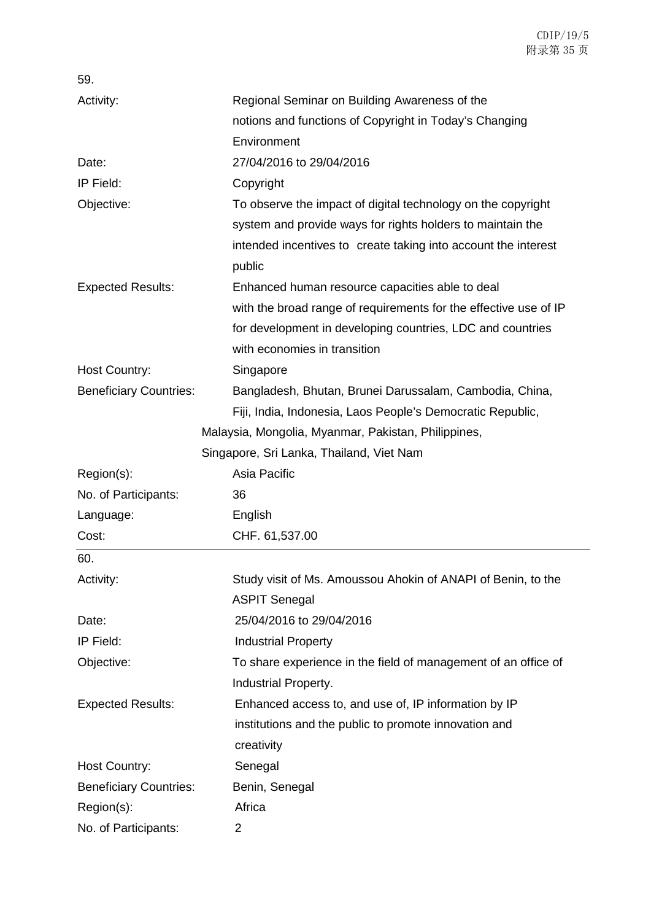59.

| | |
|---|---|
| Activity: | Regional Seminar on Building Awareness of the notions and functions of Copyright in Today's Changing Environment |
| Date: | 27/04/2016 to 29/04/2016 |
| IP Field: | Copyright |
| Objective: | To observe the impact of digital technology on the copyright system and provide ways for rights holders to maintain the intended incentives to create taking into account the interest public |
| Expected Results: | Enhanced human resource capacities able to deal with the broad range of requirements for the effective use of IP for development in developing countries, LDC and countries with economies in transition |
| Host Country: | Singapore |
| Beneficiary Countries: | Bangladesh, Bhutan, Brunei Darussalam, Cambodia, China, Fiji, India, Indonesia, Laos People's Democratic Republic, Malaysia, Mongolia, Myanmar, Pakistan, Philippines, Singapore, Sri Lanka, Thailand, Viet Nam |
| Region(s): | Asia Pacific |
| No. of Participants: | 36 |
| Language: | English |
| Cost: | CHF. 61,537.00 |

60.

| | |
|---|---|
| Activity: | Study visit of Ms. Amoussou Ahokin of ANAPI of Benin, to the ASPIT Senegal |
| Date: | 25/04/2016 to 29/04/2016 |
| IP Field: | Industrial Property |
| Objective: | To share experience in the field of management of an office of Industrial Property. |
| Expected Results: | Enhanced access to, and use of, IP information by IP institutions and the public to promote innovation and creativity |
| Host Country: | Senegal |
| Beneficiary Countries: | Benin, Senegal |
| Region(s): | Africa |
| No. of Participants: | 2 |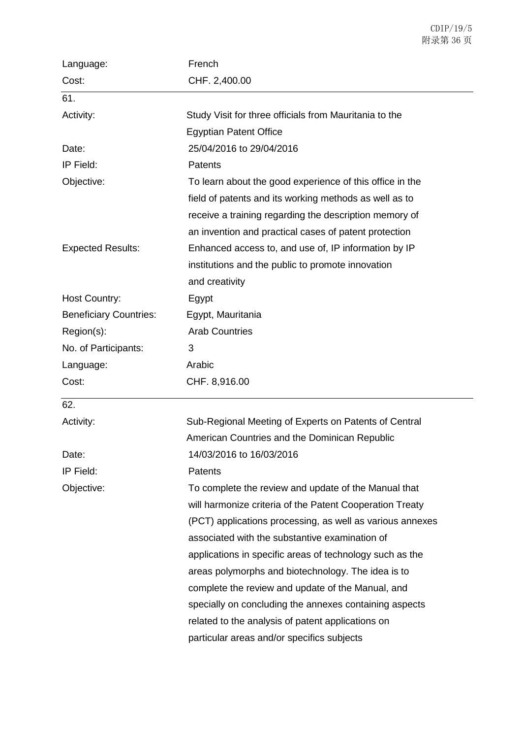| | |
|---|---|
| Language: | French |
| Cost: | CHF. 2,400.00 |

61.

| | |
|---|---|
| Activity: | Study Visit for three officials from Mauritania to the Egyptian Patent Office |
| Date: | 25/04/2016 to 29/04/2016 |
| IP Field: | Patents |
| Objective: | To learn about the good experience of this office in the field of patents and its working methods as well as to receive a training regarding the description memory of an invention and practical cases of patent protection |
| Expected Results: | Enhanced access to, and use of, IP information by IP institutions and the public to promote innovation and creativity |
| Host Country: | Egypt |
| Beneficiary Countries: | Egypt, Mauritania |
| Region(s): | Arab Countries |
| No. of Participants: | 3 |
| Language: | Arabic |
| Cost: | CHF. 8,916.00 |

62.

| | |
|---|---|
| Activity: | Sub-Regional Meeting of Experts on Patents of Central American Countries and the Dominican Republic |
| Date: | 14/03/2016 to 16/03/2016 |
| IP Field: | Patents |
| Objective: | To complete the review and update of the Manual that will harmonize criteria of the Patent Cooperation Treaty (PCT) applications processing, as well as various annexes associated with the substantive examination of applications in specific areas of technology such as the areas polymorphs and biotechnology. The idea is to complete the review and update of the Manual, and specially on concluding the annexes containing aspects related to the analysis of patent applications on particular areas and/or specifics subjects |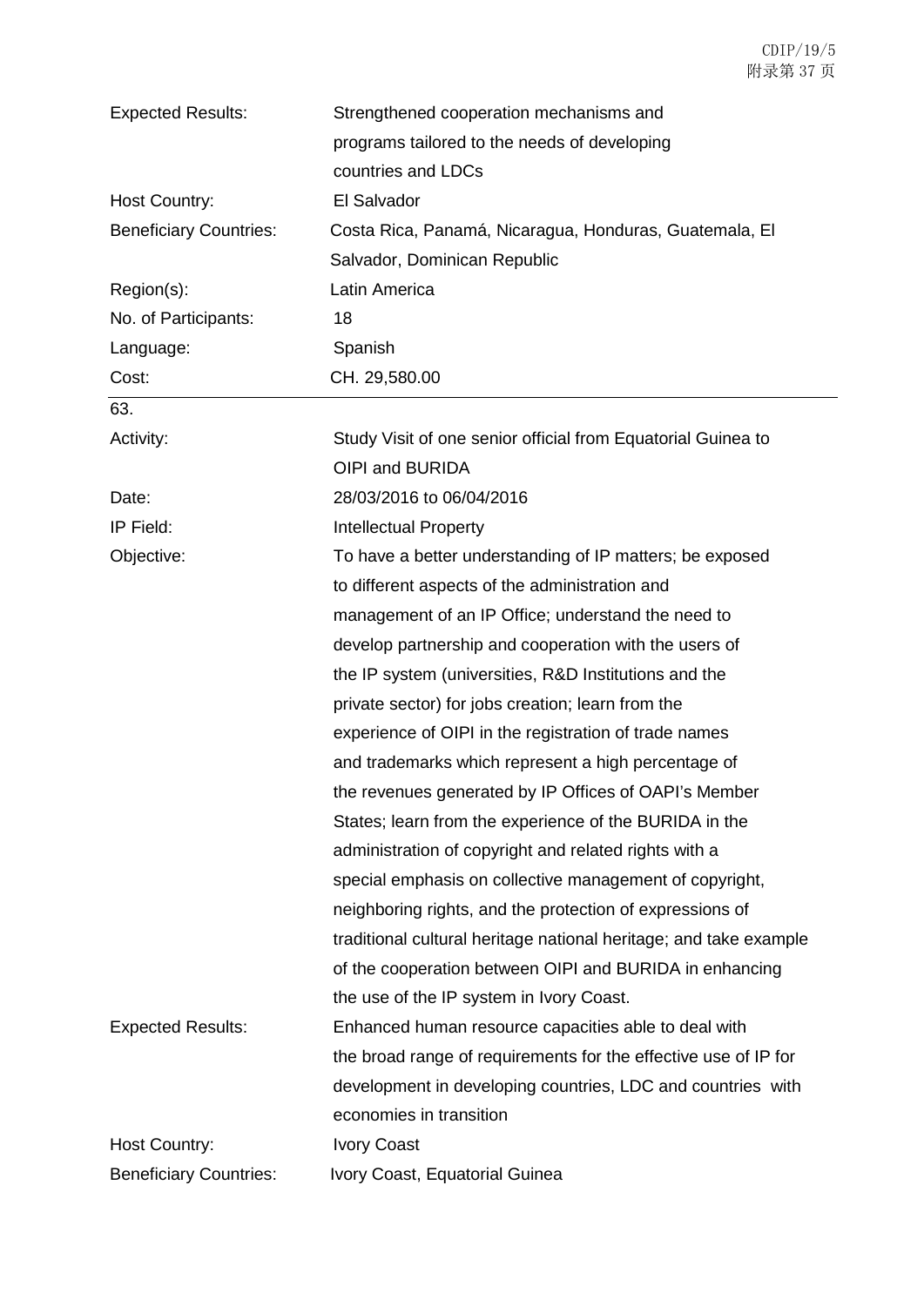| | |
|---|---|
| Expected Results: | Strengthened cooperation mechanisms and programs tailored to the needs of developing countries and LDCs |
| Host Country: | El Salvador |
| Beneficiary Countries: | Costa Rica, Panamá, Nicaragua, Honduras, Guatemala, El Salvador, Dominican Republic |
| Region(s): | Latin America |
| No. of Participants: | 18 |
| Language: | Spanish |
| Cost: | CH. 29,580.00 |

63.

| | |
|---|---|
| Activity: | Study Visit of one senior official from Equatorial Guinea to OIPI and BURIDA |
| Date: | 28/03/2016 to 06/04/2016 |
| IP Field: | Intellectual Property |
| Objective: | To have a better understanding of IP matters; be exposed to different aspects of the administration and management of an IP Office; understand the need to develop partnership and cooperation with the users of the IP system (universities, R&D Institutions and the private sector) for jobs creation; learn from the experience of OIPI in the registration of trade names and trademarks which represent a high percentage of the revenues generated by IP Offices of OAPI's Member States; learn from the experience of the BURIDA in the administration of copyright and related rights with a special emphasis on collective management of copyright, neighboring rights, and the protection of expressions of traditional cultural heritage national heritage; and take example of the cooperation between OIPI and BURIDA in enhancing the use of the IP system in Ivory Coast. |
| Expected Results: | Enhanced human resource capacities able to deal with the broad range of requirements for the effective use of IP for development in developing countries, LDC and countries with economies in transition |
| Host Country: | Ivory Coast |
| Beneficiary Countries: | Ivory Coast, Equatorial Guinea |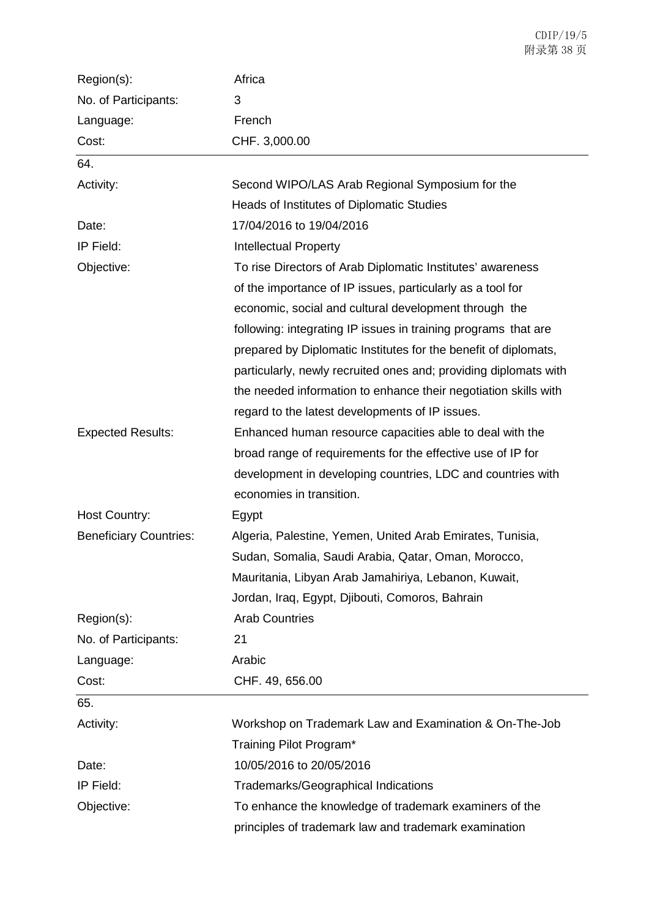| | |
|---|---|
| Region(s): | Africa |
| No. of Participants: | 3 |
| Language: | French |
| Cost: | CHF. 3,000.00 |

64.

| | |
|---|---|
| Activity: | Second WIPO/LAS Arab Regional Symposium for the Heads of Institutes of Diplomatic Studies |
| Date: | 17/04/2016 to 19/04/2016 |
| IP Field: | Intellectual Property |
| Objective: | To rise Directors of Arab Diplomatic Institutes' awareness of the importance of IP issues, particularly as a tool for economic, social and cultural development through the following: integrating IP issues in training programs that are prepared by Diplomatic Institutes for the benefit of diplomats, particularly, newly recruited ones and; providing diplomats with the needed information to enhance their negotiation skills with regard to the latest developments of IP issues. |
| Expected Results: | Enhanced human resource capacities able to deal with the broad range of requirements for the effective use of IP for development in developing countries, LDC and countries with economies in transition. |
| Host Country: | Egypt |
| Beneficiary Countries: | Algeria, Palestine, Yemen, United Arab Emirates, Tunisia, Sudan, Somalia, Saudi Arabia, Qatar, Oman, Morocco, Mauritania, Libyan Arab Jamahiriya, Lebanon, Kuwait, Jordan, Iraq, Egypt, Djibouti, Comoros, Bahrain |
| Region(s): | Arab Countries |
| No. of Participants: | 21 |
| Language: | Arabic |
| Cost: | CHF. 49, 656.00 |

65.

| | |
|---|---|
| Activity: | Workshop on Trademark Law and Examination & On-The-Job Training Pilot Program* |
| Date: | 10/05/2016 to 20/05/2016 |
| IP Field: | Trademarks/Geographical Indications |
| Objective: | To enhance the knowledge of trademark examiners of the principles of trademark law and trademark examination |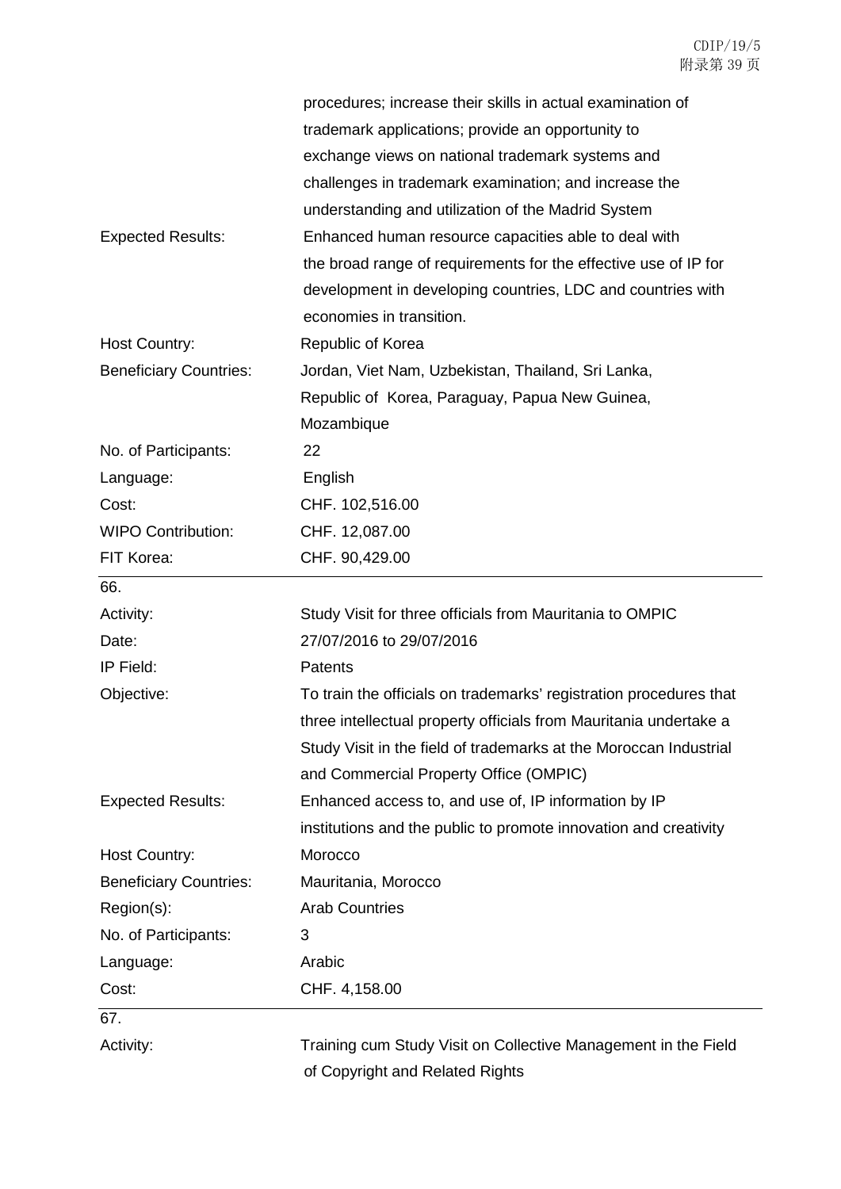| | |
|---|---|
| | procedures; increase their skills in actual examination of trademark applications; provide an opportunity to exchange views on national trademark systems and challenges in trademark examination; and increase the understanding and utilization of the Madrid System |
| Expected Results: | Enhanced human resource capacities able to deal with the broad range of requirements for the effective use of IP for development in developing countries, LDC and countries with economies in transition. |
| Host Country: | Republic of Korea |
| Beneficiary Countries: | Jordan, Viet Nam, Uzbekistan, Thailand, Sri Lanka, Republic of Korea, Paraguay, Papua New Guinea, Mozambique |
| No. of Participants: | 22 |
| Language: | English |
| Cost: | CHF. 102,516.00 |
| WIPO Contribution: | CHF. 12,087.00 |
| FIT Korea: | CHF. 90,429.00 |

66.

| | |
|---|---|
| Activity: | Study Visit for three officials from Mauritania to OMPIC |
| Date: | 27/07/2016 to 29/07/2016 |
| IP Field: | Patents |
| Objective: | To train the officials on trademarks' registration procedures that three intellectual property officials from Mauritania undertake a Study Visit in the field of trademarks at the Moroccan Industrial and Commercial Property Office (OMPIC) |
| Expected Results: | Enhanced access to, and use of, IP information by IP institutions and the public to promote innovation and creativity |
| Host Country: | Morocco |
| Beneficiary Countries: | Mauritania, Morocco |
| Region(s): | Arab Countries |
| No. of Participants: | 3 |
| Language: | Arabic |
| Cost: | CHF. 4,158.00 |

67.

| | |
|---|---|
| Activity: | Training cum Study Visit on Collective Management in the Field of Copyright and Related Rights |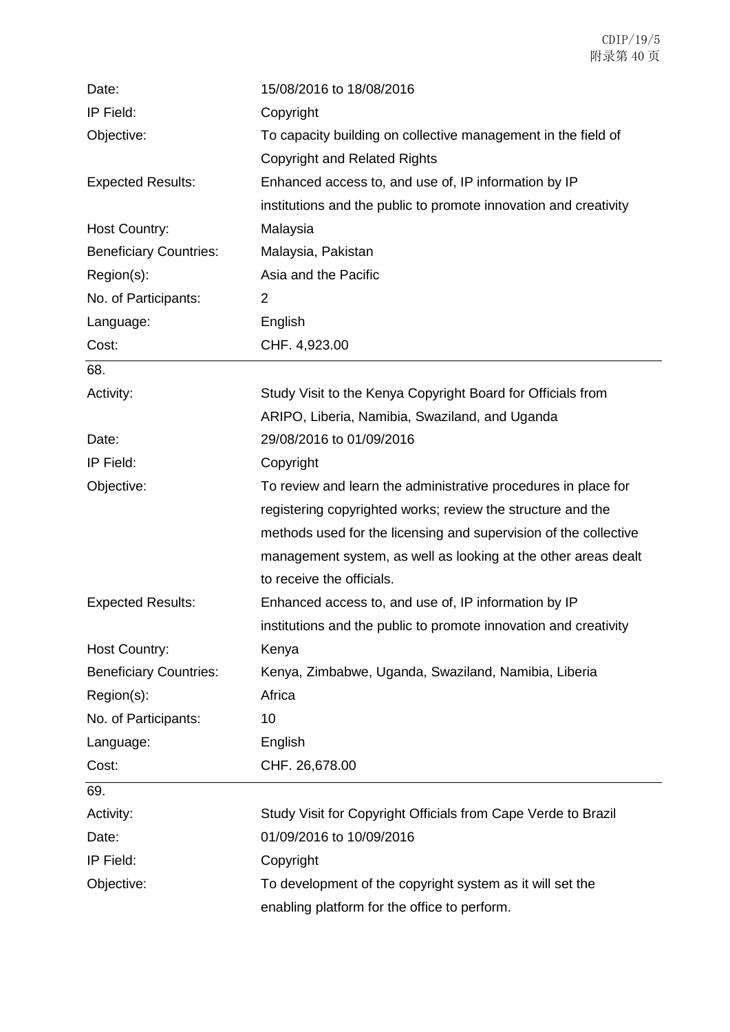| | |
|---|---|
| Date: | 15/08/2016 to 18/08/2016 |
| IP Field: | Copyright |
| Objective: | To capacity building on collective management in the field of Copyright and Related Rights |
| Expected Results: | Enhanced access to, and use of, IP information by IP institutions and the public to promote innovation and creativity |
| Host Country: | Malaysia |
| Beneficiary Countries: | Malaysia, Pakistan |
| Region(s): | Asia and the Pacific |
| No. of Participants: | 2 |
| Language: | English |
| Cost: | CHF. 4,923.00 |

68.

| | |
|---|---|
| Activity: | Study Visit to the Kenya Copyright Board for Officials from ARIPO, Liberia, Namibia, Swaziland, and Uganda |
| Date: | 29/08/2016 to 01/09/2016 |
| IP Field: | Copyright |
| Objective: | To review and learn the administrative procedures in place for registering copyrighted works; review the structure and the methods used for the licensing and supervision of the collective management system, as well as looking at the other areas dealt to receive the officials. |
| Expected Results: | Enhanced access to, and use of, IP information by IP institutions and the public to promote innovation and creativity |
| Host Country: | Kenya |
| Beneficiary Countries: | Kenya, Zimbabwe, Uganda, Swaziland, Namibia, Liberia |
| Region(s): | Africa |
| No. of Participants: | 10 |
| Language: | English |
| Cost: | CHF. 26,678.00 |

69.

| | |
|---|---|
| Activity: | Study Visit for Copyright Officials from Cape Verde to Brazil |
| Date: | 01/09/2016 to 10/09/2016 |
| IP Field: | Copyright |
| Objective: | To development of the copyright system as it will set the enabling platform for the office to perform. |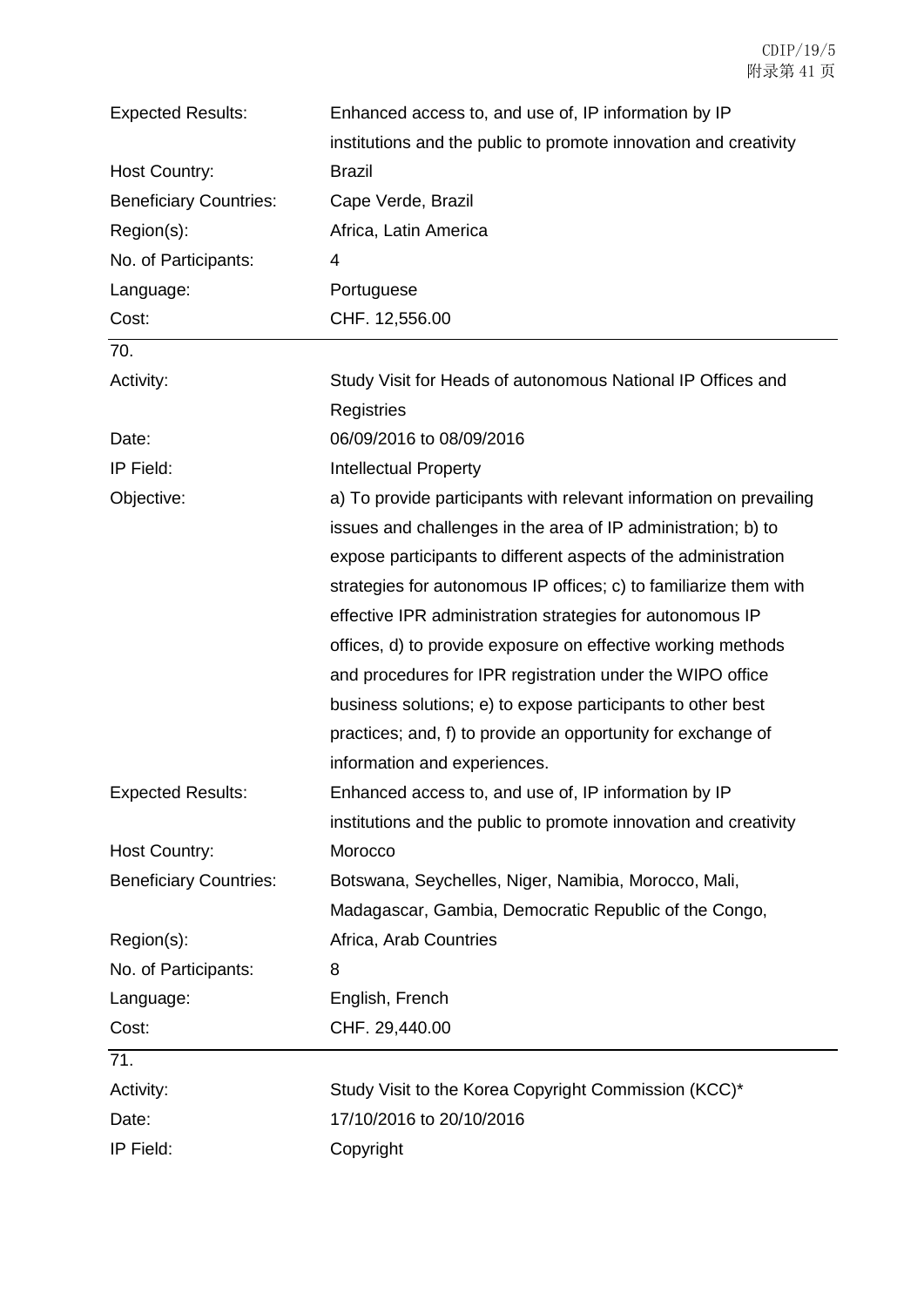| | |
|---|---|
| Expected Results: | Enhanced access to, and use of, IP information by IP institutions and the public to promote innovation and creativity |
| Host Country: | Brazil |
| Beneficiary Countries: | Cape Verde, Brazil |
| Region(s): | Africa, Latin America |
| No. of Participants: | 4 |
| Language: | Portuguese |
| Cost: | CHF. 12,556.00 |

70.

| | |
|---|---|
| Activity: | Study Visit for Heads of autonomous National IP Offices and Registries |
| Date: | 06/09/2016 to 08/09/2016 |
| IP Field: | Intellectual Property |
| Objective: | a) To provide participants with relevant information on prevailing issues and challenges in the area of IP administration; b) to expose participants to different aspects of the administration strategies for autonomous IP offices; c) to familiarize them with effective IPR administration strategies for autonomous IP offices, d) to provide exposure on effective working methods and procedures for IPR registration under the WIPO office business solutions; e) to expose participants to other best practices; and, f) to provide an opportunity for exchange of information and experiences. |
| Expected Results: | Enhanced access to, and use of, IP information by IP institutions and the public to promote innovation and creativity |
| Host Country: | Morocco |
| Beneficiary Countries: | Botswana, Seychelles, Niger, Namibia, Morocco, Mali, Madagascar, Gambia, Democratic Republic of the Congo, |
| Region(s): | Africa, Arab Countries |
| No. of Participants: | 8 |
| Language: | English, French |
| Cost: | CHF. 29,440.00 |

71.

| | |
|---|---|
| Activity: | Study Visit to the Korea Copyright Commission (KCC)* |
| Date: | 17/10/2016 to 20/10/2016 |
| IP Field: | Copyright |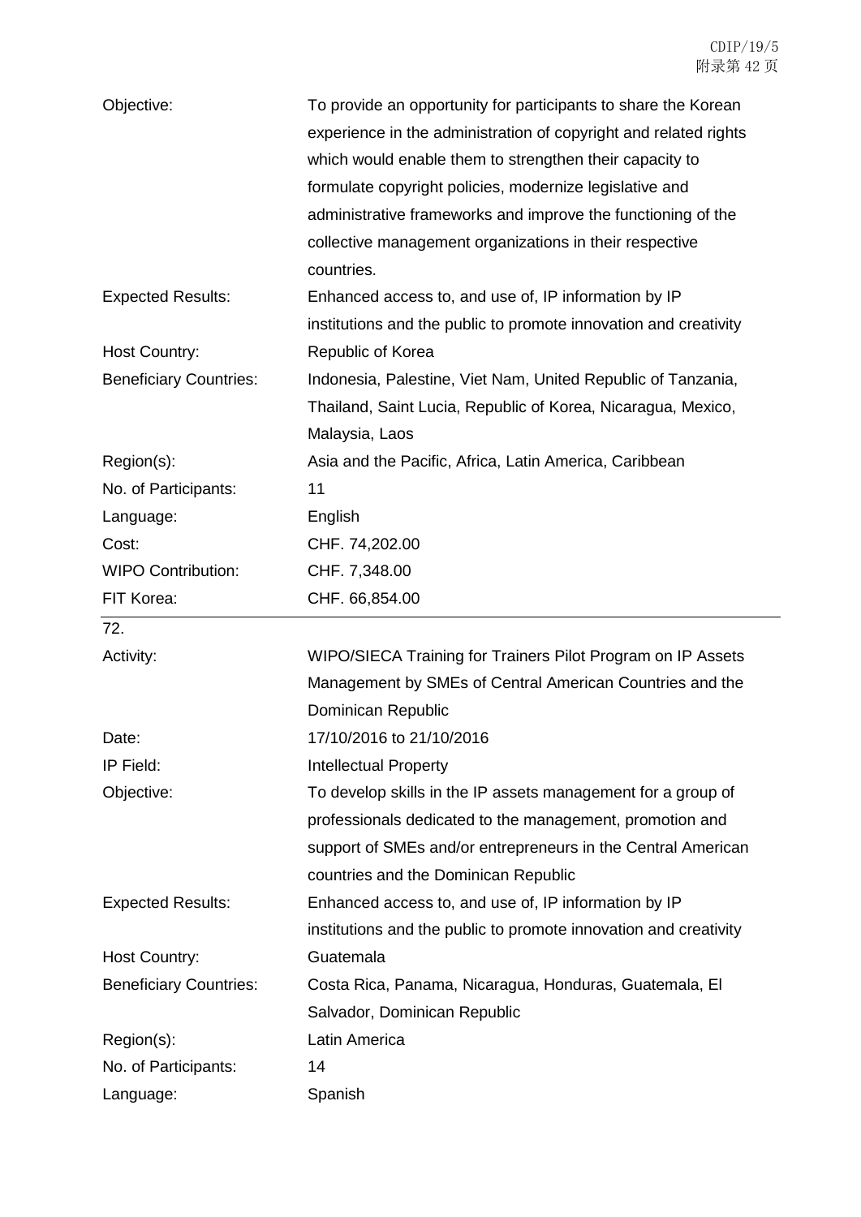| | |
|---|---|
| Objective: | To provide an opportunity for participants to share the Korean experience in the administration of copyright and related rights which would enable them to strengthen their capacity to formulate copyright policies, modernize legislative and administrative frameworks and improve the functioning of the collective management organizations in their respective countries. |
| Expected Results: | Enhanced access to, and use of, IP information by IP institutions and the public to promote innovation and creativity |
| Host Country: | Republic of Korea |
| Beneficiary Countries: | Indonesia, Palestine, Viet Nam, United Republic of Tanzania, Thailand, Saint Lucia, Republic of Korea, Nicaragua, Mexico, Malaysia, Laos |
| Region(s): | Asia and the Pacific, Africa, Latin America, Caribbean |
| No. of Participants: | 11 |
| Language: | English |
| Cost: | CHF. 74,202.00 |
| WIPO Contribution: | CHF. 7,348.00 |
| FIT Korea: | CHF. 66,854.00 |

72.

| | |
|---|---|
| Activity: | WIPO/SIECA Training for Trainers Pilot Program on IP Assets Management by SMEs of Central American Countries and the Dominican Republic |
| Date: | 17/10/2016 to 21/10/2016 |
| IP Field: | Intellectual Property |
| Objective: | To develop skills in the IP assets management for a group of professionals dedicated to the management, promotion and support of SMEs and/or entrepreneurs in the Central American countries and the Dominican Republic |
| Expected Results: | Enhanced access to, and use of, IP information by IP institutions and the public to promote innovation and creativity |
| Host Country: | Guatemala |
| Beneficiary Countries: | Costa Rica, Panama, Nicaragua, Honduras, Guatemala, El Salvador, Dominican Republic |
| Region(s): | Latin America |
| No. of Participants: | 14 |
| Language: | Spanish |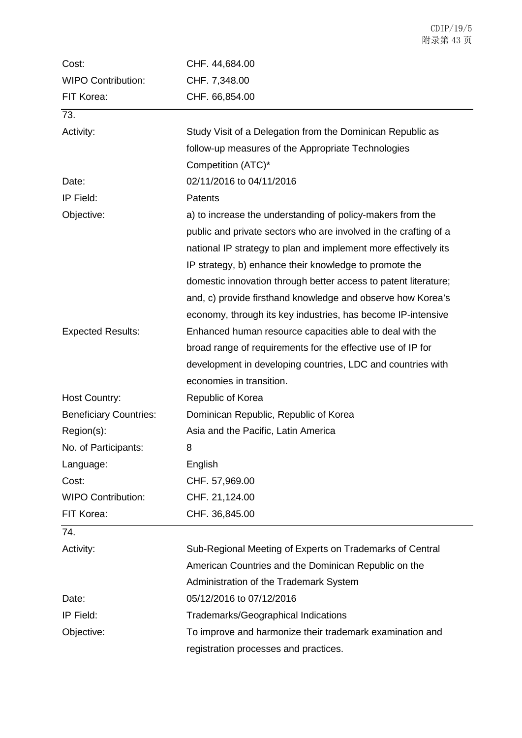| | |
|---|---|
| Cost: | CHF. 44,684.00 |
| WIPO Contribution: | CHF. 7,348.00 |
| FIT Korea: | CHF. 66,854.00 |

73.

| | |
|---|---|
| Activity: | Study Visit of a Delegation from the Dominican Republic as follow-up measures of the Appropriate Technologies Competition (ATC)* |
| Date: | 02/11/2016 to 04/11/2016 |
| IP Field: | Patents |
| Objective: | a) to increase the understanding of policy-makers from the public and private sectors who are involved in the crafting of a national IP strategy to plan and implement more effectively its IP strategy, b) enhance their knowledge to promote the domestic innovation through better access to patent literature; and, c) provide firsthand knowledge and observe how Korea's economy, through its key industries, has become IP-intensive |
| Expected Results: | Enhanced human resource capacities able to deal with the broad range of requirements for the effective use of IP for development in developing countries, LDC and countries with economies in transition. |
| Host Country: | Republic of Korea |
| Beneficiary Countries: | Dominican Republic, Republic of Korea |
| Region(s): | Asia and the Pacific, Latin America |
| No. of Participants: | 8 |
| Language: | English |
| Cost: | CHF. 57,969.00 |
| WIPO Contribution: | CHF. 21,124.00 |
| FIT Korea: | CHF. 36,845.00 |

74.

| | |
|---|---|
| Activity: | Sub-Regional Meeting of Experts on Trademarks of Central American Countries and the Dominican Republic on the Administration of the Trademark System |
| Date: | 05/12/2016 to 07/12/2016 |
| IP Field: | Trademarks/Geographical Indications |
| Objective: | To improve and harmonize their trademark examination and registration processes and practices. |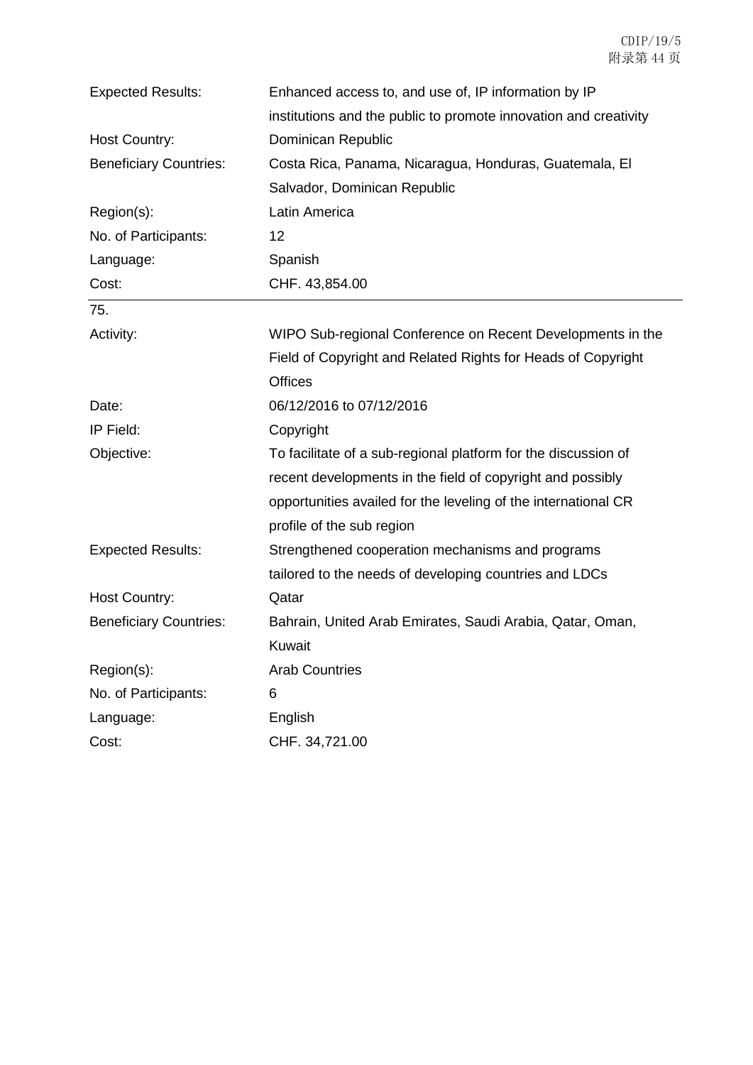| | |
|---|---|
| Expected Results: | Enhanced access to, and use of, IP information by IP institutions and the public to promote innovation and creativity |
| Host Country: | Dominican Republic |
| Beneficiary Countries: | Costa Rica, Panama, Nicaragua, Honduras, Guatemala, El Salvador, Dominican Republic |
| Region(s): | Latin America |
| No. of Participants: | 12 |
| Language: | Spanish |
| Cost: | CHF. 43,854.00 |

75.

| | |
|---|---|
| Activity: | WIPO Sub-regional Conference on Recent Developments in the Field of Copyright and Related Rights for Heads of Copyright Offices |
| Date: | 06/12/2016 to 07/12/2016 |
| IP Field: | Copyright |
| Objective: | To facilitate of a sub-regional platform for the discussion of recent developments in the field of copyright and possibly opportunities availed for the leveling of the international CR profile of the sub region |
| Expected Results: | Strengthened cooperation mechanisms and programs tailored to the needs of developing countries and LDCs |
| Host Country: | Qatar |
| Beneficiary Countries: | Bahrain, United Arab Emirates, Saudi Arabia, Qatar, Oman, Kuwait |
| Region(s): | Arab Countries |
| No. of Participants: | 6 |
| Language: | English |
| Cost: | CHF. 34,721.00 |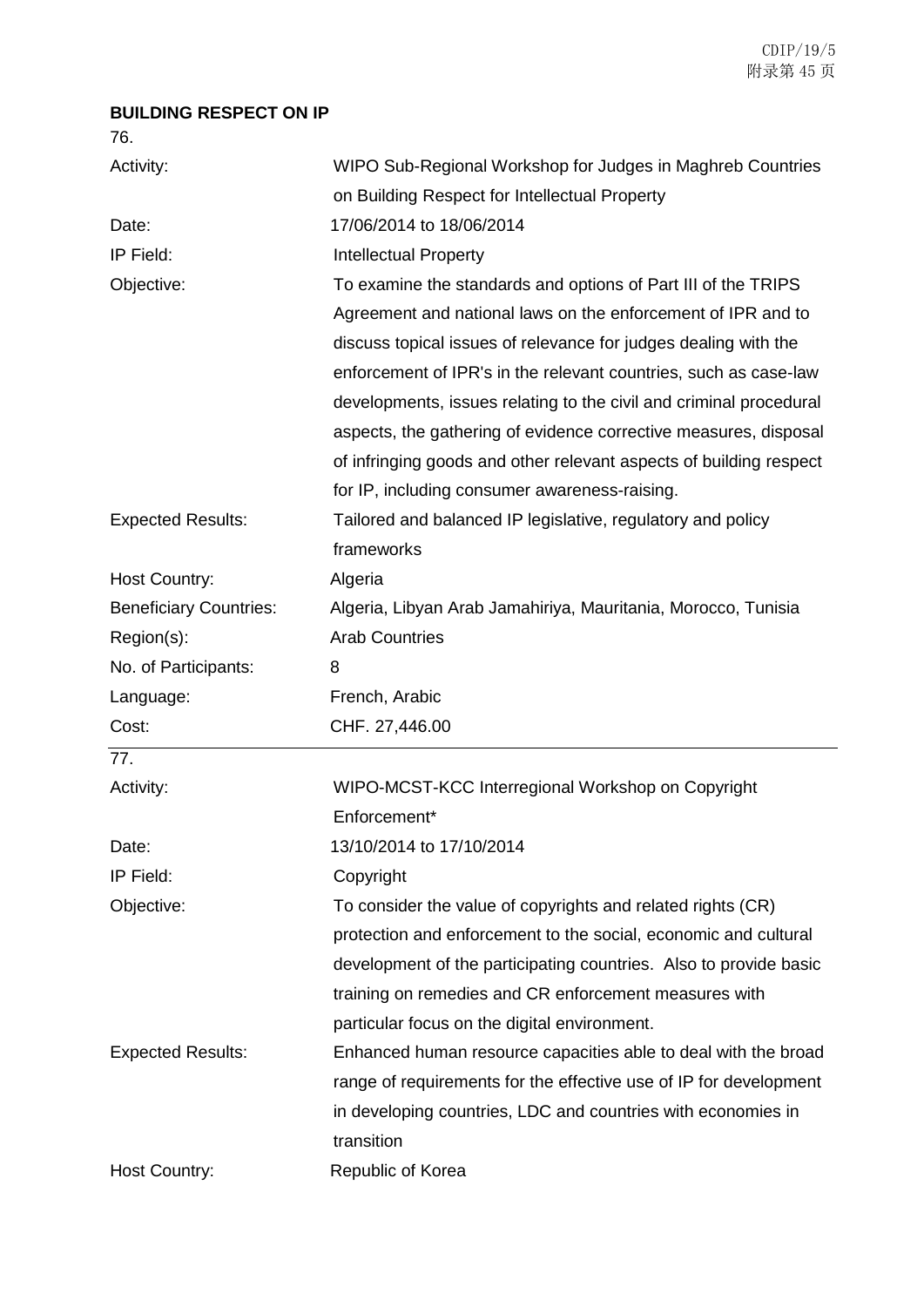**BUILDING RESPECT ON IP**

76.

| | |
|---|---|
| Activity: | WIPO Sub-Regional Workshop for Judges in Maghreb Countries on Building Respect for Intellectual Property |
| Date: | 17/06/2014 to 18/06/2014 |
| IP Field: | Intellectual Property |
| Objective: | To examine the standards and options of Part III of the TRIPS Agreement and national laws on the enforcement of IPR and to discuss topical issues of relevance for judges dealing with the enforcement of IPR's in the relevant countries, such as case-law developments, issues relating to the civil and criminal procedural aspects, the gathering of evidence corrective measures, disposal of infringing goods and other relevant aspects of building respect for IP, including consumer awareness-raising. |
| Expected Results: | Tailored and balanced IP legislative, regulatory and policy frameworks |
| Host Country: | Algeria |
| Beneficiary Countries: | Algeria, Libyan Arab Jamahiriya, Mauritania, Morocco, Tunisia |
| Region(s): | Arab Countries |
| No. of Participants: | 8 |
| Language: | French, Arabic |
| Cost: | CHF. 27,446.00 |

77.

| | |
|---|---|
| Activity: | WIPO-MCST-KCC Interregional Workshop on Copyright Enforcement* |
| Date: | 13/10/2014 to 17/10/2014 |
| IP Field: | Copyright |
| Objective: | To consider the value of copyrights and related rights (CR) protection and enforcement to the social, economic and cultural development of the participating countries. Also to provide basic training on remedies and CR enforcement measures with particular focus on the digital environment. |
| Expected Results: | Enhanced human resource capacities able to deal with the broad range of requirements for the effective use of IP for development in developing countries, LDC and countries with economies in transition |
| Host Country: | Republic of Korea |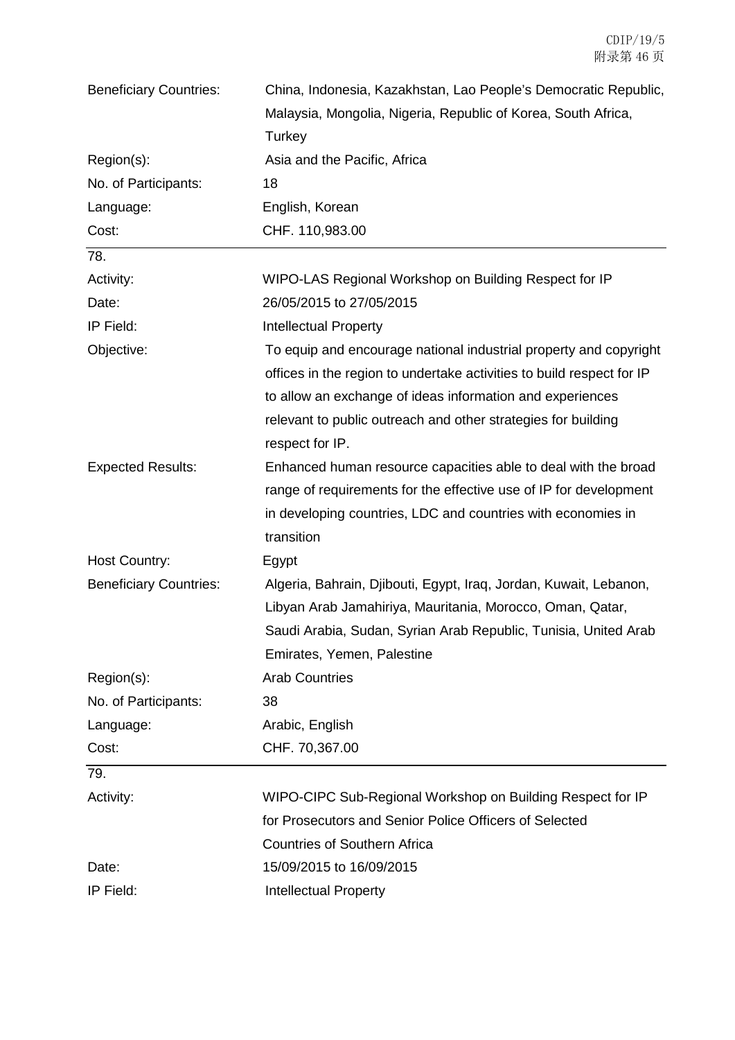| | |
|---|---|
| Beneficiary Countries: | China, Indonesia, Kazakhstan, Lao People's Democratic Republic, Malaysia, Mongolia, Nigeria, Republic of Korea, South Africa, Turkey |
| Region(s): | Asia and the Pacific, Africa |
| No. of Participants: | 18 |
| Language: | English, Korean |
| Cost: | CHF. 110,983.00 |

| | |
|---|---|
| 78. | |
| Activity: | WIPO-LAS Regional Workshop on Building Respect for IP |
| Date: | 26/05/2015 to 27/05/2015 |
| IP Field: | Intellectual Property |
| Objective: | To equip and encourage national industrial property and copyright offices in the region to undertake activities to build respect for IP to allow an exchange of ideas information and experiences relevant to public outreach and other strategies for building respect for IP. |
| Expected Results: | Enhanced human resource capacities able to deal with the broad range of requirements for the effective use of IP for development in developing countries, LDC and countries with economies in transition |
| Host Country: | Egypt |
| Beneficiary Countries: | Algeria, Bahrain, Djibouti, Egypt, Iraq, Jordan, Kuwait, Lebanon, Libyan Arab Jamahiriya, Mauritania, Morocco, Oman, Qatar, Saudi Arabia, Sudan, Syrian Arab Republic, Tunisia, United Arab Emirates, Yemen, Palestine |
| Region(s): | Arab Countries |
| No. of Participants: | 38 |
| Language: | Arabic, English |
| Cost: | CHF. 70,367.00 |

| | |
|---|---|
| 79. | |
| Activity: | WIPO-CIPC Sub-Regional Workshop on Building Respect for IP for Prosecutors and Senior Police Officers of Selected Countries of Southern Africa |
| Date: | 15/09/2015 to 16/09/2015 |
| IP Field: | Intellectual Property |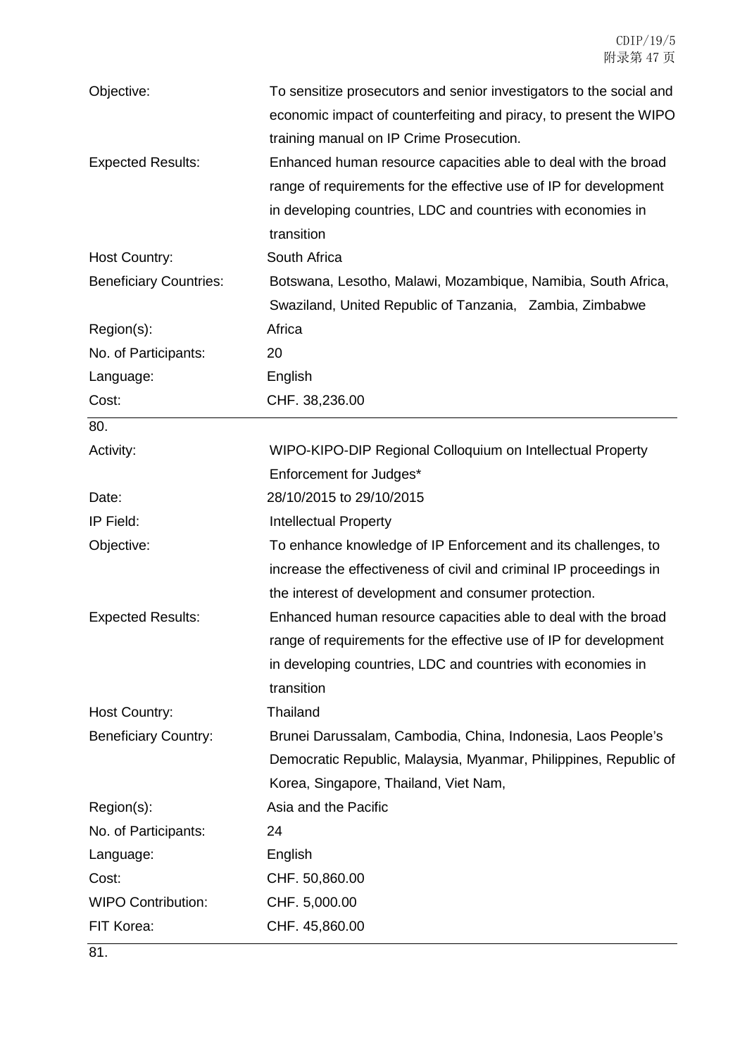| | |
|---|---|
| Objective: | To sensitize prosecutors and senior investigators to the social and economic impact of counterfeiting and piracy, to present the WIPO training manual on IP Crime Prosecution. |
| Expected Results: | Enhanced human resource capacities able to deal with the broad range of requirements for the effective use of IP for development in developing countries, LDC and countries with economies in transition |
| Host Country: | South Africa |
| Beneficiary Countries: | Botswana, Lesotho, Malawi, Mozambique, Namibia, South Africa, Swaziland, United Republic of Tanzania, Zambia, Zimbabwe |
| Region(s): | Africa |
| No. of Participants: | 20 |
| Language: | English |
| Cost: | CHF. 38,236.00 |

80.

| | |
|---|---|
| Activity: | WIPO-KIPO-DIP Regional Colloquium on Intellectual Property Enforcement for Judges* |
| Date: | 28/10/2015 to 29/10/2015 |
| IP Field: | Intellectual Property |
| Objective: | To enhance knowledge of IP Enforcement and its challenges, to increase the effectiveness of civil and criminal IP proceedings in the interest of development and consumer protection. |
| Expected Results: | Enhanced human resource capacities able to deal with the broad range of requirements for the effective use of IP for development in developing countries, LDC and countries with economies in transition |
| Host Country: | Thailand |
| Beneficiary Country: | Brunei Darussalam, Cambodia, China, Indonesia, Laos People's Democratic Republic, Malaysia, Myanmar, Philippines, Republic of Korea, Singapore, Thailand, Viet Nam, |
| Region(s): | Asia and the Pacific |
| No. of Participants: | 24 |
| Language: | English |
| Cost: | CHF. 50,860.00 |
| WIPO Contribution: | CHF. 5,000.00 |
| FIT Korea: | CHF. 45,860.00 |

81.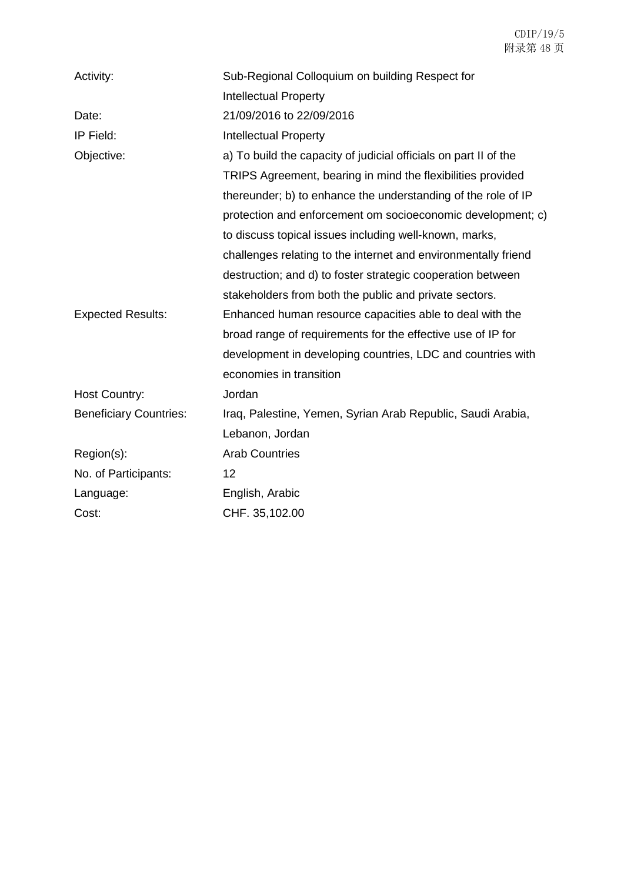| | |
|---|---|
| Activity: | Sub-Regional Colloquium on building Respect for Intellectual Property |
| Date: | 21/09/2016 to 22/09/2016 |
| IP Field: | Intellectual Property |
| Objective: | a) To build the capacity of judicial officials on part II of the TRIPS Agreement, bearing in mind the flexibilities provided thereunder; b) to enhance the understanding of the role of IP protection and enforcement om socioeconomic development; c) to discuss topical issues including well-known, marks, challenges relating to the internet and environmentally friend destruction; and d) to foster strategic cooperation between stakeholders from both the public and private sectors. |
| Expected Results: | Enhanced human resource capacities able to deal with the broad range of requirements for the effective use of IP for development in developing countries, LDC and countries with economies in transition |
| Host Country: | Jordan |
| Beneficiary Countries: | Iraq, Palestine, Yemen, Syrian Arab Republic, Saudi Arabia, Lebanon, Jordan |
| Region(s): | Arab Countries |
| No. of Participants: | 12 |
| Language: | English, Arabic |
| Cost: | CHF. 35,102.00 |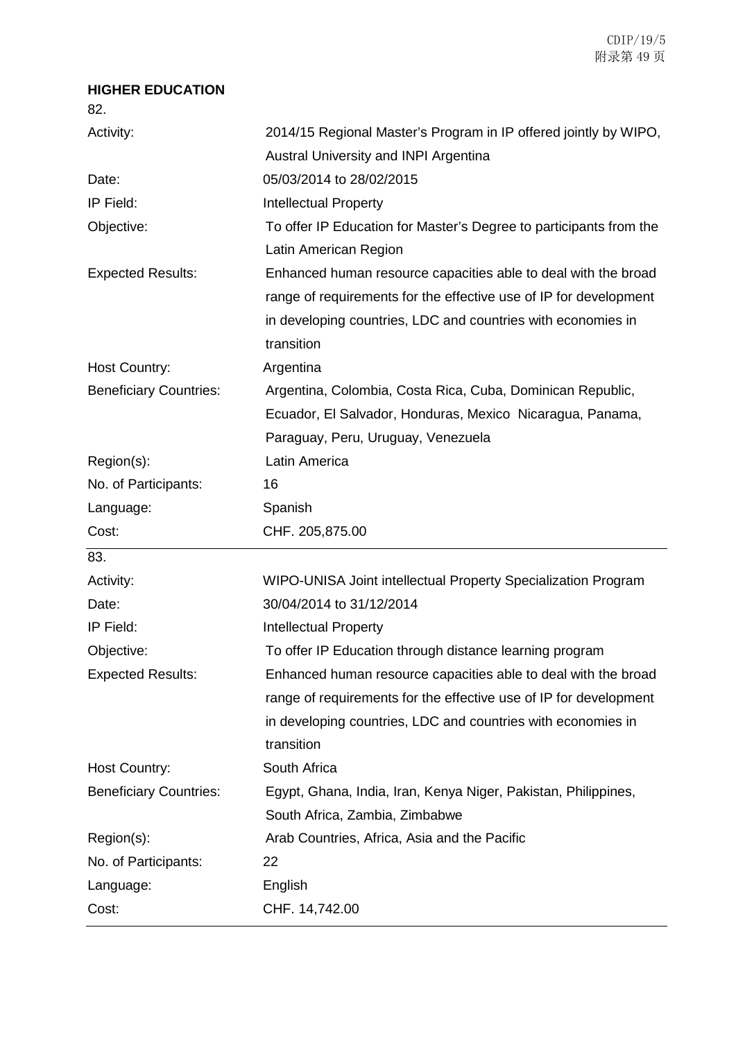**HIGHER EDUCATION**

82.

| | |
|---|---|
| Activity: | 2014/15 Regional Master's Program in IP offered jointly by WIPO, Austral University and INPI Argentina |
| Date: | 05/03/2014 to 28/02/2015 |
| IP Field: | Intellectual Property |
| Objective: | To offer IP Education for Master's Degree to participants from the Latin American Region |
| Expected Results: | Enhanced human resource capacities able to deal with the broad range of requirements for the effective use of IP for development in developing countries, LDC and countries with economies in transition |
| Host Country: | Argentina |
| Beneficiary Countries: | Argentina, Colombia, Costa Rica, Cuba, Dominican Republic, Ecuador, El Salvador, Honduras, Mexico Nicaragua, Panama, Paraguay, Peru, Uruguay, Venezuela |
| Region(s): | Latin America |
| No. of Participants: | 16 |
| Language: | Spanish |
| Cost: | CHF. 205,875.00 |

83.

| | |
|---|---|
| Activity: | WIPO-UNISA Joint intellectual Property Specialization Program |
| Date: | 30/04/2014 to 31/12/2014 |
| IP Field: | Intellectual Property |
| Objective: | To offer IP Education through distance learning program |
| Expected Results: | Enhanced human resource capacities able to deal with the broad range of requirements for the effective use of IP for development in developing countries, LDC and countries with economies in transition |
| Host Country: | South Africa |
| Beneficiary Countries: | Egypt, Ghana, India, Iran, Kenya Niger, Pakistan, Philippines, South Africa, Zambia, Zimbabwe |
| Region(s): | Arab Countries, Africa, Asia and the Pacific |
| No. of Participants: | 22 |
| Language: | English |
| Cost: | CHF. 14,742.00 |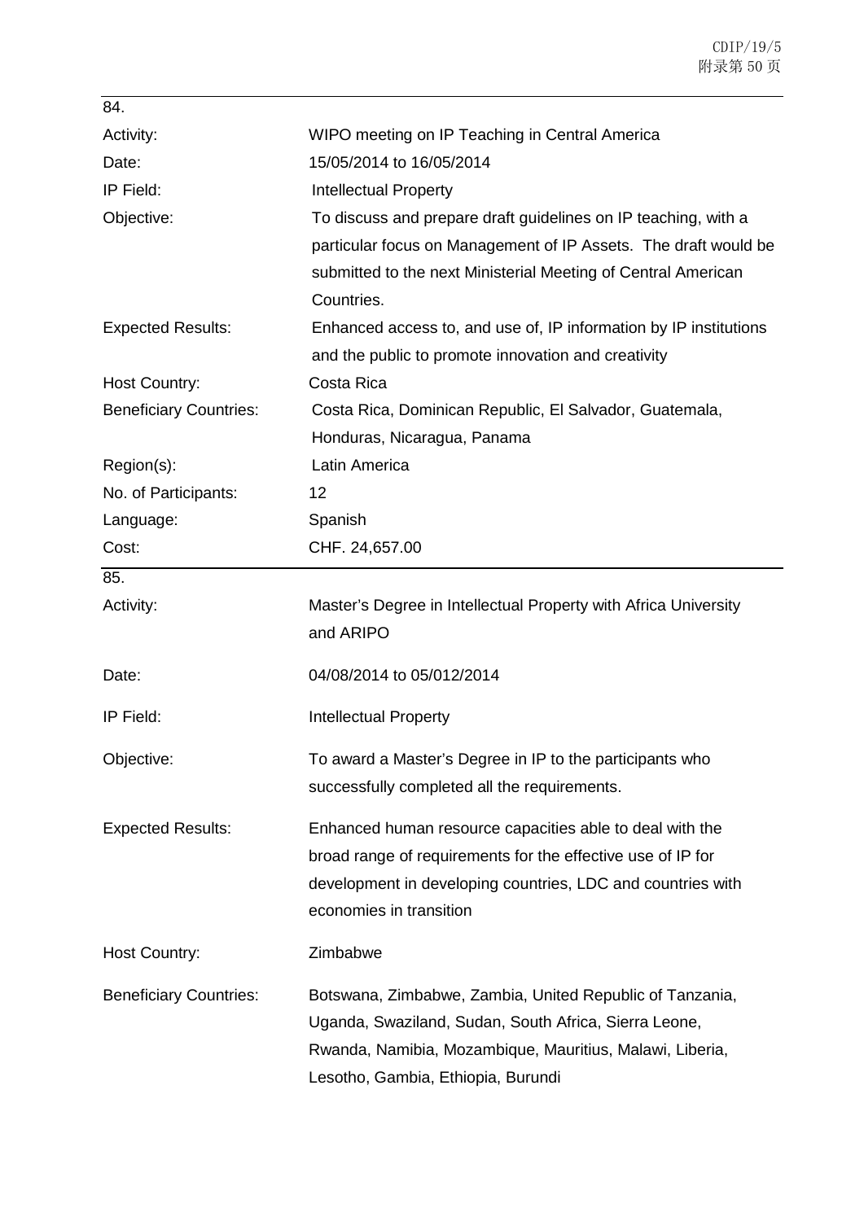84.

| | |
|---|---|
| Activity: | WIPO meeting on IP Teaching in Central America |
| Date: | 15/05/2014 to 16/05/2014 |
| IP Field: | Intellectual Property |
| Objective: | To discuss and prepare draft guidelines on IP teaching, with a particular focus on Management of IP Assets. The draft would be submitted to the next Ministerial Meeting of Central American Countries. |
| Expected Results: | Enhanced access to, and use of, IP information by IP institutions and the public to promote innovation and creativity |
| Host Country: | Costa Rica |
| Beneficiary Countries: | Costa Rica, Dominican Republic, El Salvador, Guatemala, Honduras, Nicaragua, Panama |
| Region(s): | Latin America |
| No. of Participants: | 12 |
| Language: | Spanish |
| Cost: | CHF. 24,657.00 |

85.

| | |
|---|---|
| Activity: | Master's Degree in Intellectual Property with Africa University and ARIPO |
| Date: | 04/08/2014 to 05/012/2014 |
| IP Field: | Intellectual Property |
| Objective: | To award a Master's Degree in IP to the participants who successfully completed all the requirements. |
| Expected Results: | Enhanced human resource capacities able to deal with the broad range of requirements for the effective use of IP for development in developing countries, LDC and countries with economies in transition |
| Host Country: | Zimbabwe |
| Beneficiary Countries: | Botswana, Zimbabwe, Zambia, United Republic of Tanzania, Uganda, Swaziland, Sudan, South Africa, Sierra Leone, Rwanda, Namibia, Mozambique, Mauritius, Malawi, Liberia, Lesotho, Gambia, Ethiopia, Burundi |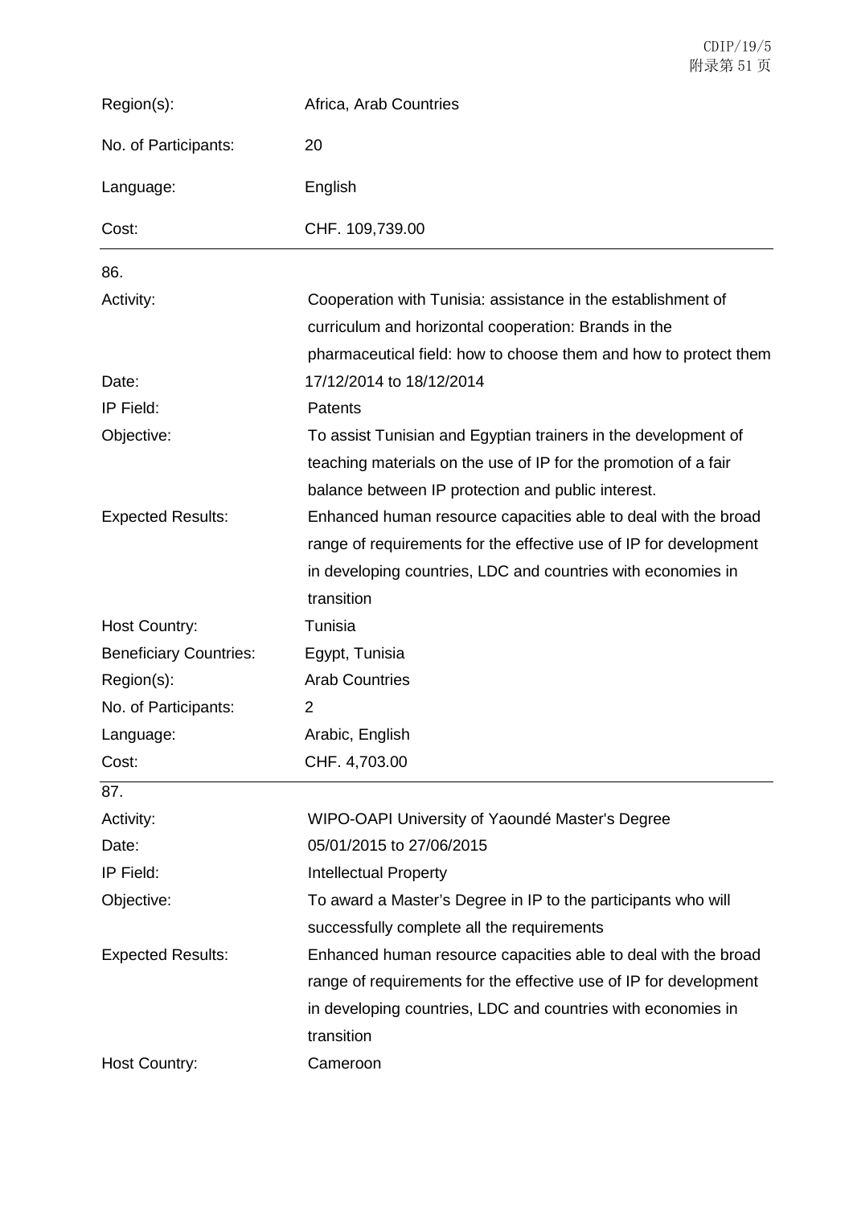| | |
|---|---|
| Region(s): | Africa, Arab Countries |
| No. of Participants: | 20 |
| Language: | English |
| Cost: | CHF. 109,739.00 |

86.

| | |
|---|---|
| Activity: | Cooperation with Tunisia: assistance in the establishment of curriculum and horizontal cooperation: Brands in the pharmaceutical field: how to choose them and how to protect them |
| Date: | 17/12/2014 to 18/12/2014 |
| IP Field: | Patents |
| Objective: | To assist Tunisian and Egyptian trainers in the development of teaching materials on the use of IP for the promotion of a fair balance between IP protection and public interest. |
| Expected Results: | Enhanced human resource capacities able to deal with the broad range of requirements for the effective use of IP for development in developing countries, LDC and countries with economies in transition |
| Host Country: | Tunisia |
| Beneficiary Countries: | Egypt, Tunisia |
| Region(s): | Arab Countries |
| No. of Participants: | 2 |
| Language: | Arabic, English |
| Cost: | CHF. 4,703.00 |

87.

| | |
|---|---|
| Activity: | WIPO-OAPI University of Yaoundé Master's Degree |
| Date: | 05/01/2015 to 27/06/2015 |
| IP Field: | Intellectual Property |
| Objective: | To award a Master's Degree in IP to the participants who will successfully complete all the requirements |
| Expected Results: | Enhanced human resource capacities able to deal with the broad range of requirements for the effective use of IP for development in developing countries, LDC and countries with economies in transition |
| Host Country: | Cameroon |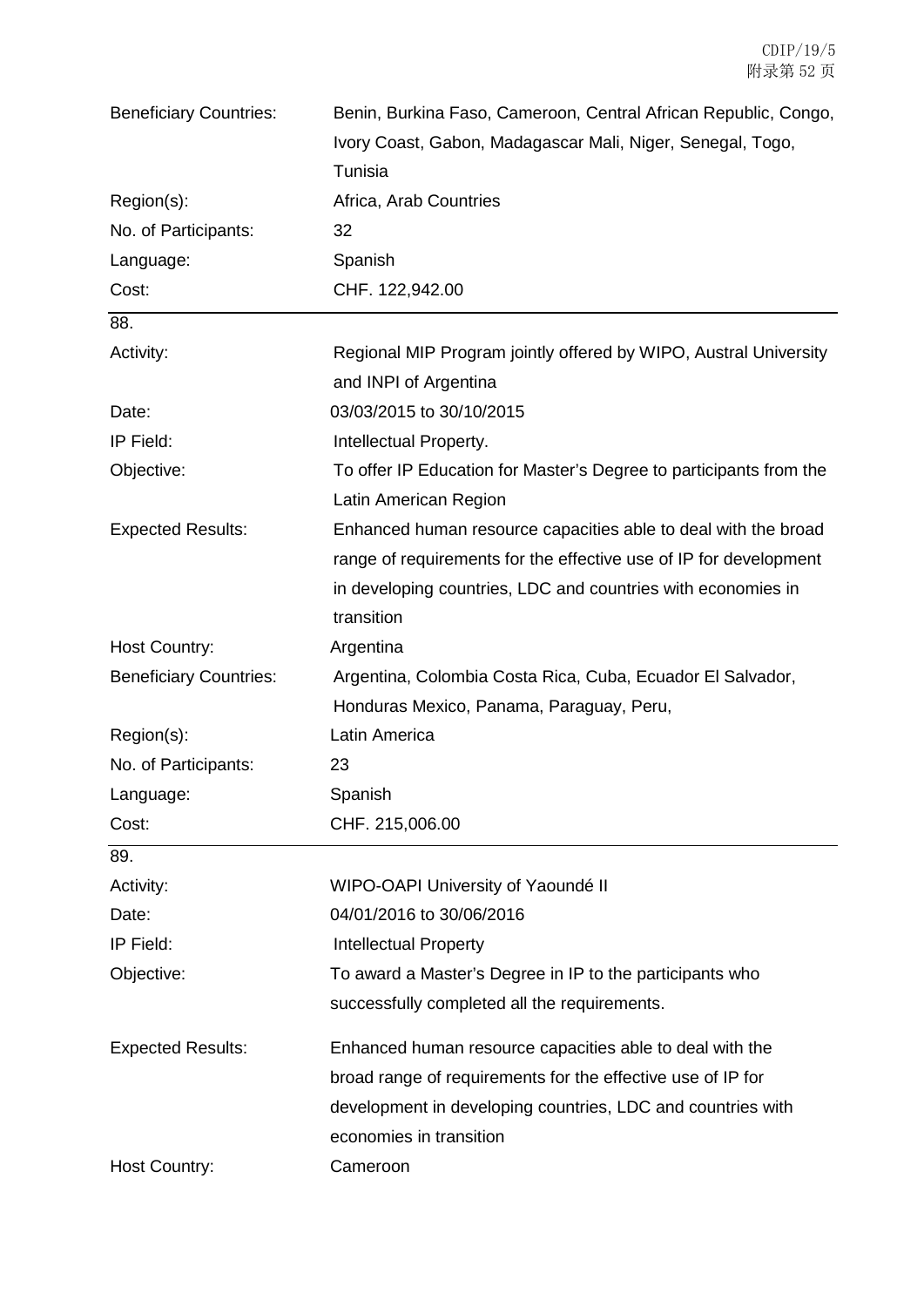| | |
|---|---|
| Beneficiary Countries: | Benin, Burkina Faso, Cameroon, Central African Republic, Congo, Ivory Coast, Gabon, Madagascar Mali, Niger, Senegal, Togo, Tunisia |
| Region(s): | Africa, Arab Countries |
| No. of Participants: | 32 |
| Language: | Spanish |
| Cost: | CHF. 122,942.00 |

88.

| | |
|---|---|
| Activity: | Regional MIP Program jointly offered by WIPO, Austral University and INPI of Argentina |
| Date: | 03/03/2015 to 30/10/2015 |
| IP Field: | Intellectual Property. |
| Objective: | To offer IP Education for Master's Degree to participants from the Latin American Region |
| Expected Results: | Enhanced human resource capacities able to deal with the broad range of requirements for the effective use of IP for development in developing countries, LDC and countries with economies in transition |
| Host Country: | Argentina |
| Beneficiary Countries: | Argentina, Colombia Costa Rica, Cuba, Ecuador El Salvador, Honduras Mexico, Panama, Paraguay, Peru, |
| Region(s): | Latin America |
| No. of Participants: | 23 |
| Language: | Spanish |
| Cost: | CHF. 215,006.00 |

89.

| | |
|---|---|
| Activity: | WIPO-OAPI University of Yaoundé II |
| Date: | 04/01/2016 to 30/06/2016 |
| IP Field: | Intellectual Property |
| Objective: | To award a Master's Degree in IP to the participants who successfully completed all the requirements. |
| Expected Results: | Enhanced human resource capacities able to deal with the broad range of requirements for the effective use of IP for development in developing countries, LDC and countries with economies in transition |
| Host Country: | Cameroon |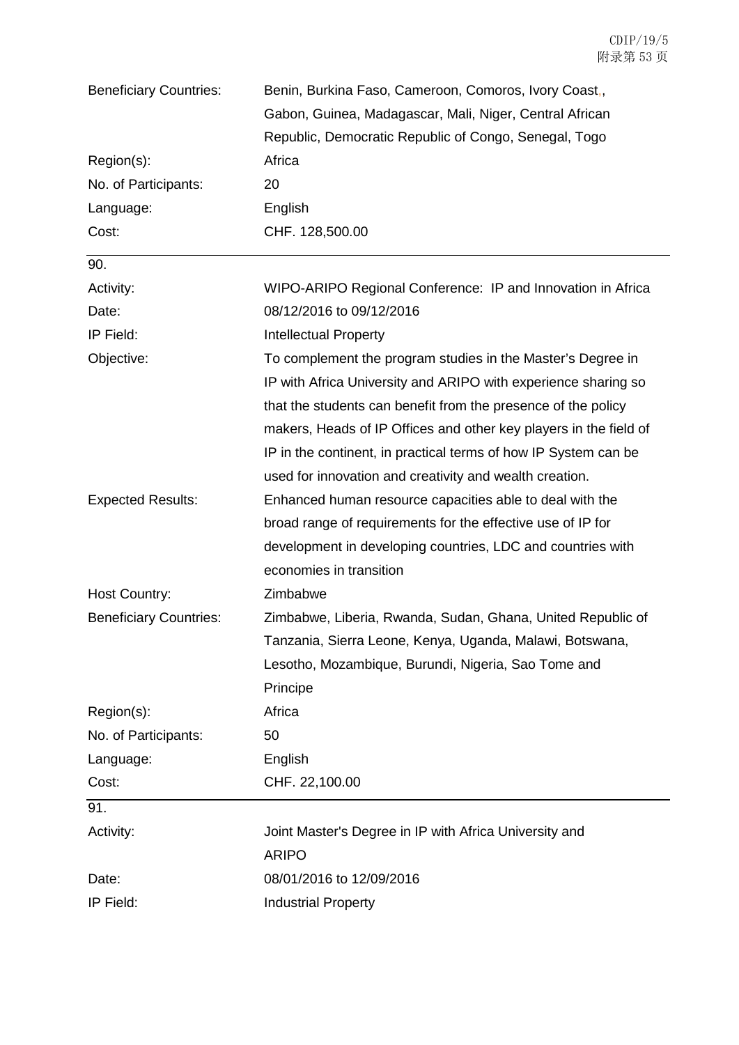| | |
|---|---|
| Beneficiary Countries: | Benin, Burkina Faso, Cameroon, Comoros, Ivory Coast, , Gabon, Guinea, Madagascar, Mali, Niger, Central African Republic, Democratic Republic of Congo, Senegal, Togo |
| Region(s): | Africa |
| No. of Participants: | 20 |
| Language: | English |
| Cost: | CHF. 128,500.00 |

90.

| | |
|---|---|
| Activity: | WIPO-ARIPO Regional Conference: IP and Innovation in Africa |
| Date: | 08/12/2016 to 09/12/2016 |
| IP Field: | Intellectual Property |
| Objective: | To complement the program studies in the Master's Degree in IP with Africa University and ARIPO with experience sharing so that the students can benefit from the presence of the policy makers, Heads of IP Offices and other key players in the field of IP in the continent, in practical terms of how IP System can be used for innovation and creativity and wealth creation. |
| Expected Results: | Enhanced human resource capacities able to deal with the broad range of requirements for the effective use of IP for development in developing countries, LDC and countries with economies in transition |
| Host Country: | Zimbabwe |
| Beneficiary Countries: | Zimbabwe, Liberia, Rwanda, Sudan, Ghana, United Republic of Tanzania, Sierra Leone, Kenya, Uganda, Malawi, Botswana, Lesotho, Mozambique, Burundi, Nigeria, Sao Tome and Principe |
| Region(s): | Africa |
| No. of Participants: | 50 |
| Language: | English |
| Cost: | CHF. 22,100.00 |

91.

| | |
|---|---|
| Activity: | Joint Master's Degree in IP with Africa University and ARIPO |
| Date: | 08/01/2016 to 12/09/2016 |
| IP Field: | Industrial Property |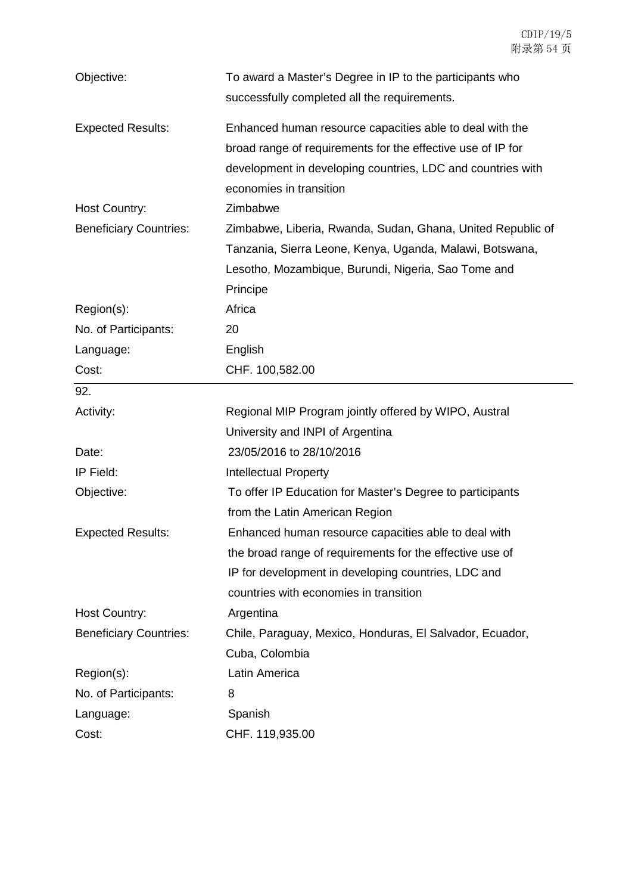| | |
|---|---|
| Objective: | To award a Master's Degree in IP to the participants who successfully completed all the requirements. |
| Expected Results: | Enhanced human resource capacities able to deal with the broad range of requirements for the effective use of IP for development in developing countries, LDC and countries with economies in transition |
| Host Country: | Zimbabwe |
| Beneficiary Countries: | Zimbabwe, Liberia, Rwanda, Sudan, Ghana, United Republic of Tanzania, Sierra Leone, Kenya, Uganda, Malawi, Botswana, Lesotho, Mozambique, Burundi, Nigeria, Sao Tome and Principe |
| Region(s): | Africa |
| No. of Participants: | 20 |
| Language: | English |
| Cost: | CHF. 100,582.00 |

92.

| | |
|---|---|
| Activity: | Regional MIP Program jointly offered by WIPO, Austral University and INPI of Argentina |
| Date: | 23/05/2016 to 28/10/2016 |
| IP Field: | Intellectual Property |
| Objective: | To offer IP Education for Master's Degree to participants from the Latin American Region |
| Expected Results: | Enhanced human resource capacities able to deal with the broad range of requirements for the effective use of IP for development in developing countries, LDC and countries with economies in transition |
| Host Country: | Argentina |
| Beneficiary Countries: | Chile, Paraguay, Mexico, Honduras, El Salvador, Ecuador, Cuba, Colombia |
| Region(s): | Latin America |
| No. of Participants: | 8 |
| Language: | Spanish |
| Cost: | CHF. 119,935.00 |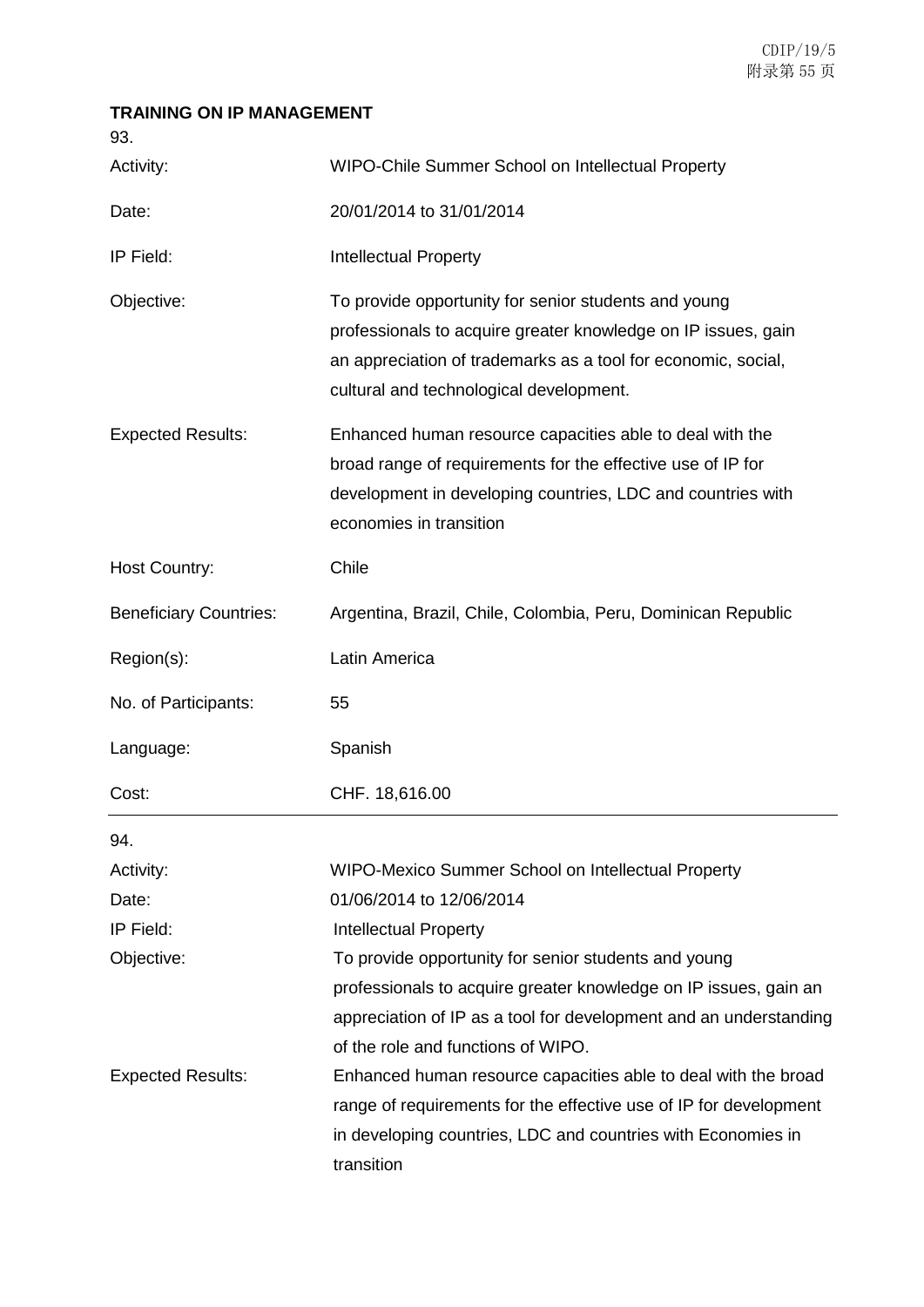**TRAINING ON IP MANAGEMENT**

93.

| | |
|---|---|
| Activity: | WIPO-Chile Summer School on Intellectual Property |
| Date: | 20/01/2014 to 31/01/2014 |
| IP Field: | Intellectual Property |
| Objective: | To provide opportunity for senior students and young professionals to acquire greater knowledge on IP issues, gain an appreciation of trademarks as a tool for economic, social, cultural and technological development. |
| Expected Results: | Enhanced human resource capacities able to deal with the broad range of requirements for the effective use of IP for development in developing countries, LDC and countries with economies in transition |
| Host Country: | Chile |
| Beneficiary Countries: | Argentina, Brazil, Chile, Colombia, Peru, Dominican Republic |
| Region(s): | Latin America |
| No. of Participants: | 55 |
| Language: | Spanish |
| Cost: | CHF. 18,616.00 |

94.

| | |
|---|---|
| Activity: | WIPO-Mexico Summer School on Intellectual Property |
| Date: | 01/06/2014 to 12/06/2014 |
| IP Field: | Intellectual Property |
| Objective: | To provide opportunity for senior students and young professionals to acquire greater knowledge on IP issues, gain an appreciation of IP as a tool for development and an understanding of the role and functions of WIPO. |
| Expected Results: | Enhanced human resource capacities able to deal with the broad range of requirements for the effective use of IP for development in developing countries, LDC and countries with Economies in transition |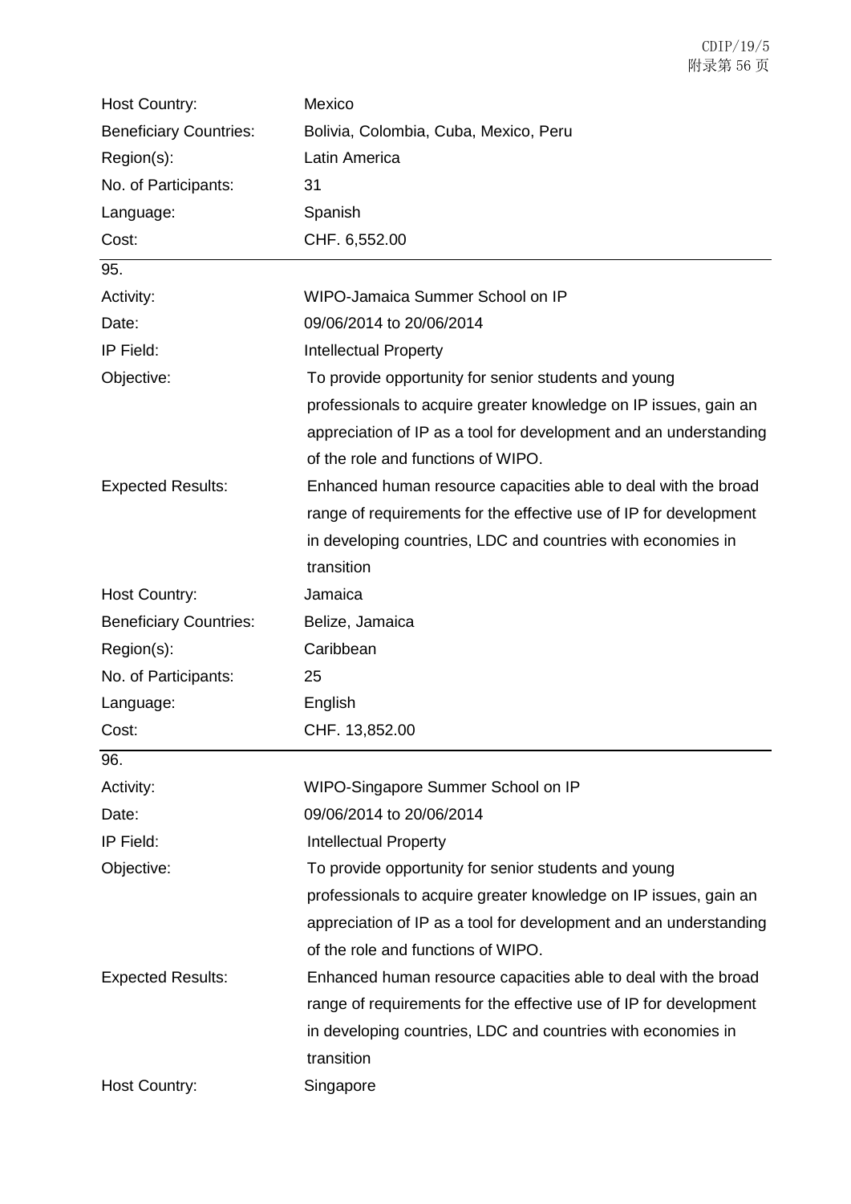| | |
|---|---|
| Host Country: | Mexico |
| Beneficiary Countries: | Bolivia, Colombia, Cuba, Mexico, Peru |
| Region(s): | Latin America |
| No. of Participants: | 31 |
| Language: | Spanish |
| Cost: | CHF. 6,552.00 |

95.

| | |
|---|---|
| Activity: | WIPO-Jamaica Summer School on IP |
| Date: | 09/06/2014 to 20/06/2014 |
| IP Field: | Intellectual Property |
| Objective: | To provide opportunity for senior students and young professionals to acquire greater knowledge on IP issues, gain an appreciation of IP as a tool for development and an understanding of the role and functions of WIPO. |
| Expected Results: | Enhanced human resource capacities able to deal with the broad range of requirements for the effective use of IP for development in developing countries, LDC and countries with economies in transition |
| Host Country: | Jamaica |
| Beneficiary Countries: | Belize, Jamaica |
| Region(s): | Caribbean |
| No. of Participants: | 25 |
| Language: | English |
| Cost: | CHF. 13,852.00 |

96.

| | |
|---|---|
| Activity: | WIPO-Singapore Summer School on IP |
| Date: | 09/06/2014 to 20/06/2014 |
| IP Field: | Intellectual Property |
| Objective: | To provide opportunity for senior students and young professionals to acquire greater knowledge on IP issues, gain an appreciation of IP as a tool for development and an understanding of the role and functions of WIPO. |
| Expected Results: | Enhanced human resource capacities able to deal with the broad range of requirements for the effective use of IP for development in developing countries, LDC and countries with economies in transition |
| Host Country: | Singapore |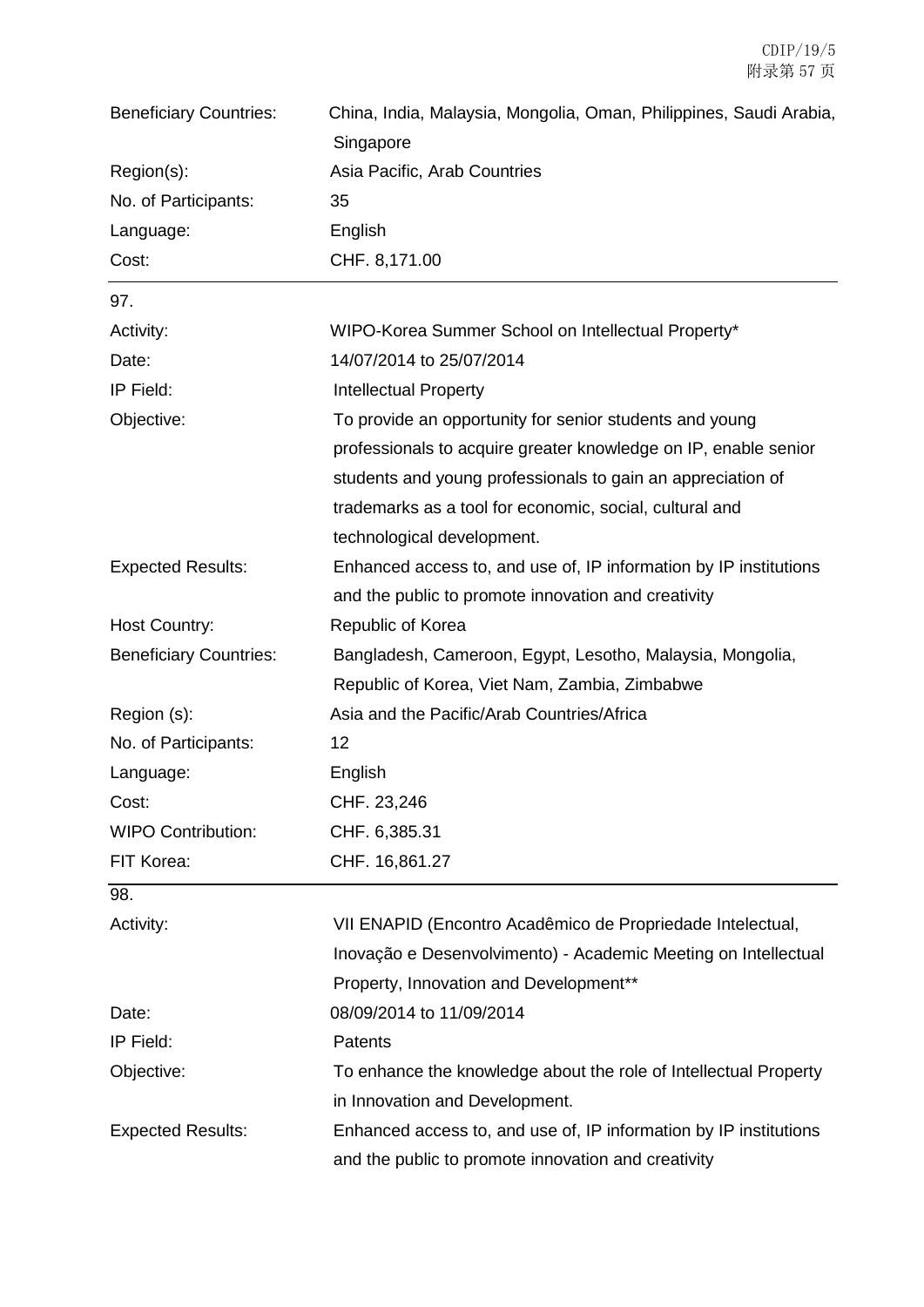| | |
|---|---|
| Beneficiary Countries: | China, India, Malaysia, Mongolia, Oman, Philippines, Saudi Arabia, Singapore |
| Region(s): | Asia Pacific, Arab Countries |
| No. of Participants: | 35 |
| Language: | English |
| Cost: | CHF. 8,171.00 |

97.

| | |
|---|---|
| Activity: | WIPO-Korea Summer School on Intellectual Property* |
| Date: | 14/07/2014 to 25/07/2014 |
| IP Field: | Intellectual Property |
| Objective: | To provide an opportunity for senior students and young professionals to acquire greater knowledge on IP, enable senior students and young professionals to gain an appreciation of trademarks as a tool for economic, social, cultural and technological development. |
| Expected Results: | Enhanced access to, and use of, IP information by IP institutions and the public to promote innovation and creativity |
| Host Country: | Republic of Korea |
| Beneficiary Countries: | Bangladesh, Cameroon, Egypt, Lesotho, Malaysia, Mongolia, Republic of Korea, Viet Nam, Zambia, Zimbabwe |
| Region (s): | Asia and the Pacific/Arab Countries/Africa |
| No. of Participants: | 12 |
| Language: | English |
| Cost: | CHF. 23,246 |
| WIPO Contribution: | CHF. 6,385.31 |
| FIT Korea: | CHF. 16,861.27 |

98.

| | |
|---|---|
| Activity: | VII ENAPID (Encontro Acadêmico de Propriedade Intelectual, Inovação e Desenvolvimento) - Academic Meeting on Intellectual Property, Innovation and Development** |
| Date: | 08/09/2014 to 11/09/2014 |
| IP Field: | Patents |
| Objective: | To enhance the knowledge about the role of Intellectual Property in Innovation and Development. |
| Expected Results: | Enhanced access to, and use of, IP information by IP institutions and the public to promote innovation and creativity |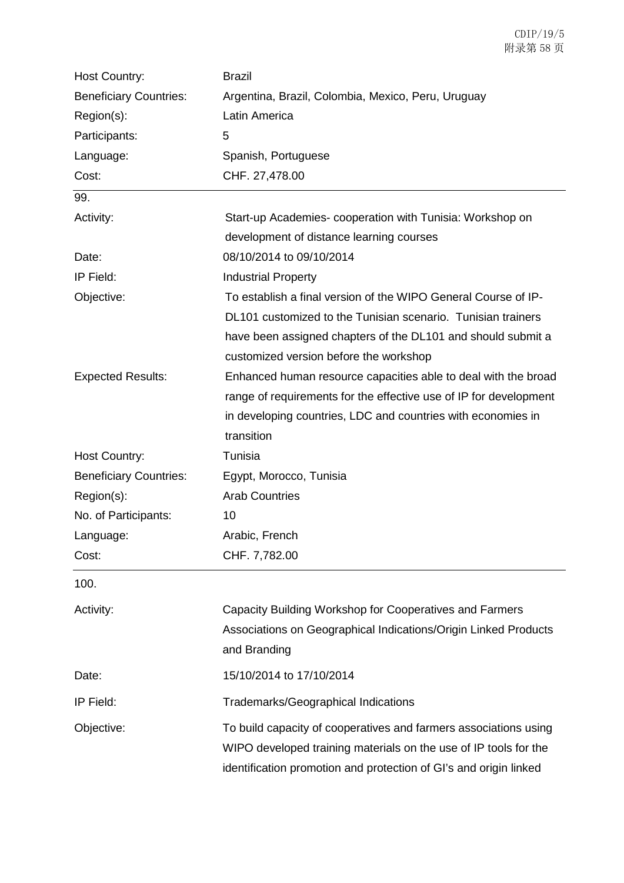| | |
|---|---|
| Host Country: | Brazil |
| Beneficiary Countries: | Argentina, Brazil, Colombia, Mexico, Peru, Uruguay |
| Region(s): | Latin America |
| Participants: | 5 |
| Language: | Spanish, Portuguese |
| Cost: | CHF. 27,478.00 |

99.

| | |
|---|---|
| Activity: | Start-up Academies- cooperation with Tunisia: Workshop on development of distance learning courses |
| Date: | 08/10/2014 to 09/10/2014 |
| IP Field: | Industrial Property |
| Objective: | To establish a final version of the WIPO General Course of IP-DL101 customized to the Tunisian scenario. Tunisian trainers have been assigned chapters of the DL101 and should submit a customized version before the workshop |
| Expected Results: | Enhanced human resource capacities able to deal with the broad range of requirements for the effective use of IP for development in developing countries, LDC and countries with economies in transition |
| Host Country: | Tunisia |
| Beneficiary Countries: | Egypt, Morocco, Tunisia |
| Region(s): | Arab Countries |
| No. of Participants: | 10 |
| Language: | Arabic, French |
| Cost: | CHF. 7,782.00 |

100.

| | |
|---|---|
| Activity: | Capacity Building Workshop for Cooperatives and Farmers Associations on Geographical Indications/Origin Linked Products and Branding |
| Date: | 15/10/2014 to 17/10/2014 |
| IP Field: | Trademarks/Geographical Indications |
| Objective: | To build capacity of cooperatives and farmers associations using WIPO developed training materials on the use of IP tools for the identification promotion and protection of GI's and origin linked |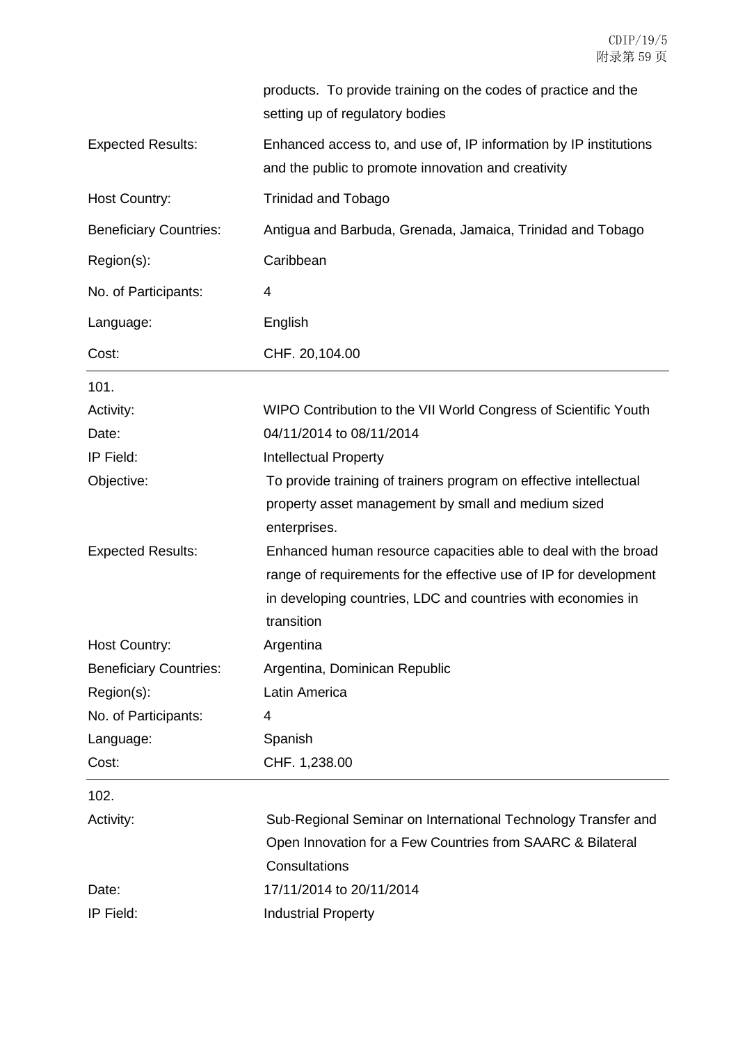| | |
|---|---|
| | products. To provide training on the codes of practice and the setting up of regulatory bodies |
| Expected Results: | Enhanced access to, and use of, IP information by IP institutions and the public to promote innovation and creativity |
| Host Country: | Trinidad and Tobago |
| Beneficiary Countries: | Antigua and Barbuda, Grenada, Jamaica, Trinidad and Tobago |
| Region(s): | Caribbean |
| No. of Participants: | 4 |
| Language: | English |
| Cost: | CHF. 20,104.00 |

---

101.

| | |
|---|---|
| Activity: | WIPO Contribution to the VII World Congress of Scientific Youth |
| Date: | 04/11/2014 to 08/11/2014 |
| IP Field: | Intellectual Property |
| Objective: | To provide training of trainers program on effective intellectual property asset management by small and medium sized enterprises. |
| Expected Results: | Enhanced human resource capacities able to deal with the broad range of requirements for the effective use of IP for development in developing countries, LDC and countries with economies in transition |
| Host Country: | Argentina |
| Beneficiary Countries: | Argentina, Dominican Republic |
| Region(s): | Latin America |
| No. of Participants: | 4 |
| Language: | Spanish |
| Cost: | CHF. 1,238.00 |

---

102.

| | |
|---|---|
| Activity: | Sub-Regional Seminar on International Technology Transfer and Open Innovation for a Few Countries from SAARC & Bilateral Consultations |
| Date: | 17/11/2014 to 20/11/2014 |
| IP Field: | Industrial Property |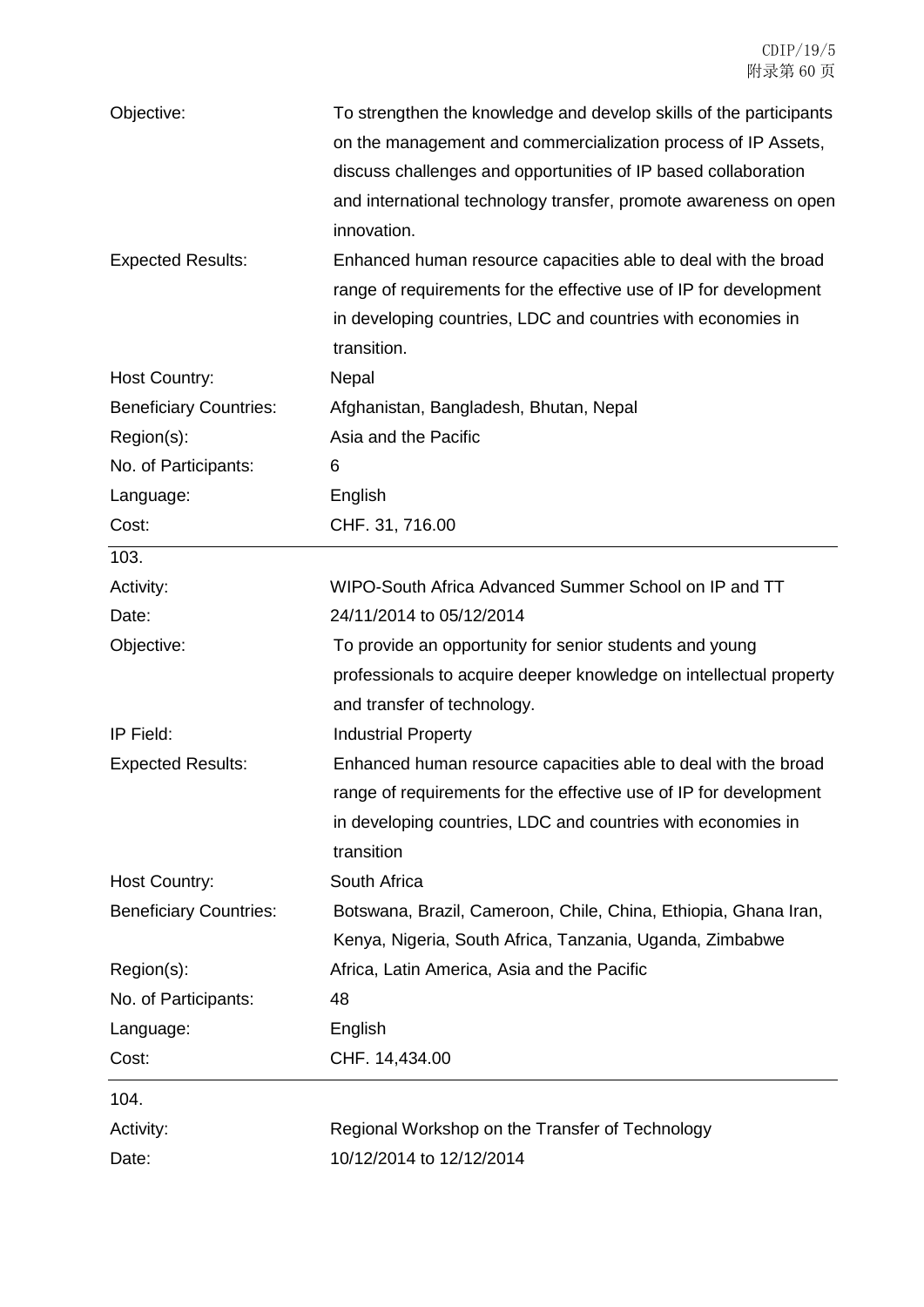| | |
|---|---|
| Objective: | To strengthen the knowledge and develop skills of the participants on the management and commercialization process of IP Assets, discuss challenges and opportunities of IP based collaboration and international technology transfer, promote awareness on open innovation. |
| Expected Results: | Enhanced human resource capacities able to deal with the broad range of requirements for the effective use of IP for development in developing countries, LDC and countries with economies in transition. |
| Host Country: | Nepal |
| Beneficiary Countries: | Afghanistan, Bangladesh, Bhutan, Nepal |
| Region(s): | Asia and the Pacific |
| No. of Participants: | 6 |
| Language: | English |
| Cost: | CHF. 31, 716.00 |

103.

| | |
|---|---|
| Activity: | WIPO-South Africa Advanced Summer School on IP and TT |
| Date: | 24/11/2014 to 05/12/2014 |
| Objective: | To provide an opportunity for senior students and young professionals to acquire deeper knowledge on intellectual property and transfer of technology. |
| IP Field: | Industrial Property |
| Expected Results: | Enhanced human resource capacities able to deal with the broad range of requirements for the effective use of IP for development in developing countries, LDC and countries with economies in transition |
| Host Country: | South Africa |
| Beneficiary Countries: | Botswana, Brazil, Cameroon, Chile, China, Ethiopia, Ghana Iran, Kenya, Nigeria, South Africa, Tanzania, Uganda, Zimbabwe |
| Region(s): | Africa, Latin America, Asia and the Pacific |
| No. of Participants: | 48 |
| Language: | English |
| Cost: | CHF. 14,434.00 |

104.

| | |
|---|---|
| Activity: | Regional Workshop on the Transfer of Technology |
| Date: | 10/12/2014 to 12/12/2014 |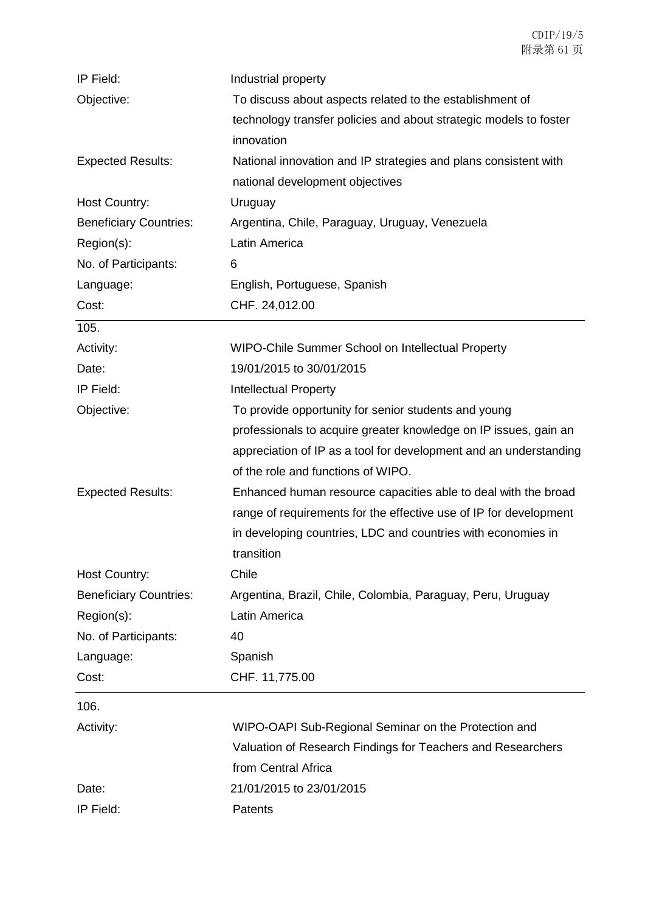| | |
|---|---|
| IP Field: | Industrial property |
| Objective: | To discuss about aspects related to the establishment of technology transfer policies and about strategic models to foster innovation |
| Expected Results: | National innovation and IP strategies and plans consistent with national development objectives |
| Host Country: | Uruguay |
| Beneficiary Countries: | Argentina, Chile, Paraguay, Uruguay, Venezuela |
| Region(s): | Latin America |
| No. of Participants: | 6 |
| Language: | English, Portuguese, Spanish |
| Cost: | CHF. 24,012.00 |

105.

| | |
|---|---|
| Activity: | WIPO-Chile Summer School on Intellectual Property |
| Date: | 19/01/2015 to 30/01/2015 |
| IP Field: | Intellectual Property |
| Objective: | To provide opportunity for senior students and young professionals to acquire greater knowledge on IP issues, gain an appreciation of IP as a tool for development and an understanding of the role and functions of WIPO. |
| Expected Results: | Enhanced human resource capacities able to deal with the broad range of requirements for the effective use of IP for development in developing countries, LDC and countries with economies in transition |
| Host Country: | Chile |
| Beneficiary Countries: | Argentina, Brazil, Chile, Colombia, Paraguay, Peru, Uruguay |
| Region(s): | Latin America |
| No. of Participants: | 40 |
| Language: | Spanish |
| Cost: | CHF. 11,775.00 |

106.

| | |
|---|---|
| Activity: | WIPO-OAPI Sub-Regional Seminar on the Protection and Valuation of Research Findings for Teachers and Researchers from Central Africa |
| Date: | 21/01/2015 to 23/01/2015 |
| IP Field: | Patents |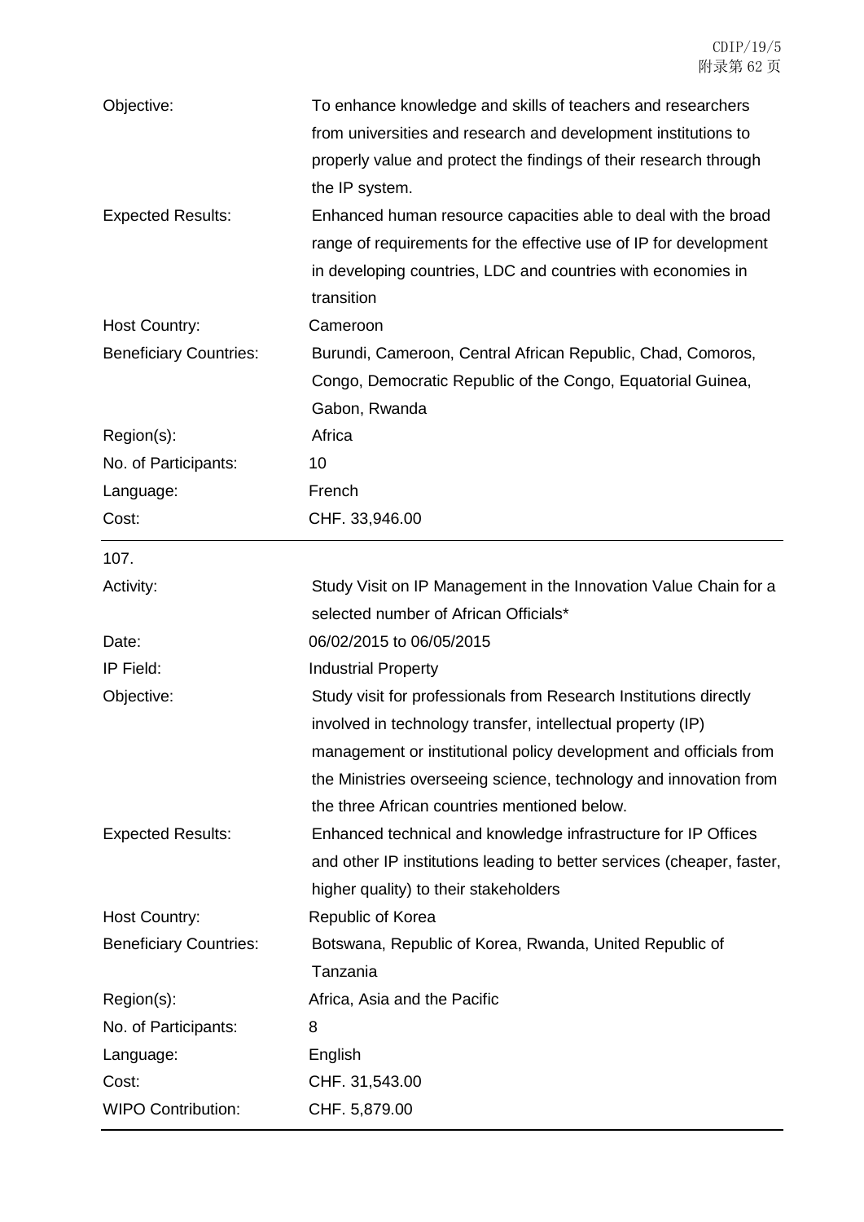| | |
|---|---|
| Objective: | To enhance knowledge and skills of teachers and researchers from universities and research and development institutions to properly value and protect the findings of their research through the IP system. |
| Expected Results: | Enhanced human resource capacities able to deal with the broad range of requirements for the effective use of IP for development in developing countries, LDC and countries with economies in transition |
| Host Country: | Cameroon |
| Beneficiary Countries: | Burundi, Cameroon, Central African Republic, Chad, Comoros, Congo, Democratic Republic of the Congo, Equatorial Guinea, Gabon, Rwanda |
| Region(s): | Africa |
| No. of Participants: | 10 |
| Language: | French |
| Cost: | CHF. 33,946.00 |

107.

| | |
|---|---|
| Activity: | Study Visit on IP Management in the Innovation Value Chain for a selected number of African Officials* |
| Date: | 06/02/2015 to 06/05/2015 |
| IP Field: | Industrial Property |
| Objective: | Study visit for professionals from Research Institutions directly involved in technology transfer, intellectual property (IP) management or institutional policy development and officials from the Ministries overseeing science, technology and innovation from the three African countries mentioned below. |
| Expected Results: | Enhanced technical and knowledge infrastructure for IP Offices and other IP institutions leading to better services (cheaper, faster, higher quality) to their stakeholders |
| Host Country: | Republic of Korea |
| Beneficiary Countries: | Botswana, Republic of Korea, Rwanda, United Republic of Tanzania |
| Region(s): | Africa, Asia and the Pacific |
| No. of Participants: | 8 |
| Language: | English |
| Cost: | CHF. 31,543.00 |
| WIPO Contribution: | CHF. 5,879.00 |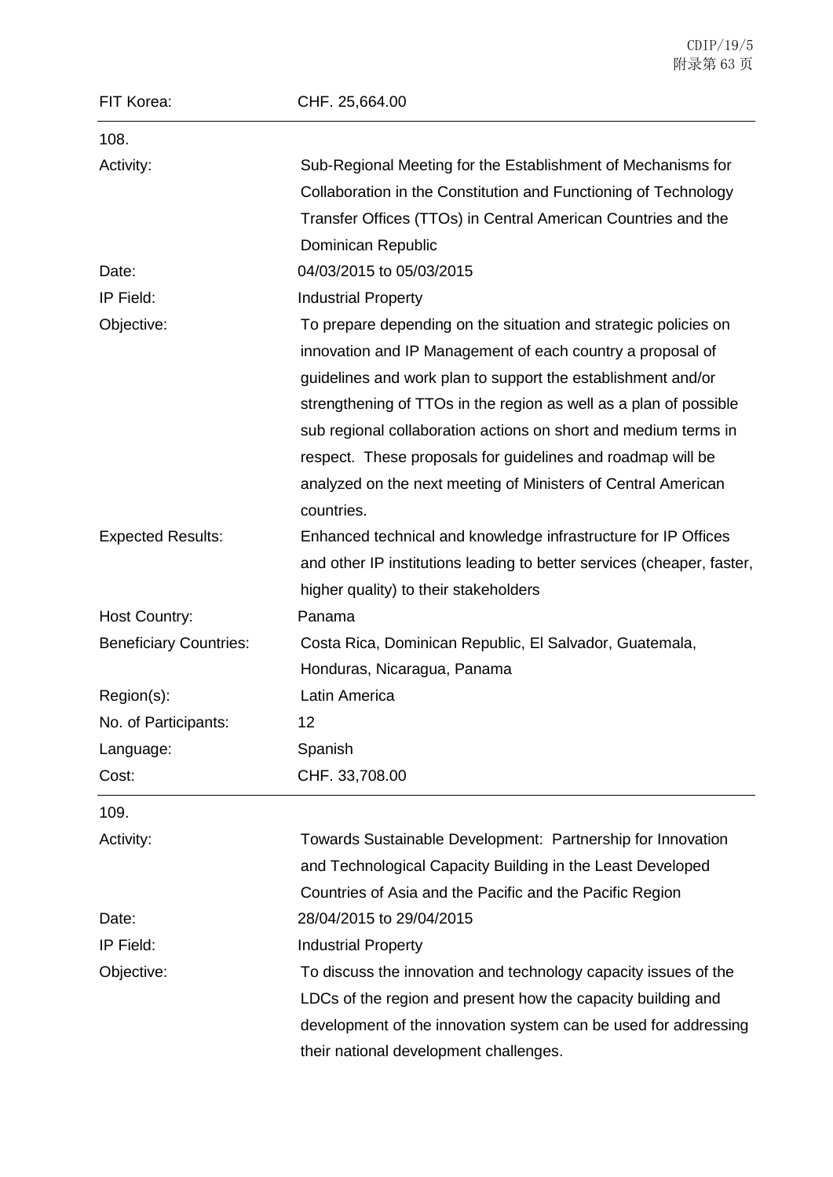| | |
|---|---|
| FIT Korea: | CHF. 25,664.00 |

108.

| | |
|---|---|
| Activity: | Sub-Regional Meeting for the Establishment of Mechanisms for Collaboration in the Constitution and Functioning of Technology Transfer Offices (TTOs) in Central American Countries and the Dominican Republic |
| Date: | 04/03/2015 to 05/03/2015 |
| IP Field: | Industrial Property |
| Objective: | To prepare depending on the situation and strategic policies on innovation and IP Management of each country a proposal of guidelines and work plan to support the establishment and/or strengthening of TTOs in the region as well as a plan of possible sub regional collaboration actions on short and medium terms in respect. These proposals for guidelines and roadmap will be analyzed on the next meeting of Ministers of Central American countries. |
| Expected Results: | Enhanced technical and knowledge infrastructure for IP Offices and other IP institutions leading to better services (cheaper, faster, higher quality) to their stakeholders |
| Host Country: | Panama |
| Beneficiary Countries: | Costa Rica, Dominican Republic, El Salvador, Guatemala, Honduras, Nicaragua, Panama |
| Region(s): | Latin America |
| No. of Participants: | 12 |
| Language: | Spanish |
| Cost: | CHF. 33,708.00 |

109.

| | |
|---|---|
| Activity: | Towards Sustainable Development: Partnership for Innovation and Technological Capacity Building in the Least Developed Countries of Asia and the Pacific and the Pacific Region |
| Date: | 28/04/2015 to 29/04/2015 |
| IP Field: | Industrial Property |
| Objective: | To discuss the innovation and technology capacity issues of the LDCs of the region and present how the capacity building and development of the innovation system can be used for addressing their national development challenges. |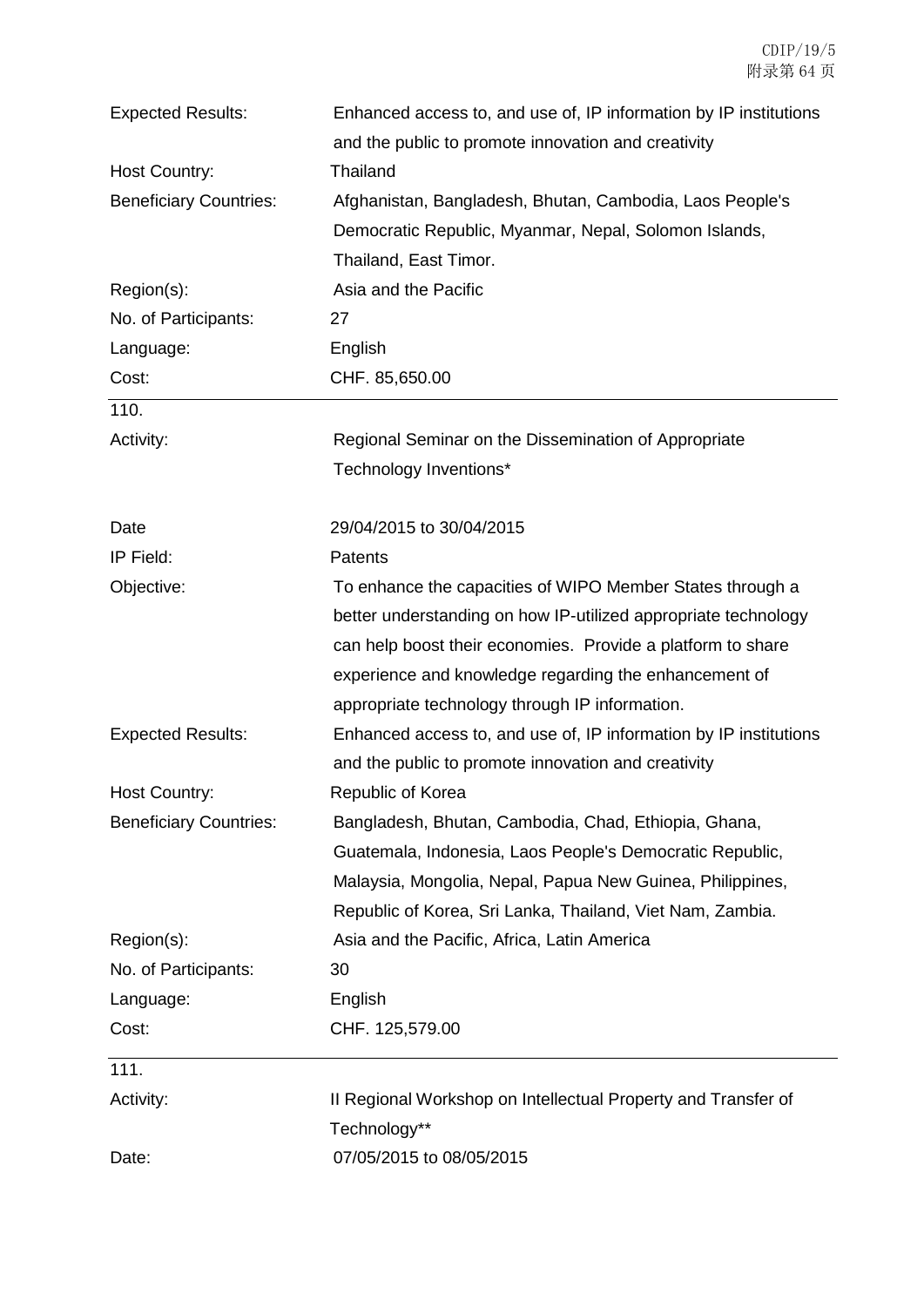| | |
|---|---|
| Expected Results: | Enhanced access to, and use of, IP information by IP institutions and the public to promote innovation and creativity |
| Host Country: | Thailand |
| Beneficiary Countries: | Afghanistan, Bangladesh, Bhutan, Cambodia, Laos People's Democratic Republic, Myanmar, Nepal, Solomon Islands, Thailand, East Timor. |
| Region(s): | Asia and the Pacific |
| No. of Participants: | 27 |
| Language: | English |
| Cost: | CHF. 85,650.00 |

110.

| | |
|---|---|
| Activity: | Regional Seminar on the Dissemination of Appropriate Technology Inventions* |
| Date | 29/04/2015 to 30/04/2015 |
| IP Field: | Patents |
| Objective: | To enhance the capacities of WIPO Member States through a better understanding on how IP-utilized appropriate technology can help boost their economies. Provide a platform to share experience and knowledge regarding the enhancement of appropriate technology through IP information. |
| Expected Results: | Enhanced access to, and use of, IP information by IP institutions and the public to promote innovation and creativity |
| Host Country: | Republic of Korea |
| Beneficiary Countries: | Bangladesh, Bhutan, Cambodia, Chad, Ethiopia, Ghana, Guatemala, Indonesia, Laos People's Democratic Republic, Malaysia, Mongolia, Nepal, Papua New Guinea, Philippines, Republic of Korea, Sri Lanka, Thailand, Viet Nam, Zambia. |
| Region(s): | Asia and the Pacific, Africa, Latin America |
| No. of Participants: | 30 |
| Language: | English |
| Cost: | CHF. 125,579.00 |

111.

| | |
|---|---|
| Activity: | II Regional Workshop on Intellectual Property and Transfer of Technology** |
| Date: | 07/05/2015 to 08/05/2015 |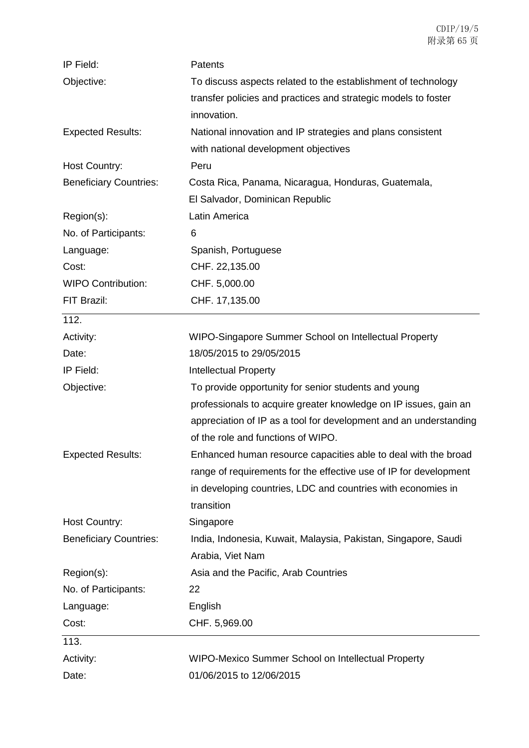| | |
|---|---|
| IP Field: | Patents |
| Objective: | To discuss aspects related to the establishment of technology transfer policies and practices and strategic models to foster innovation. |
| Expected Results: | National innovation and IP strategies and plans consistent with national development objectives |
| Host Country: | Peru |
| Beneficiary Countries: | Costa Rica, Panama, Nicaragua, Honduras, Guatemala, El Salvador, Dominican Republic |
| Region(s): | Latin America |
| No. of Participants: | 6 |
| Language: | Spanish, Portuguese |
| Cost: | CHF. 22,135.00 |
| WIPO Contribution: | CHF. 5,000.00 |
| FIT Brazil: | CHF. 17,135.00 |

112.

| | |
|---|---|
| Activity: | WIPO-Singapore Summer School on Intellectual Property |
| Date: | 18/05/2015 to 29/05/2015 |
| IP Field: | Intellectual Property |
| Objective: | To provide opportunity for senior students and young professionals to acquire greater knowledge on IP issues, gain an appreciation of IP as a tool for development and an understanding of the role and functions of WIPO. |
| Expected Results: | Enhanced human resource capacities able to deal with the broad range of requirements for the effective use of IP for development in developing countries, LDC and countries with economies in transition |
| Host Country: | Singapore |
| Beneficiary Countries: | India, Indonesia, Kuwait, Malaysia, Pakistan, Singapore, Saudi Arabia, Viet Nam |
| Region(s): | Asia and the Pacific, Arab Countries |
| No. of Participants: | 22 |
| Language: | English |
| Cost: | CHF. 5,969.00 |

113.

| | |
|---|---|
| Activity: | WIPO-Mexico Summer School on Intellectual Property |
| Date: | 01/06/2015 to 12/06/2015 |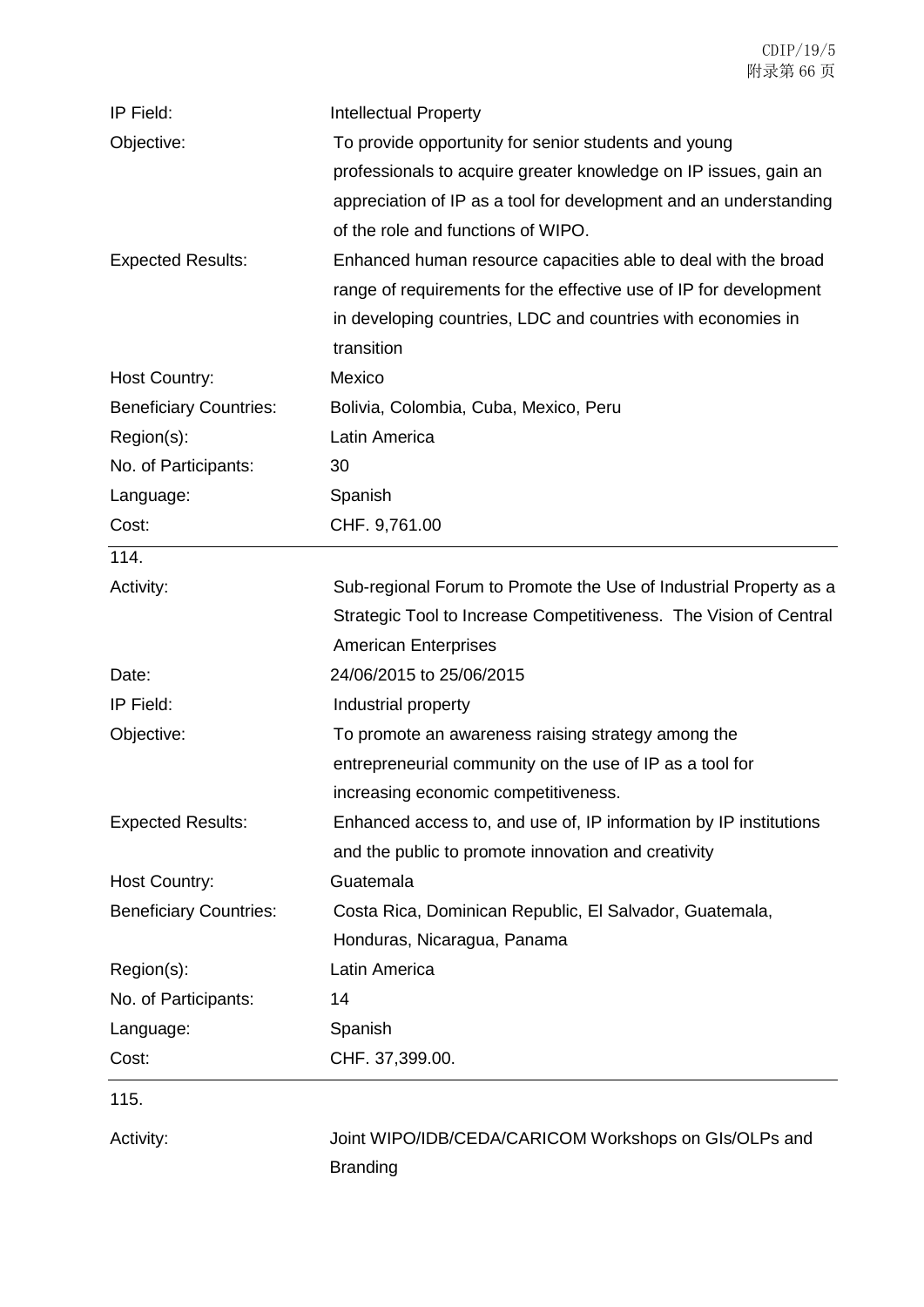| | |
|---|---|
| IP Field: | Intellectual Property |
| Objective: | To provide opportunity for senior students and young professionals to acquire greater knowledge on IP issues, gain an appreciation of IP as a tool for development and an understanding of the role and functions of WIPO. |
| Expected Results: | Enhanced human resource capacities able to deal with the broad range of requirements for the effective use of IP for development in developing countries, LDC and countries with economies in transition |
| Host Country: | Mexico |
| Beneficiary Countries: | Bolivia, Colombia, Cuba, Mexico, Peru |
| Region(s): | Latin America |
| No. of Participants: | 30 |
| Language: | Spanish |
| Cost: | CHF. 9,761.00 |

114.

| | |
|---|---|
| Activity: | Sub-regional Forum to Promote the Use of Industrial Property as a Strategic Tool to Increase Competitiveness. The Vision of Central American Enterprises |
| Date: | 24/06/2015 to 25/06/2015 |
| IP Field: | Industrial property |
| Objective: | To promote an awareness raising strategy among the entrepreneurial community on the use of IP as a tool for increasing economic competitiveness. |
| Expected Results: | Enhanced access to, and use of, IP information by IP institutions and the public to promote innovation and creativity |
| Host Country: | Guatemala |
| Beneficiary Countries: | Costa Rica, Dominican Republic, El Salvador, Guatemala, Honduras, Nicaragua, Panama |
| Region(s): | Latin America |
| No. of Participants: | 14 |
| Language: | Spanish |
| Cost: | CHF. 37,399.00. |

115.

| | |
|---|---|
| Activity: | Joint WIPO/IDB/CEDA/CARICOM Workshops on GIs/OLPs and Branding |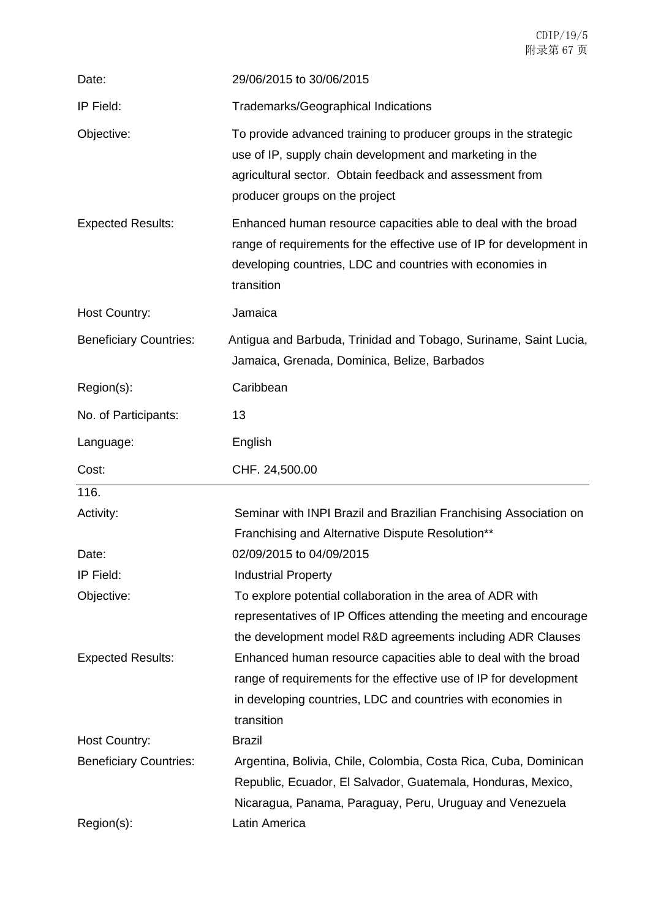| | |
|---|---|
| Date: | 29/06/2015 to 30/06/2015 |
| IP Field: | Trademarks/Geographical Indications |
| Objective: | To provide advanced training to producer groups in the strategic use of IP, supply chain development and marketing in the agricultural sector. Obtain feedback and assessment from producer groups on the project |
| Expected Results: | Enhanced human resource capacities able to deal with the broad range of requirements for the effective use of IP for development in developing countries, LDC and countries with economies in transition |
| Host Country: | Jamaica |
| Beneficiary Countries: | Antigua and Barbuda, Trinidad and Tobago, Suriname, Saint Lucia, Jamaica, Grenada, Dominica, Belize, Barbados |
| Region(s): | Caribbean |
| No. of Participants: | 13 |
| Language: | English |
| Cost: | CHF. 24,500.00 |

116.

| | |
|---|---|
| Activity: | Seminar with INPI Brazil and Brazilian Franchising Association on Franchising and Alternative Dispute Resolution** |
| Date: | 02/09/2015 to 04/09/2015 |
| IP Field: | Industrial Property |
| Objective: | To explore potential collaboration in the area of ADR with representatives of IP Offices attending the meeting and encourage the development model R&D agreements including ADR Clauses |
| Expected Results: | Enhanced human resource capacities able to deal with the broad range of requirements for the effective use of IP for development in developing countries, LDC and countries with economies in transition |
| Host Country: | Brazil |
| Beneficiary Countries: | Argentina, Bolivia, Chile, Colombia, Costa Rica, Cuba, Dominican Republic, Ecuador, El Salvador, Guatemala, Honduras, Mexico, Nicaragua, Panama, Paraguay, Peru, Uruguay and Venezuela |
| Region(s): | Latin America |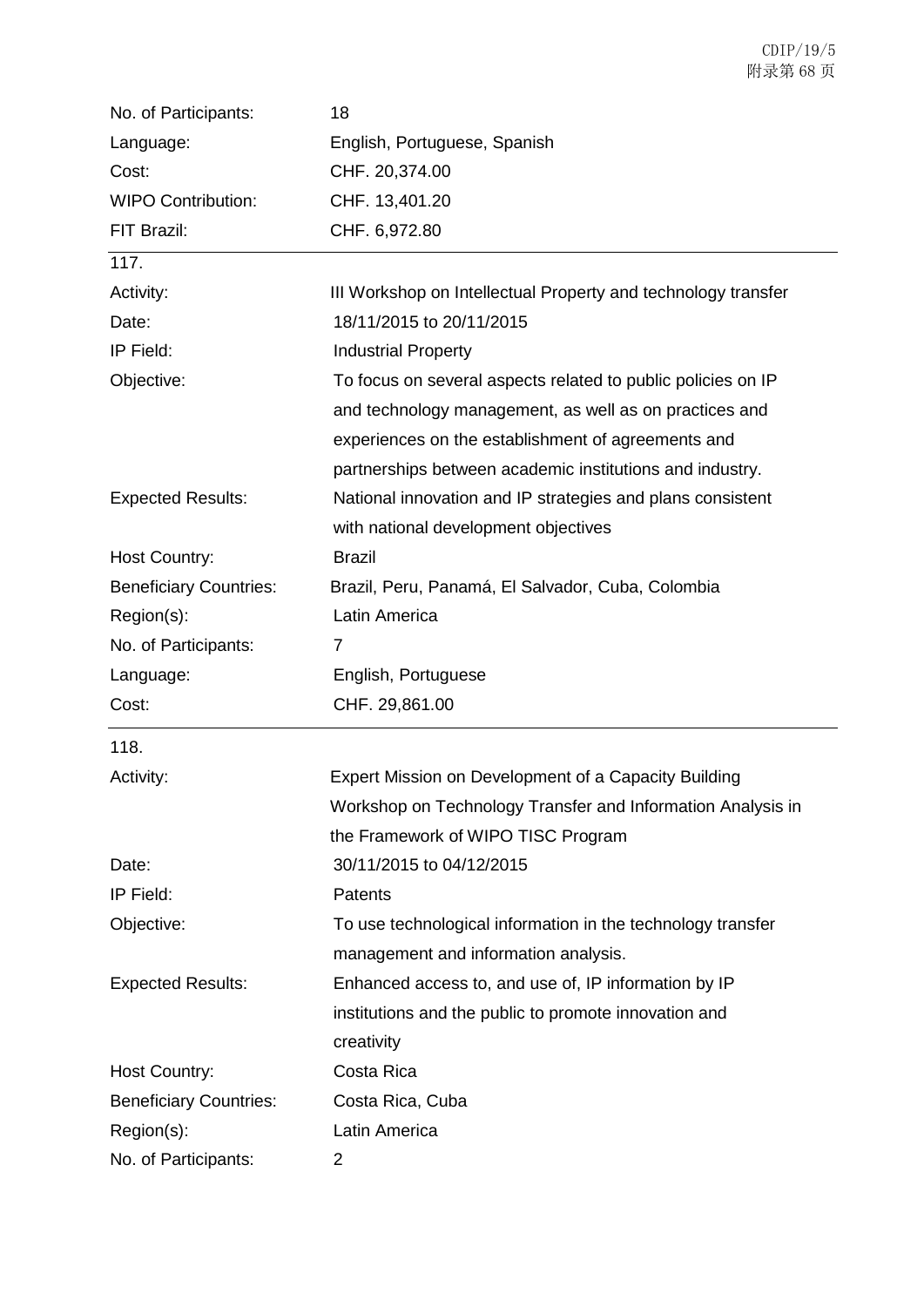| | |
|---|---|
| No. of Participants: | 18 |
| Language: | English, Portuguese, Spanish |
| Cost: | CHF. 20,374.00 |
| WIPO Contribution: | CHF. 13,401.20 |
| FIT Brazil: | CHF. 6,972.80 |

117.

| | |
|---|---|
| Activity: | III Workshop on Intellectual Property and technology transfer |
| Date: | 18/11/2015 to 20/11/2015 |
| IP Field: | Industrial Property |
| Objective: | To focus on several aspects related to public policies on IP and technology management, as well as on practices and experiences on the establishment of agreements and partnerships between academic institutions and industry. |
| Expected Results: | National innovation and IP strategies and plans consistent with national development objectives |
| Host Country: | Brazil |
| Beneficiary Countries: | Brazil, Peru, Panamá, El Salvador, Cuba, Colombia |
| Region(s): | Latin America |
| No. of Participants: | 7 |
| Language: | English, Portuguese |
| Cost: | CHF. 29,861.00 |

118.

| | |
|---|---|
| Activity: | Expert Mission on Development of a Capacity Building Workshop on Technology Transfer and Information Analysis in the Framework of WIPO TISC Program |
| Date: | 30/11/2015 to 04/12/2015 |
| IP Field: | Patents |
| Objective: | To use technological information in the technology transfer management and information analysis. |
| Expected Results: | Enhanced access to, and use of, IP information by IP institutions and the public to promote innovation and creativity |
| Host Country: | Costa Rica |
| Beneficiary Countries: | Costa Rica, Cuba |
| Region(s): | Latin America |
| No. of Participants: | 2 |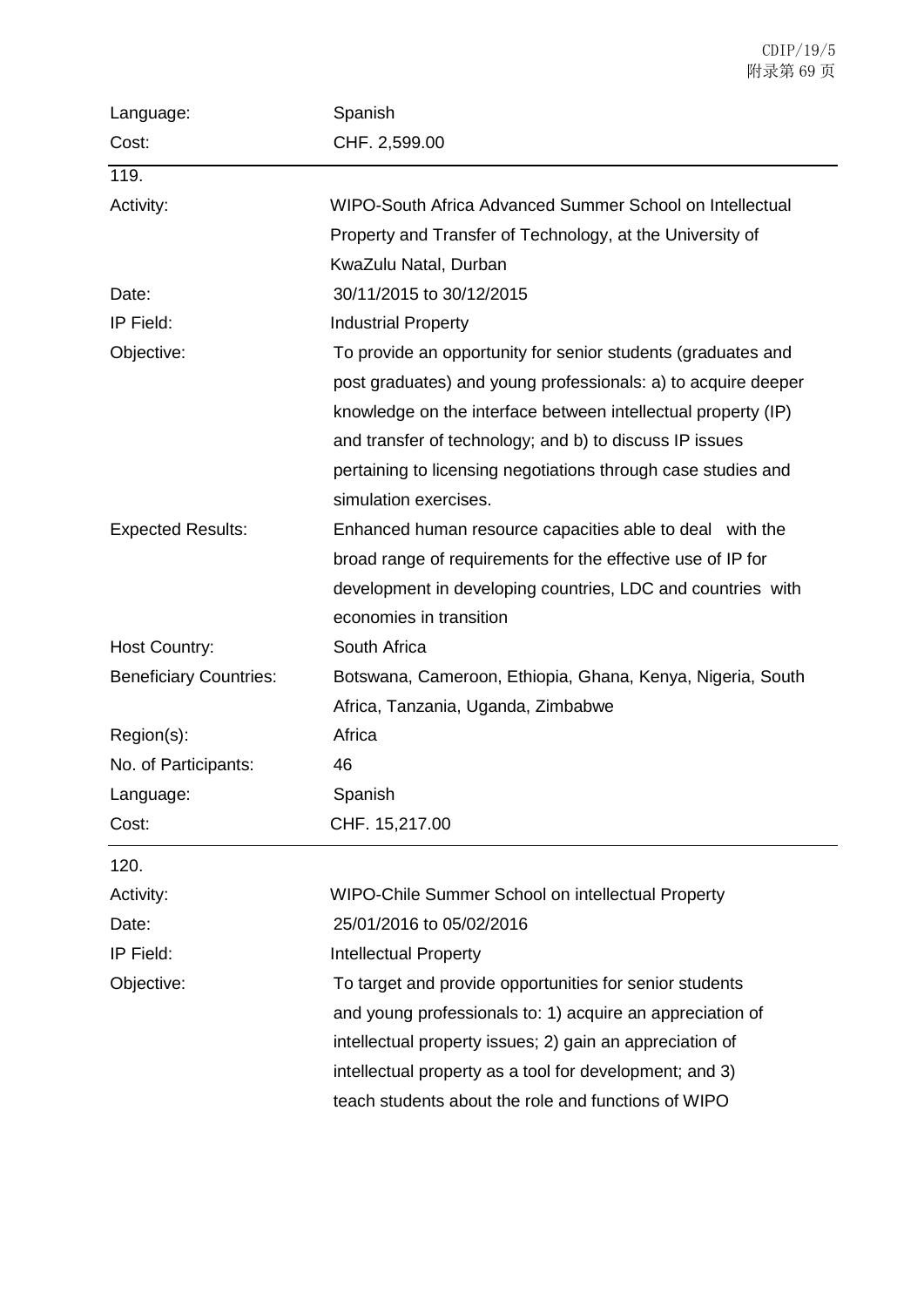| | |
|---|---|
| Language: | Spanish |
| Cost: | CHF. 2,599.00 |

| | |
|---|---|
| 119. | |
| Activity: | WIPO-South Africa Advanced Summer School on Intellectual Property and Transfer of Technology, at the University of KwaZulu Natal, Durban |
| Date: | 30/11/2015 to 30/12/2015 |
| IP Field: | Industrial Property |
| Objective: | To provide an opportunity for senior students (graduates and post graduates) and young professionals: a) to acquire deeper knowledge on the interface between intellectual property (IP) and transfer of technology; and b) to discuss IP issues pertaining to licensing negotiations through case studies and simulation exercises. |
| Expected Results: | Enhanced human resource capacities able to deal with the broad range of requirements for the effective use of IP for development in developing countries, LDC and countries with economies in transition |
| Host Country: | South Africa |
| Beneficiary Countries: | Botswana, Cameroon, Ethiopia, Ghana, Kenya, Nigeria, South Africa, Tanzania, Uganda, Zimbabwe |
| Region(s): | Africa |
| No. of Participants: | 46 |
| Language: | Spanish |
| Cost: | CHF. 15,217.00 |

| | |
|---|---|
| 120. | |
| Activity: | WIPO-Chile Summer School on intellectual Property |
| Date: | 25/01/2016 to 05/02/2016 |
| IP Field: | Intellectual Property |
| Objective: | To target and provide opportunities for senior students and young professionals to: 1) acquire an appreciation of intellectual property issues; 2) gain an appreciation of intellectual property as a tool for development; and 3) teach students about the role and functions of WIPO |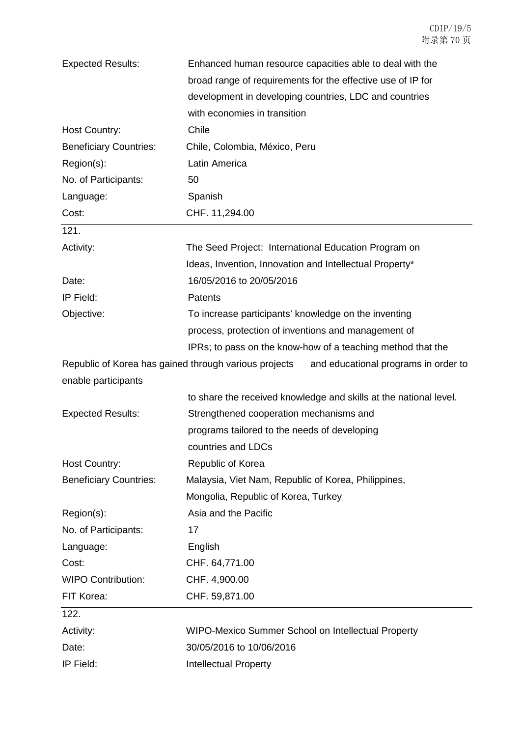| | |
|---|---|
| Expected Results: | Enhanced human resource capacities able to deal with the broad range of requirements for the effective use of IP for development in developing countries, LDC and countries with economies in transition |
| Host Country: | Chile |
| Beneficiary Countries: | Chile, Colombia, México, Peru |
| Region(s): | Latin America |
| No. of Participants: | 50 |
| Language: | Spanish |
| Cost: | CHF. 11,294.00 |

121.

| | |
|---|---|
| Activity: | The Seed Project: International Education Program on Ideas, Invention, Innovation and Intellectual Property* |
| Date: | 16/05/2016 to 20/05/2016 |
| IP Field: | Patents |
| Objective: | To increase participants' knowledge on the inventing process, protection of inventions and management of IPRs; to pass on the know-how of a teaching method that the Republic of Korea has gained through various projects and educational programs in order to enable participants to share the received knowledge and skills at the national level. |
| Expected Results: | Strengthened cooperation mechanisms and programs tailored to the needs of developing countries and LDCs |
| Host Country: | Republic of Korea |
| Beneficiary Countries: | Malaysia, Viet Nam, Republic of Korea, Philippines, Mongolia, Republic of Korea, Turkey |
| Region(s): | Asia and the Pacific |
| No. of Participants: | 17 |
| Language: | English |
| Cost: | CHF. 64,771.00 |
| WIPO Contribution: | CHF. 4,900.00 |
| FIT Korea: | CHF. 59,871.00 |

122.

| | |
|---|---|
| Activity: | WIPO-Mexico Summer School on Intellectual Property |
| Date: | 30/05/2016 to 10/06/2016 |
| IP Field: | Intellectual Property |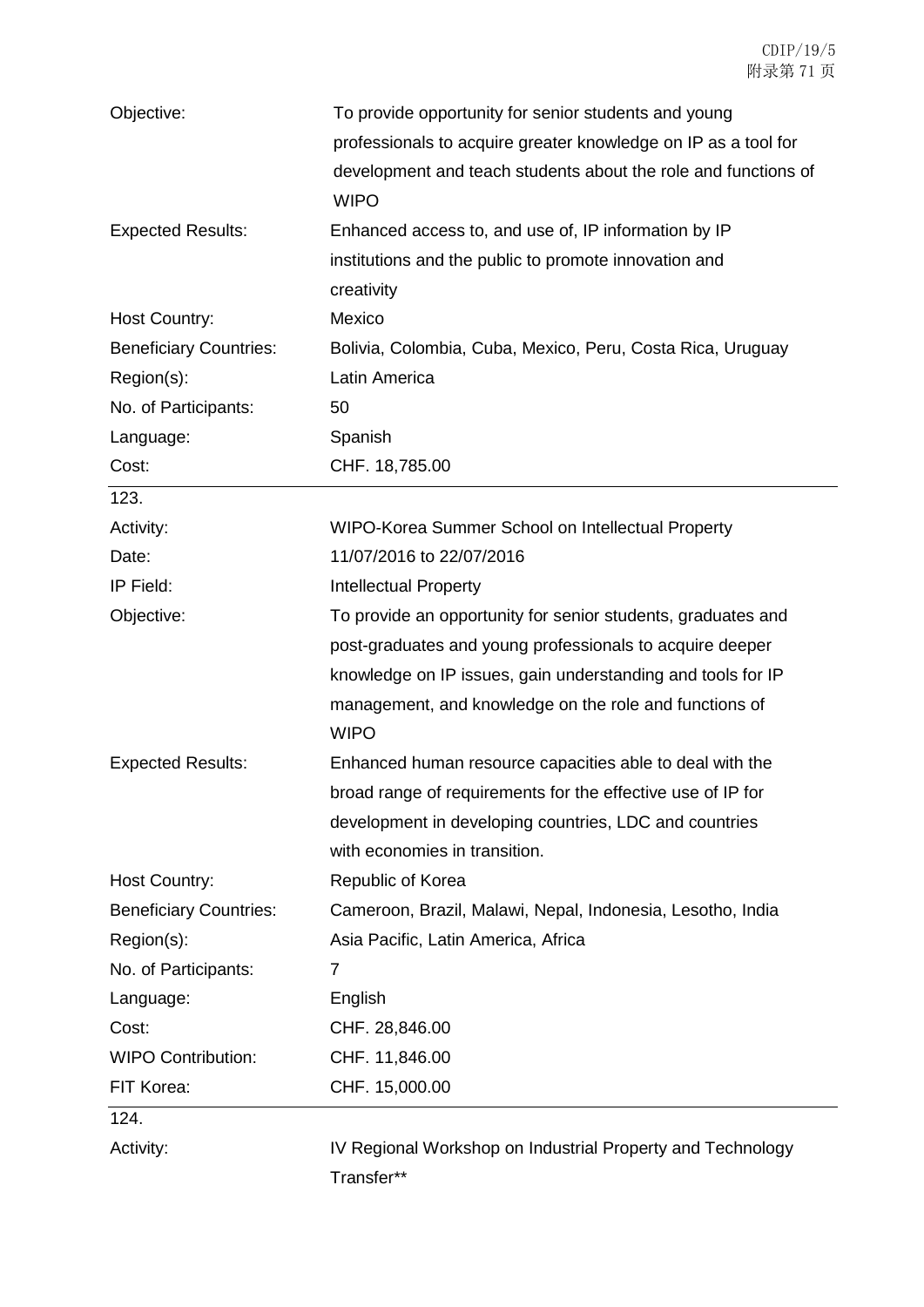| | |
|---|---|
| Objective: | To provide opportunity for senior students and young professionals to acquire greater knowledge on IP as a tool for development and teach students about the role and functions of WIPO |
| Expected Results: | Enhanced access to, and use of, IP information by IP institutions and the public to promote innovation and creativity |
| Host Country: | Mexico |
| Beneficiary Countries: | Bolivia, Colombia, Cuba, Mexico, Peru, Costa Rica, Uruguay |
| Region(s): | Latin America |
| No. of Participants: | 50 |
| Language: | Spanish |
| Cost: | CHF. 18,785.00 |

123.

| | |
|---|---|
| Activity: | WIPO-Korea Summer School on Intellectual Property |
| Date: | 11/07/2016 to 22/07/2016 |
| IP Field: | Intellectual Property |
| Objective: | To provide an opportunity for senior students, graduates and post-graduates and young professionals to acquire deeper knowledge on IP issues, gain understanding and tools for IP management, and knowledge on the role and functions of WIPO |
| Expected Results: | Enhanced human resource capacities able to deal with the broad range of requirements for the effective use of IP for development in developing countries, LDC and countries with economies in transition. |
| Host Country: | Republic of Korea |
| Beneficiary Countries: | Cameroon, Brazil, Malawi, Nepal, Indonesia, Lesotho, India |
| Region(s): | Asia Pacific, Latin America, Africa |
| No. of Participants: | 7 |
| Language: | English |
| Cost: | CHF. 28,846.00 |
| WIPO Contribution: | CHF. 11,846.00 |
| FIT Korea: | CHF. 15,000.00 |

124.

| | |
|---|---|
| Activity: | IV Regional Workshop on Industrial Property and Technology Transfer** |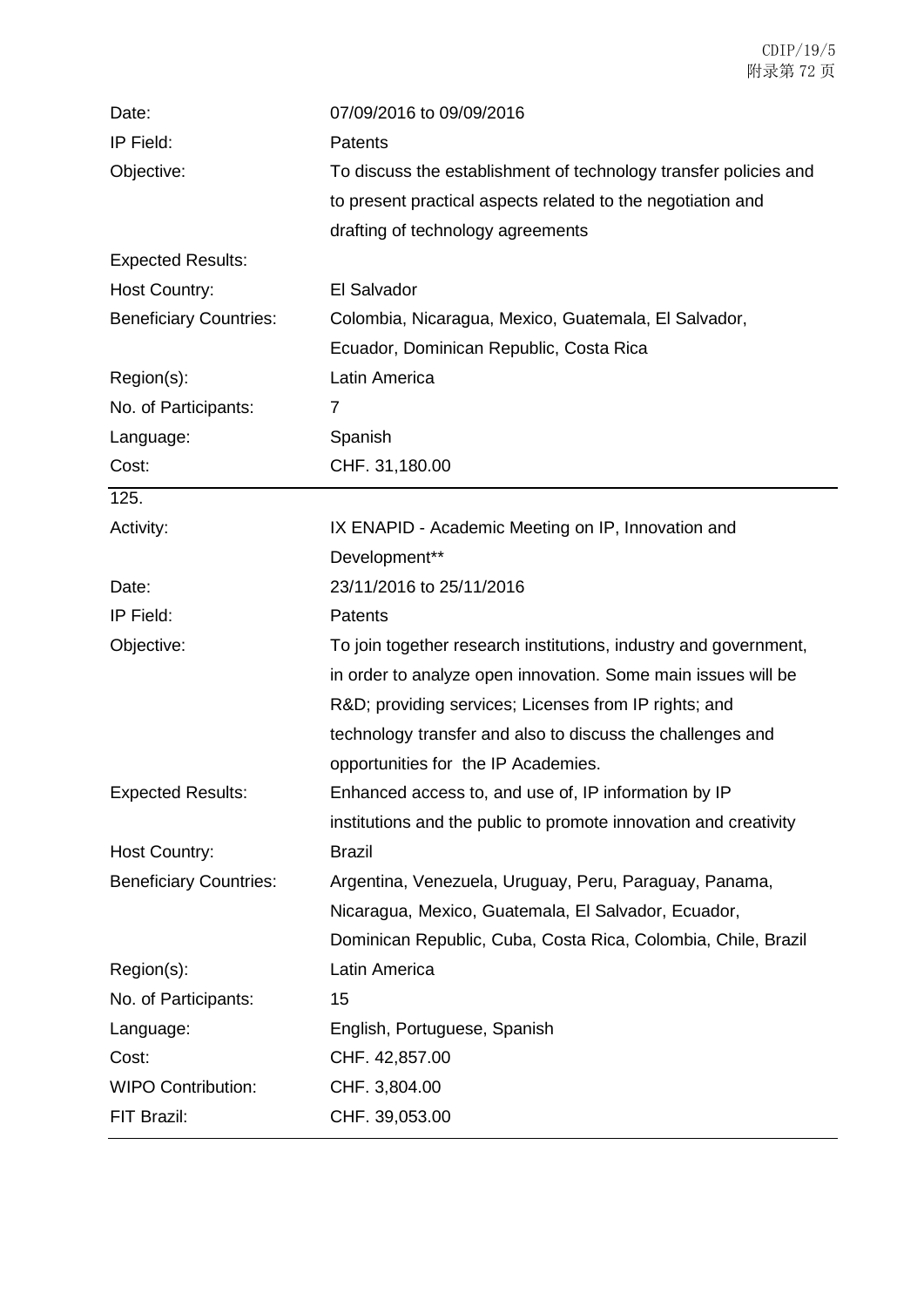| | |
|---|---|
| Date: | 07/09/2016 to 09/09/2016 |
| IP Field: | Patents |
| Objective: | To discuss the establishment of technology transfer policies and to present practical aspects related to the negotiation and drafting of technology agreements |
| Expected Results: | |
| Host Country: | El Salvador |
| Beneficiary Countries: | Colombia, Nicaragua, Mexico, Guatemala, El Salvador, Ecuador, Dominican Republic, Costa Rica |
| Region(s): | Latin America |
| No. of Participants: | 7 |
| Language: | Spanish |
| Cost: | CHF. 31,180.00 |

| 125. | |
|---|---|
| Activity: | IX ENAPID - Academic Meeting on IP, Innovation and Development** |
| Date: | 23/11/2016 to 25/11/2016 |
| IP Field: | Patents |
| Objective: | To join together research institutions, industry and government, in order to analyze open innovation. Some main issues will be R&D; providing services; Licenses from IP rights; and technology transfer and also to discuss the challenges and opportunities for the IP Academies. |
| Expected Results: | Enhanced access to, and use of, IP information by IP institutions and the public to promote innovation and creativity |
| Host Country: | Brazil |
| Beneficiary Countries: | Argentina, Venezuela, Uruguay, Peru, Paraguay, Panama, Nicaragua, Mexico, Guatemala, El Salvador, Ecuador, Dominican Republic, Cuba, Costa Rica, Colombia, Chile, Brazil |
| Region(s): | Latin America |
| No. of Participants: | 15 |
| Language: | English, Portuguese, Spanish |
| Cost: | CHF. 42,857.00 |
| WIPO Contribution: | CHF. 3,804.00 |
| FIT Brazil: | CHF. 39,053.00 |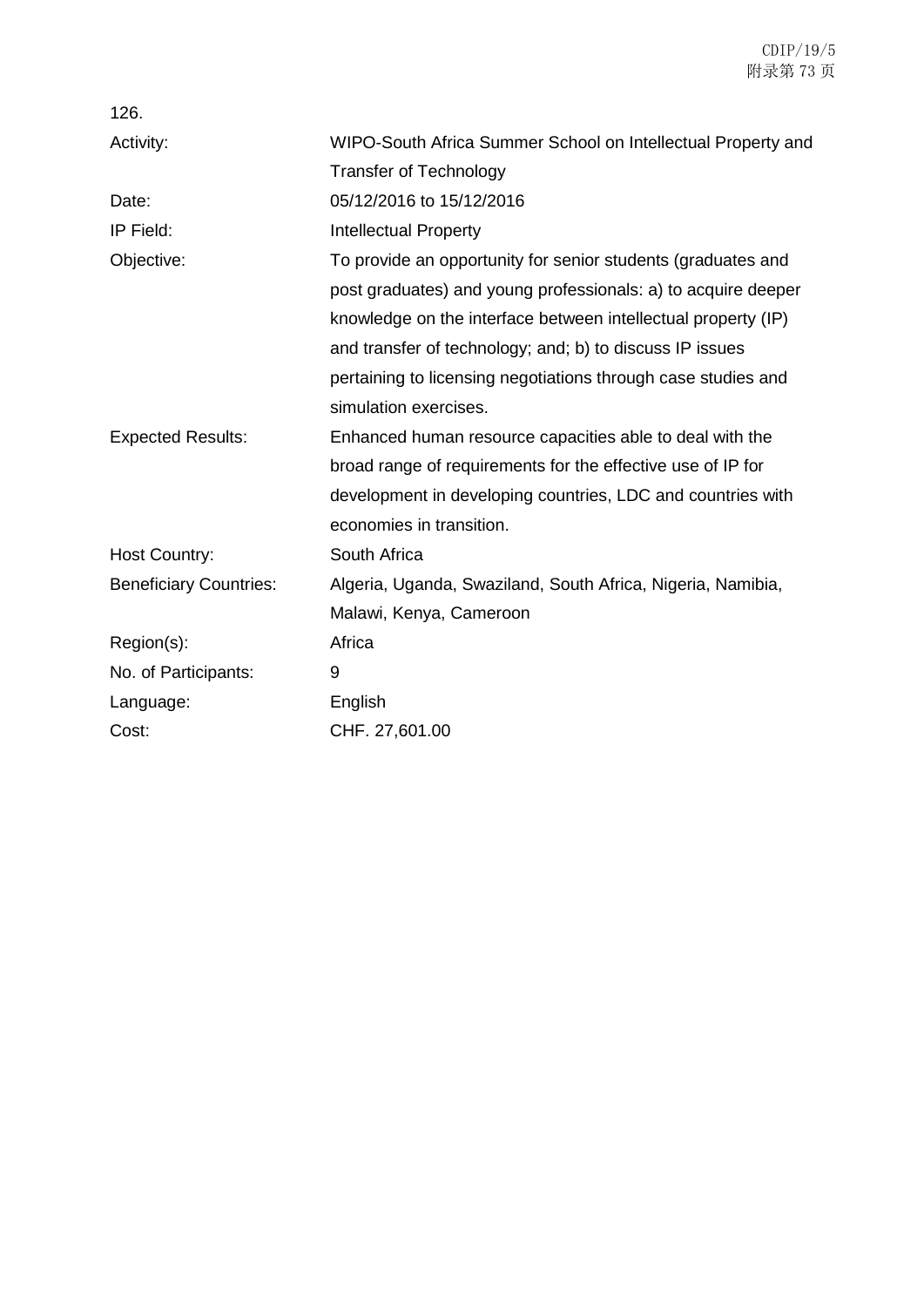126.

| | |
|---|---|
| Activity: | WIPO-South Africa Summer School on Intellectual Property and Transfer of Technology |
| Date: | 05/12/2016 to 15/12/2016 |
| IP Field: | Intellectual Property |
| Objective: | To provide an opportunity for senior students (graduates and post graduates) and young professionals: a) to acquire deeper knowledge on the interface between intellectual property (IP) and transfer of technology; and; b) to discuss IP issues pertaining to licensing negotiations through case studies and simulation exercises. |
| Expected Results: | Enhanced human resource capacities able to deal with the broad range of requirements for the effective use of IP for development in developing countries, LDC and countries with economies in transition. |
| Host Country: | South Africa |
| Beneficiary Countries: | Algeria, Uganda, Swaziland, South Africa, Nigeria, Namibia, Malawi, Kenya, Cameroon |
| Region(s): | Africa |
| No. of Participants: | 9 |
| Language: | English |
| Cost: | CHF. 27,601.00 |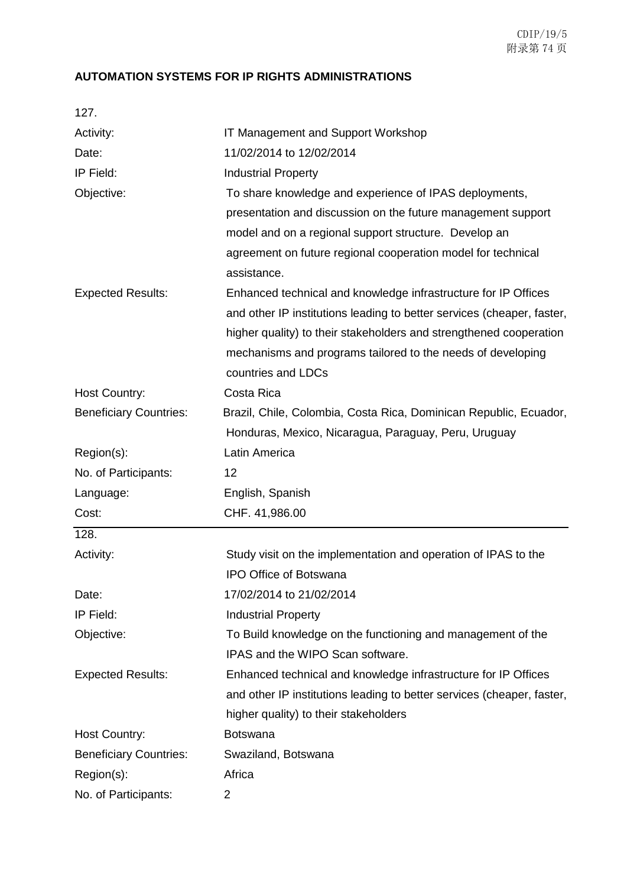**AUTOMATION SYSTEMS FOR IP RIGHTS ADMINISTRATIONS**

127.

| | |
|---|---|
| Activity: | IT Management and Support Workshop |
| Date: | 11/02/2014 to 12/02/2014 |
| IP Field: | Industrial Property |
| Objective: | To share knowledge and experience of IPAS deployments, presentation and discussion on the future management support model and on a regional support structure. Develop an agreement on future regional cooperation model for technical assistance. |
| Expected Results: | Enhanced technical and knowledge infrastructure for IP Offices and other IP institutions leading to better services (cheaper, faster, higher quality) to their stakeholders and strengthened cooperation mechanisms and programs tailored to the needs of developing countries and LDCs |
| Host Country: | Costa Rica |
| Beneficiary Countries: | Brazil, Chile, Colombia, Costa Rica, Dominican Republic, Ecuador, Honduras, Mexico, Nicaragua, Paraguay, Peru, Uruguay |
| Region(s): | Latin America |
| No. of Participants: | 12 |
| Language: | English, Spanish |
| Cost: | CHF. 41,986.00 |

128.

| | |
|---|---|
| Activity: | Study visit on the implementation and operation of IPAS to the IPO Office of Botswana |
| Date: | 17/02/2014 to 21/02/2014 |
| IP Field: | Industrial Property |
| Objective: | To Build knowledge on the functioning and management of the IPAS and the WIPO Scan software. |
| Expected Results: | Enhanced technical and knowledge infrastructure for IP Offices and other IP institutions leading to better services (cheaper, faster, higher quality) to their stakeholders |
| Host Country: | Botswana |
| Beneficiary Countries: | Swaziland, Botswana |
| Region(s): | Africa |
| No. of Participants: | 2 |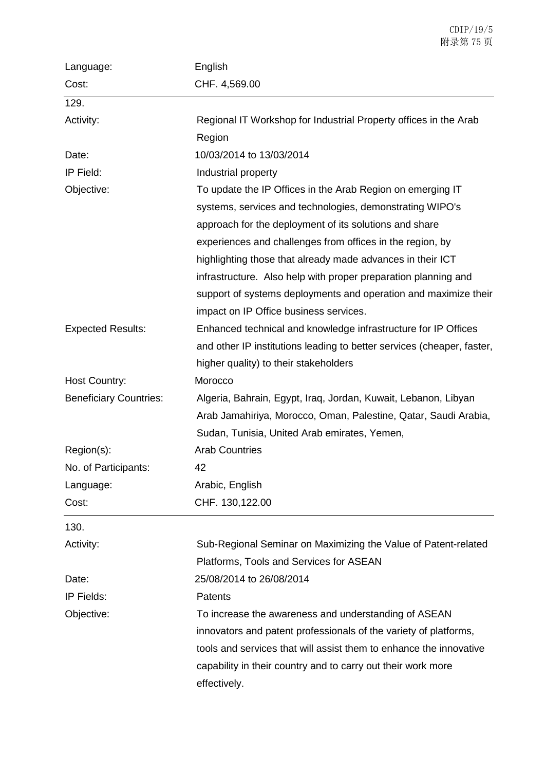| | |
|---|---|
| Language: | English |
| Cost: | CHF. 4,569.00 |

129.

| | |
|---|---|
| Activity: | Regional IT Workshop for Industrial Property offices in the Arab Region |
| Date: | 10/03/2014 to 13/03/2014 |
| IP Field: | Industrial property |
| Objective: | To update the IP Offices in the Arab Region on emerging IT systems, services and technologies, demonstrating WIPO's approach for the deployment of its solutions and share experiences and challenges from offices in the region, by highlighting those that already made advances in their ICT infrastructure. Also help with proper preparation planning and support of systems deployments and operation and maximize their impact on IP Office business services. |
| Expected Results: | Enhanced technical and knowledge infrastructure for IP Offices and other IP institutions leading to better services (cheaper, faster, higher quality) to their stakeholders |
| Host Country: | Morocco |
| Beneficiary Countries: | Algeria, Bahrain, Egypt, Iraq, Jordan, Kuwait, Lebanon, Libyan Arab Jamahiriya, Morocco, Oman, Palestine, Qatar, Saudi Arabia, Sudan, Tunisia, United Arab emirates, Yemen, |
| Region(s): | Arab Countries |
| No. of Participants: | 42 |
| Language: | Arabic, English |
| Cost: | CHF. 130,122.00 |

130.

| | |
|---|---|
| Activity: | Sub-Regional Seminar on Maximizing the Value of Patent-related Platforms, Tools and Services for ASEAN |
| Date: | 25/08/2014 to 26/08/2014 |
| IP Fields: | Patents |
| Objective: | To increase the awareness and understanding of ASEAN innovators and patent professionals of the variety of platforms, tools and services that will assist them to enhance the innovative capability in their country and to carry out their work more effectively. |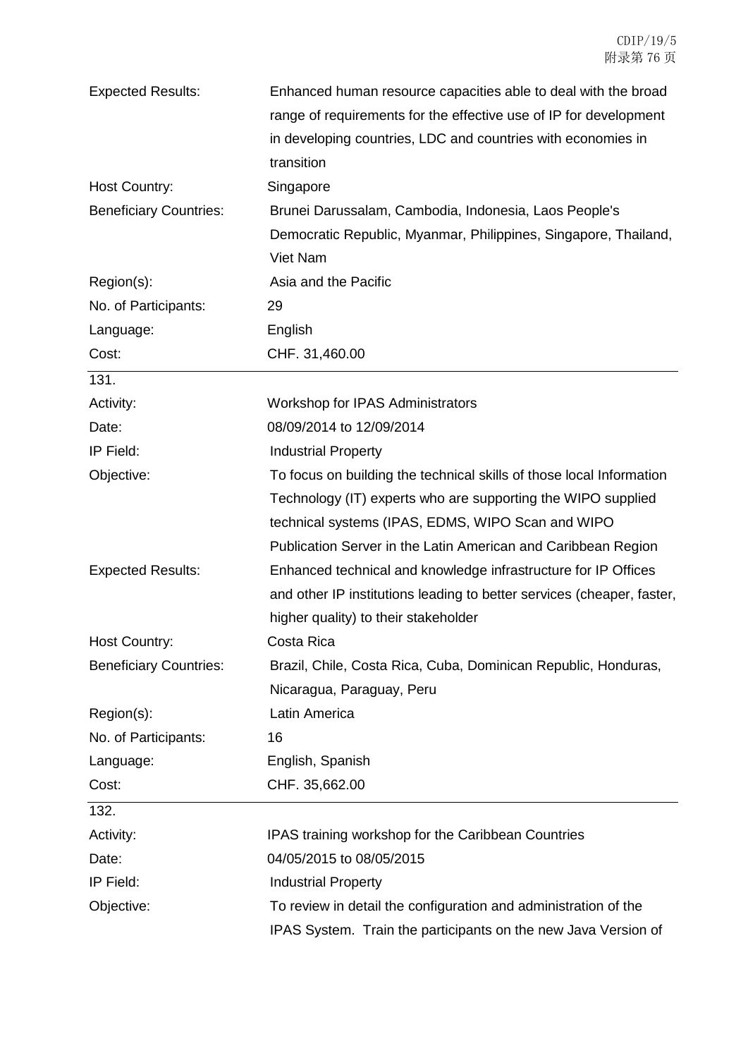| | |
|---|---|
| Expected Results: | Enhanced human resource capacities able to deal with the broad range of requirements for the effective use of IP for development in developing countries, LDC and countries with economies in transition |
| Host Country: | Singapore |
| Beneficiary Countries: | Brunei Darussalam, Cambodia, Indonesia, Laos People's Democratic Republic, Myanmar, Philippines, Singapore, Thailand, Viet Nam |
| Region(s): | Asia and the Pacific |
| No. of Participants: | 29 |
| Language: | English |
| Cost: | CHF. 31,460.00 |

131.

| | |
|---|---|
| Activity: | Workshop for IPAS Administrators |
| Date: | 08/09/2014 to 12/09/2014 |
| IP Field: | Industrial Property |
| Objective: | To focus on building the technical skills of those local Information Technology (IT) experts who are supporting the WIPO supplied technical systems (IPAS, EDMS, WIPO Scan and WIPO Publication Server in the Latin American and Caribbean Region |
| Expected Results: | Enhanced technical and knowledge infrastructure for IP Offices and other IP institutions leading to better services (cheaper, faster, higher quality) to their stakeholder |
| Host Country: | Costa Rica |
| Beneficiary Countries: | Brazil, Chile, Costa Rica, Cuba, Dominican Republic, Honduras, Nicaragua, Paraguay, Peru |
| Region(s): | Latin America |
| No. of Participants: | 16 |
| Language: | English, Spanish |
| Cost: | CHF. 35,662.00 |

132.

| | |
|---|---|
| Activity: | IPAS training workshop for the Caribbean Countries |
| Date: | 04/05/2015 to 08/05/2015 |
| IP Field: | Industrial Property |
| Objective: | To review in detail the configuration and administration of the IPAS System. Train the participants on the new Java Version of |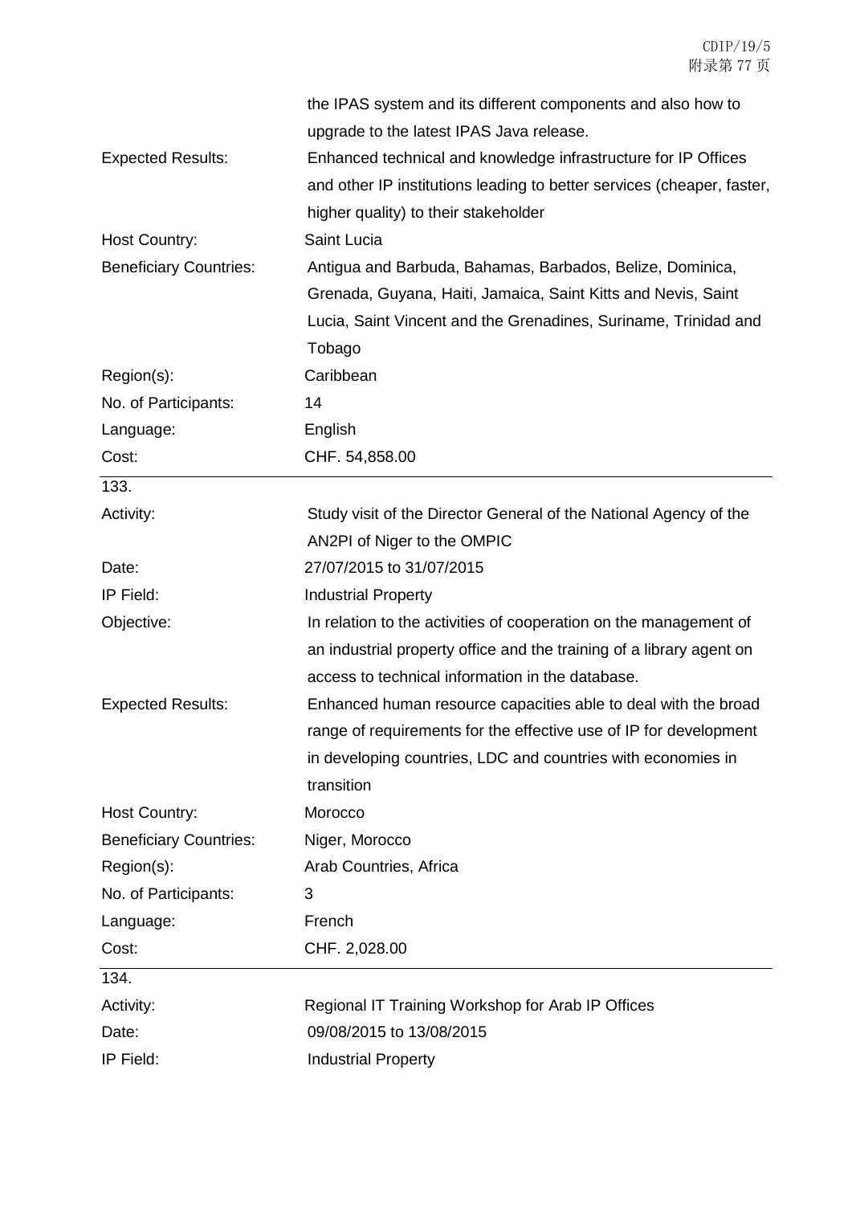| | |
|---|---|
| | the IPAS system and its different components and also how to upgrade to the latest IPAS Java release. |
| Expected Results: | Enhanced technical and knowledge infrastructure for IP Offices and other IP institutions leading to better services (cheaper, faster, higher quality) to their stakeholder |
| Host Country: | Saint Lucia |
| Beneficiary Countries: | Antigua and Barbuda, Bahamas, Barbados, Belize, Dominica, Grenada, Guyana, Haiti, Jamaica, Saint Kitts and Nevis, Saint Lucia, Saint Vincent and the Grenadines, Suriname, Trinidad and Tobago |
| Region(s): | Caribbean |
| No. of Participants: | 14 |
| Language: | English |
| Cost: | CHF. 54,858.00 |

| 133. | |
|---|---|
| Activity: | Study visit of the Director General of the National Agency of the AN2PI of Niger to the OMPIC |
| Date: | 27/07/2015 to 31/07/2015 |
| IP Field: | Industrial Property |
| Objective: | In relation to the activities of cooperation on the management of an industrial property office and the training of a library agent on access to technical information in the database. |
| Expected Results: | Enhanced human resource capacities able to deal with the broad range of requirements for the effective use of IP for development in developing countries, LDC and countries with economies in transition |
| Host Country: | Morocco |
| Beneficiary Countries: | Niger, Morocco |
| Region(s): | Arab Countries, Africa |
| No. of Participants: | 3 |
| Language: | French |
| Cost: | CHF. 2,028.00 |

| 134. | |
|---|---|
| Activity: | Regional IT Training Workshop for Arab IP Offices |
| Date: | 09/08/2015 to 13/08/2015 |
| IP Field: | Industrial Property |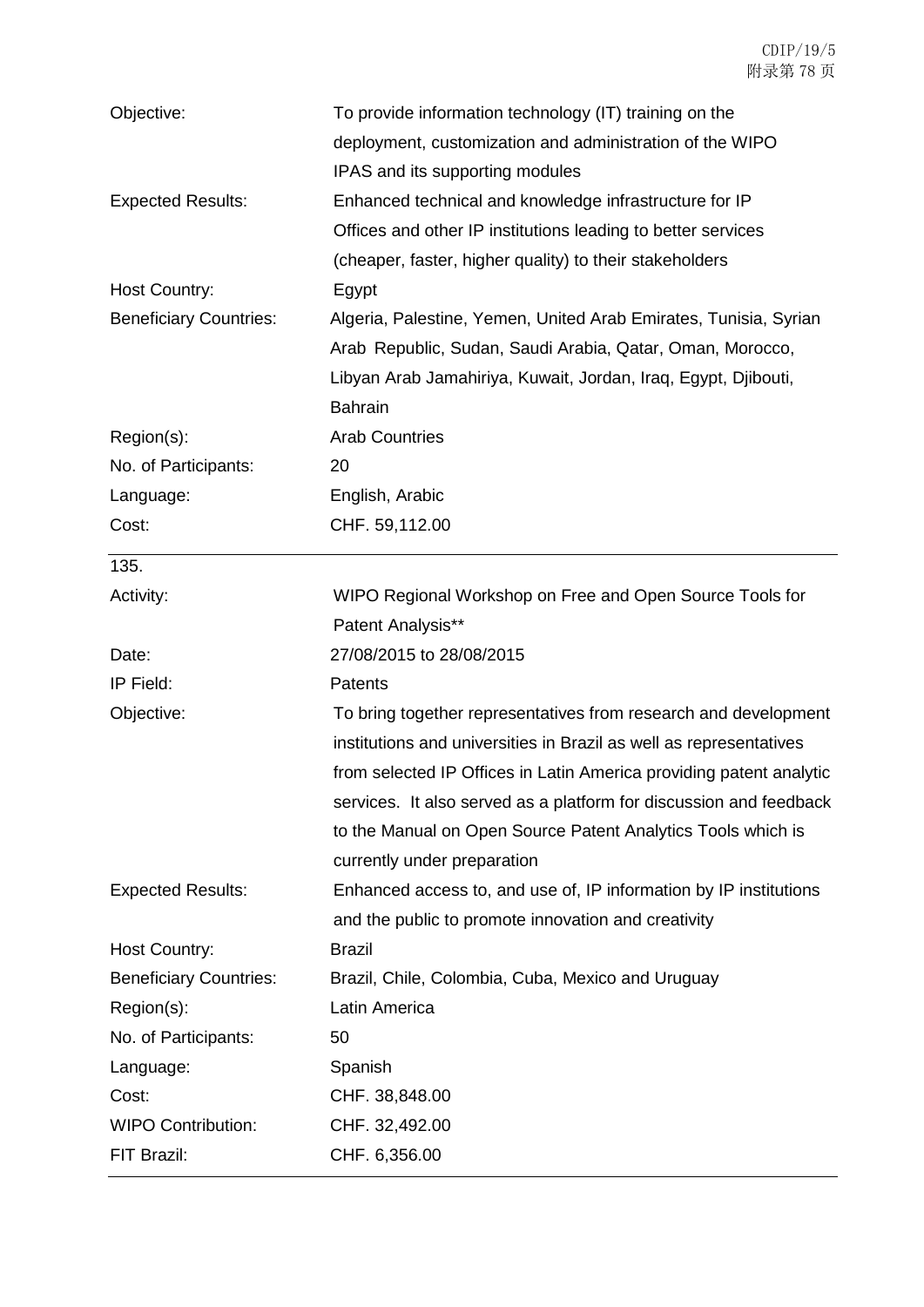| | |
|---|---|
| Objective: | To provide information technology (IT) training on the deployment, customization and administration of the WIPO IPAS and its supporting modules |
| Expected Results: | Enhanced technical and knowledge infrastructure for IP Offices and other IP institutions leading to better services (cheaper, faster, higher quality) to their stakeholders |
| Host Country: | Egypt |
| Beneficiary Countries: | Algeria, Palestine, Yemen, United Arab Emirates, Tunisia, Syrian Arab Republic, Sudan, Saudi Arabia, Qatar, Oman, Morocco, Libyan Arab Jamahiriya, Kuwait, Jordan, Iraq, Egypt, Djibouti, Bahrain |
| Region(s): | Arab Countries |
| No. of Participants: | 20 |
| Language: | English, Arabic |
| Cost: | CHF. 59,112.00 |

135.

| | |
|---|---|
| Activity: | WIPO Regional Workshop on Free and Open Source Tools for Patent Analysis** |
| Date: | 27/08/2015 to 28/08/2015 |
| IP Field: | Patents |
| Objective: | To bring together representatives from research and development institutions and universities in Brazil as well as representatives from selected IP Offices in Latin America providing patent analytic services. It also served as a platform for discussion and feedback to the Manual on Open Source Patent Analytics Tools which is currently under preparation |
| Expected Results: | Enhanced access to, and use of, IP information by IP institutions and the public to promote innovation and creativity |
| Host Country: | Brazil |
| Beneficiary Countries: | Brazil, Chile, Colombia, Cuba, Mexico and Uruguay |
| Region(s): | Latin America |
| No. of Participants: | 50 |
| Language: | Spanish |
| Cost: | CHF. 38,848.00 |
| WIPO Contribution: | CHF. 32,492.00 |
| FIT Brazil: | CHF. 6,356.00 |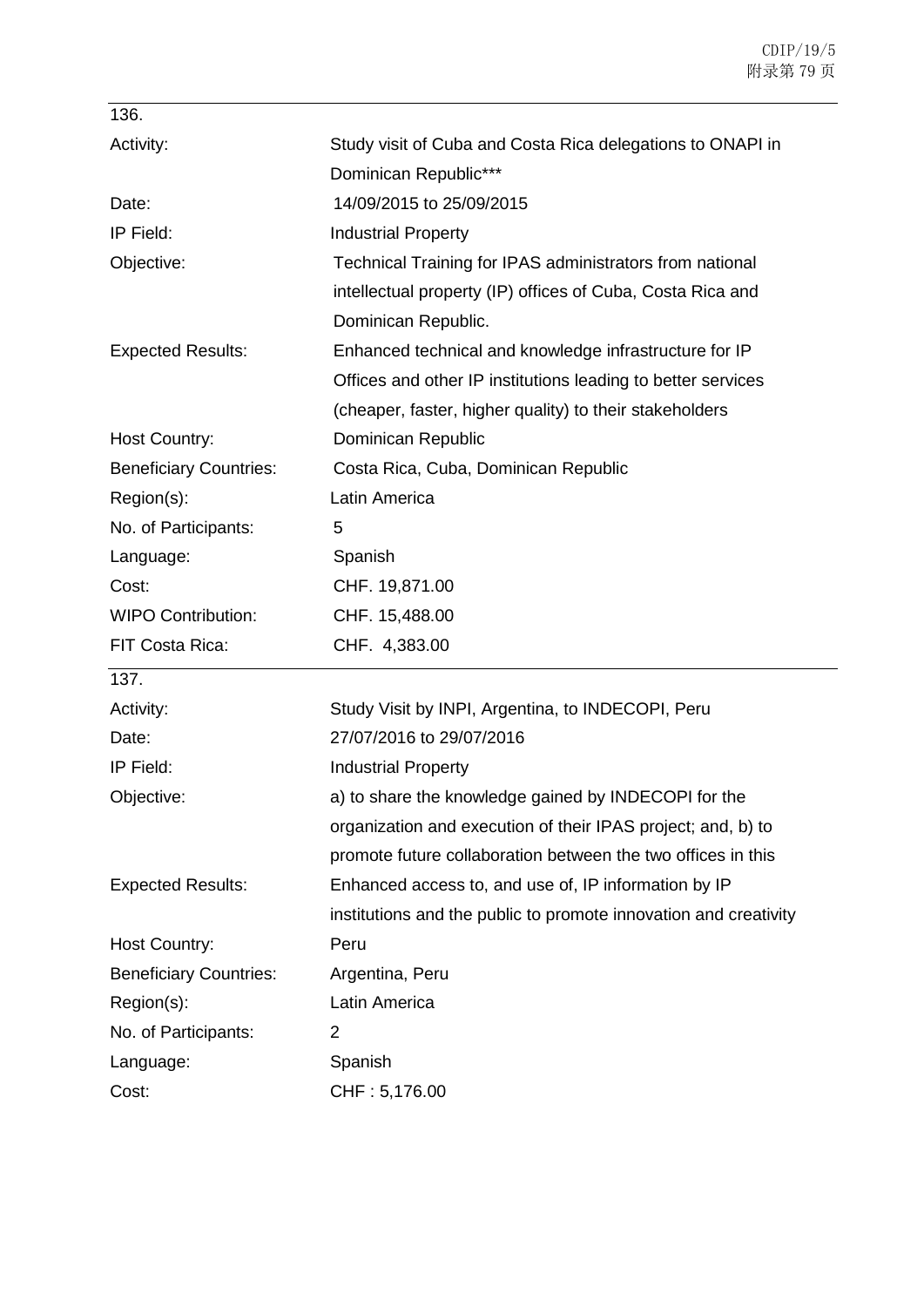136.

| | |
|---|---|
| Activity: | Study visit of Cuba and Costa Rica delegations to ONAPI in Dominican Republic*** |
| Date: | 14/09/2015 to 25/09/2015 |
| IP Field: | Industrial Property |
| Objective: | Technical Training for IPAS administrators from national intellectual property (IP) offices of Cuba, Costa Rica and Dominican Republic. |
| Expected Results: | Enhanced technical and knowledge infrastructure for IP Offices and other IP institutions leading to better services (cheaper, faster, higher quality) to their stakeholders |
| Host Country: | Dominican Republic |
| Beneficiary Countries: | Costa Rica, Cuba, Dominican Republic |
| Region(s): | Latin America |
| No. of Participants: | 5 |
| Language: | Spanish |
| Cost: | CHF. 19,871.00 |
| WIPO Contribution: | CHF. 15,488.00 |
| FIT Costa Rica: | CHF. 4,383.00 |

137.

| | |
|---|---|
| Activity: | Study Visit by INPI, Argentina, to INDECOPI, Peru |
| Date: | 27/07/2016 to 29/07/2016 |
| IP Field: | Industrial Property |
| Objective: | a) to share the knowledge gained by INDECOPI for the organization and execution of their IPAS project; and, b) to promote future collaboration between the two offices in this |
| Expected Results: | Enhanced access to, and use of, IP information by IP institutions and the public to promote innovation and creativity |
| Host Country: | Peru |
| Beneficiary Countries: | Argentina, Peru |
| Region(s): | Latin America |
| No. of Participants: | 2 |
| Language: | Spanish |
| Cost: | CHF : 5,176.00 |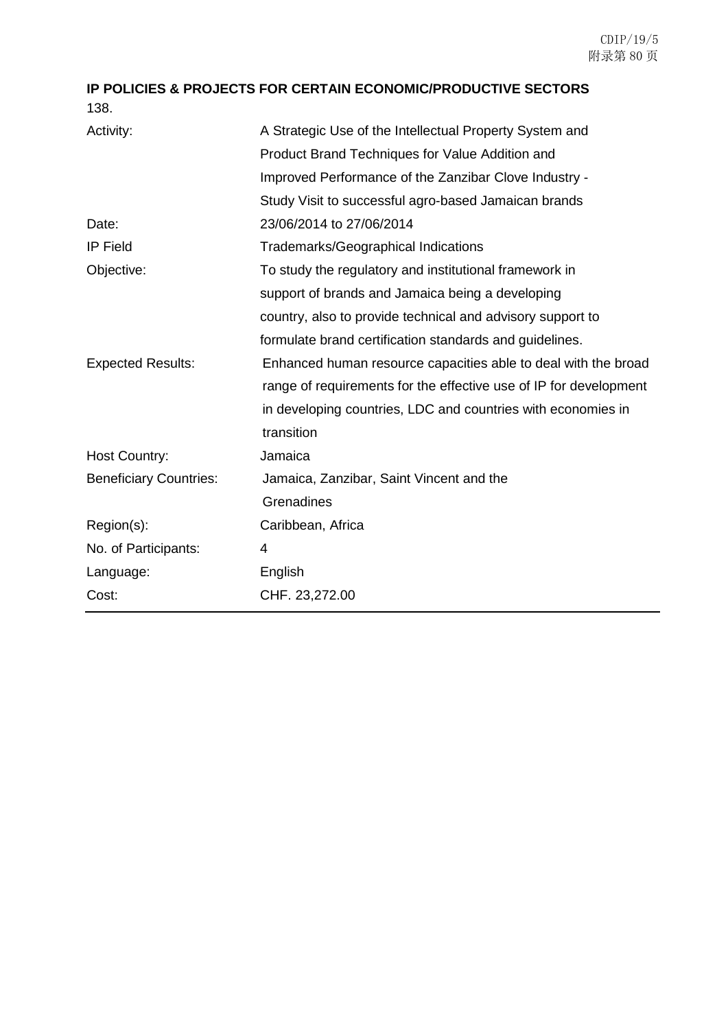**IP POLICIES & PROJECTS FOR CERTAIN ECONOMIC/PRODUCTIVE SECTORS**

138.

| | |
|---|---|
| Activity: | A Strategic Use of the Intellectual Property System and Product Brand Techniques for Value Addition and Improved Performance of the Zanzibar Clove Industry - Study Visit to successful agro-based Jamaican brands |
| Date: | 23/06/2014 to 27/06/2014 |
| IP Field | Trademarks/Geographical Indications |
| Objective: | To study the regulatory and institutional framework in support of brands and Jamaica being a developing country, also to provide technical and advisory support to formulate brand certification standards and guidelines. |
| Expected Results: | Enhanced human resource capacities able to deal with the broad range of requirements for the effective use of IP for development in developing countries, LDC and countries with economies in transition |
| Host Country: | Jamaica |
| Beneficiary Countries: | Jamaica, Zanzibar, Saint Vincent and the Grenadines |
| Region(s): | Caribbean, Africa |
| No. of Participants: | 4 |
| Language: | English |
| Cost: | CHF. 23,272.00 |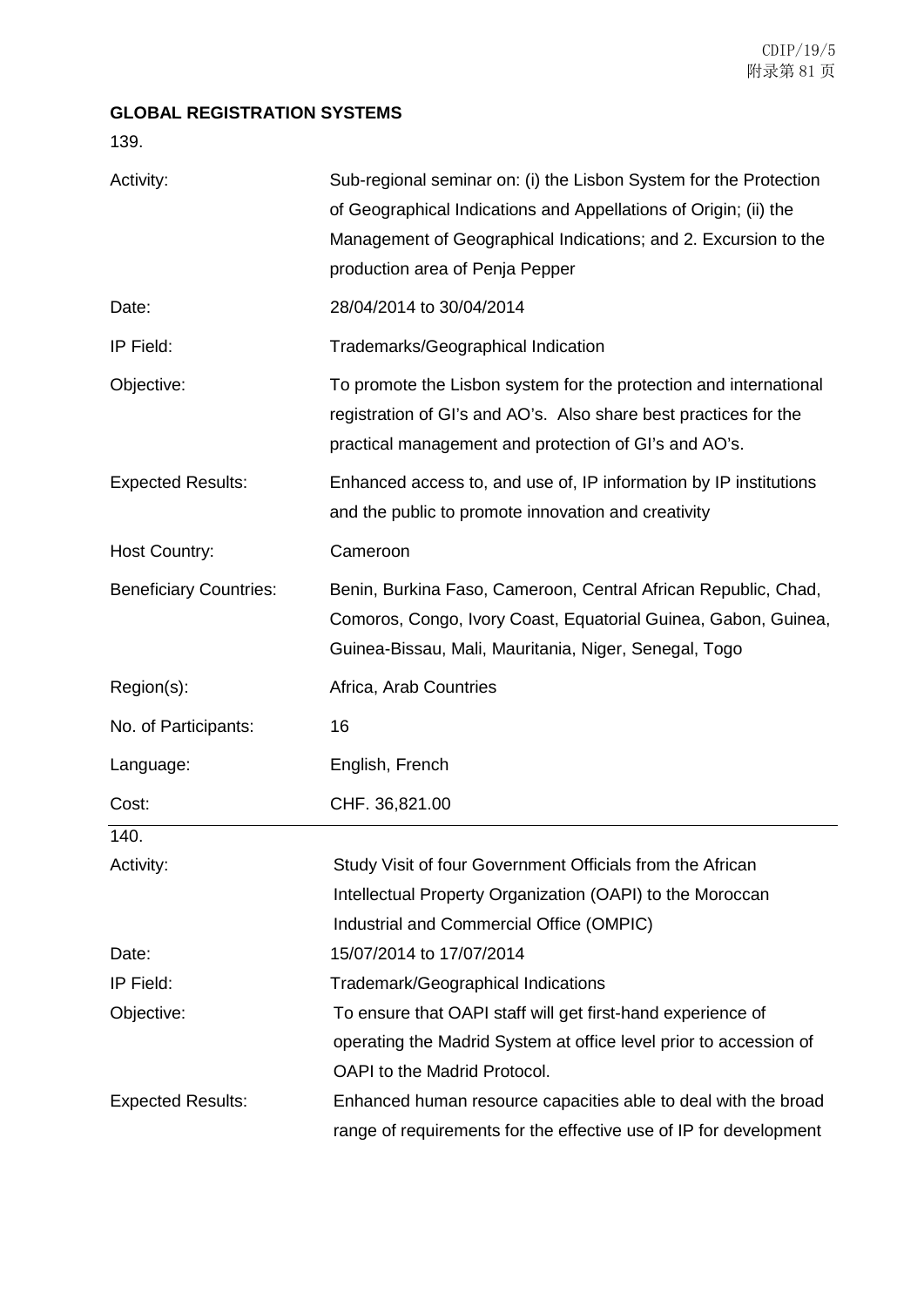**GLOBAL REGISTRATION SYSTEMS**

139.

| | |
|---|---|
| Activity: | Sub-regional seminar on: (i) the Lisbon System for the Protection of Geographical Indications and Appellations of Origin; (ii) the Management of Geographical Indications; and 2. Excursion to the production area of Penja Pepper |
| Date: | 28/04/2014 to 30/04/2014 |
| IP Field: | Trademarks/Geographical Indication |
| Objective: | To promote the Lisbon system for the protection and international registration of GI's and AO's. Also share best practices for the practical management and protection of GI's and AO's. |
| Expected Results: | Enhanced access to, and use of, IP information by IP institutions and the public to promote innovation and creativity |
| Host Country: | Cameroon |
| Beneficiary Countries: | Benin, Burkina Faso, Cameroon, Central African Republic, Chad, Comoros, Congo, Ivory Coast, Equatorial Guinea, Gabon, Guinea, Guinea-Bissau, Mali, Mauritania, Niger, Senegal, Togo |
| Region(s): | Africa, Arab Countries |
| No. of Participants: | 16 |
| Language: | English, French |
| Cost: | CHF. 36,821.00 |

140.

| | |
|---|---|
| Activity: | Study Visit of four Government Officials from the African Intellectual Property Organization (OAPI) to the Moroccan Industrial and Commercial Office (OMPIC) |
| Date: | 15/07/2014 to 17/07/2014 |
| IP Field: | Trademark/Geographical Indications |
| Objective: | To ensure that OAPI staff will get first-hand experience of operating the Madrid System at office level prior to accession of OAPI to the Madrid Protocol. |
| Expected Results: | Enhanced human resource capacities able to deal with the broad range of requirements for the effective use of IP for development |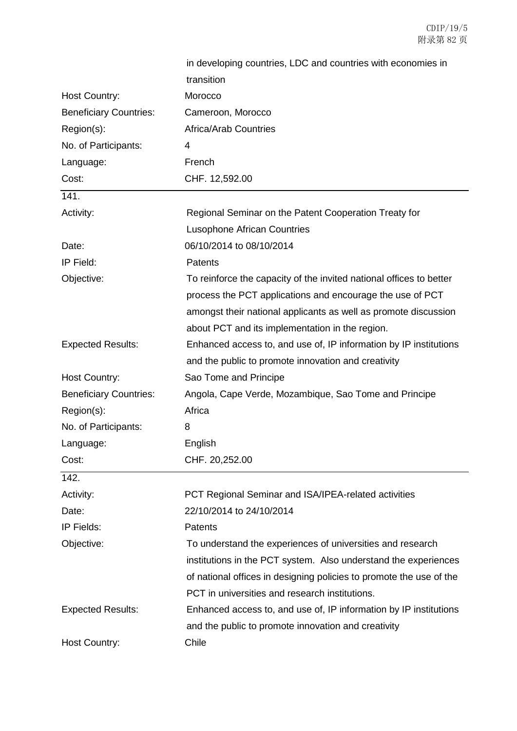| | |
|---|---|
| | in developing countries, LDC and countries with economies in transition |
| Host Country: | Morocco |
| Beneficiary Countries: | Cameroon, Morocco |
| Region(s): | Africa/Arab Countries |
| No. of Participants: | 4 |
| Language: | French |
| Cost: | CHF. 12,592.00 |

| | |
|---|---|
| 141. | |
| Activity: | Regional Seminar on the Patent Cooperation Treaty for Lusophone African Countries |
| Date: | 06/10/2014 to 08/10/2014 |
| IP Field: | Patents |
| Objective: | To reinforce the capacity of the invited national offices to better process the PCT applications and encourage the use of PCT amongst their national applicants as well as promote discussion about PCT and its implementation in the region. |
| Expected Results: | Enhanced access to, and use of, IP information by IP institutions and the public to promote innovation and creativity |
| Host Country: | Sao Tome and Principe |
| Beneficiary Countries: | Angola, Cape Verde, Mozambique, Sao Tome and Principe |
| Region(s): | Africa |
| No. of Participants: | 8 |
| Language: | English |
| Cost: | CHF. 20,252.00 |

| | |
|---|---|
| 142. | |
| Activity: | PCT Regional Seminar and ISA/IPEA-related activities |
| Date: | 22/10/2014 to 24/10/2014 |
| IP Fields: | Patents |
| Objective: | To understand the experiences of universities and research institutions in the PCT system. Also understand the experiences of national offices in designing policies to promote the use of the PCT in universities and research institutions. |
| Expected Results: | Enhanced access to, and use of, IP information by IP institutions and the public to promote innovation and creativity |
| Host Country: | Chile |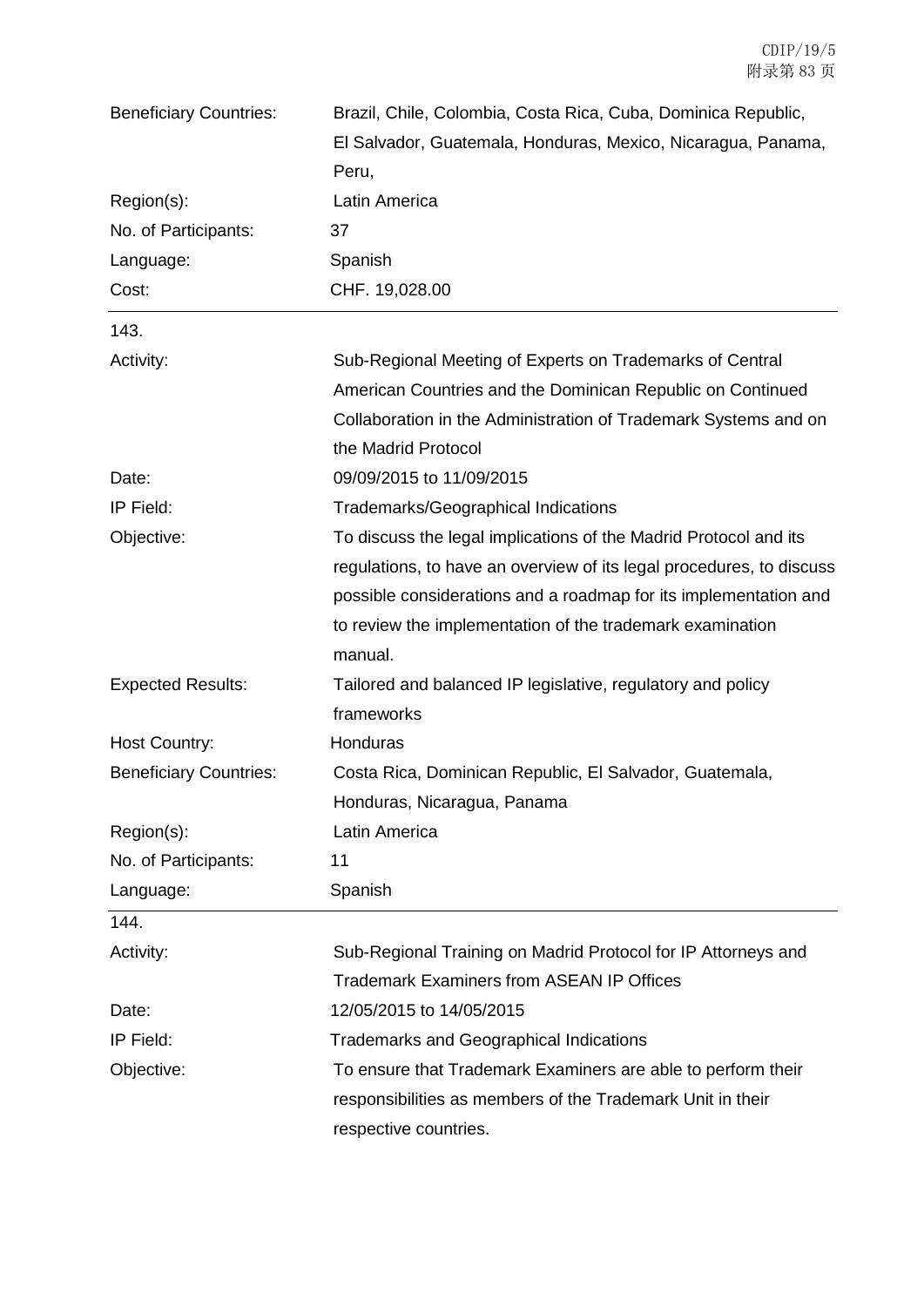| | |
|---|---|
| Beneficiary Countries: | Brazil, Chile, Colombia, Costa Rica, Cuba, Dominica Republic, El Salvador, Guatemala, Honduras, Mexico, Nicaragua, Panama, Peru, |
| Region(s): | Latin America |
| No. of Participants: | 37 |
| Language: | Spanish |
| Cost: | CHF. 19,028.00 |

143.

| | |
|---|---|
| Activity: | Sub-Regional Meeting of Experts on Trademarks of Central American Countries and the Dominican Republic on Continued Collaboration in the Administration of Trademark Systems and on the Madrid Protocol |
| Date: | 09/09/2015 to 11/09/2015 |
| IP Field: | Trademarks/Geographical Indications |
| Objective: | To discuss the legal implications of the Madrid Protocol and its regulations, to have an overview of its legal procedures, to discuss possible considerations and a roadmap for its implementation and to review the implementation of the trademark examination manual. |
| Expected Results: | Tailored and balanced IP legislative, regulatory and policy frameworks |
| Host Country: | Honduras |
| Beneficiary Countries: | Costa Rica, Dominican Republic, El Salvador, Guatemala, Honduras, Nicaragua, Panama |
| Region(s): | Latin America |
| No. of Participants: | 11 |
| Language: | Spanish |

144.

| | |
|---|---|
| Activity: | Sub-Regional Training on Madrid Protocol for IP Attorneys and Trademark Examiners from ASEAN IP Offices |
| Date: | 12/05/2015 to 14/05/2015 |
| IP Field: | Trademarks and Geographical Indications |
| Objective: | To ensure that Trademark Examiners are able to perform their responsibilities as members of the Trademark Unit in their respective countries. |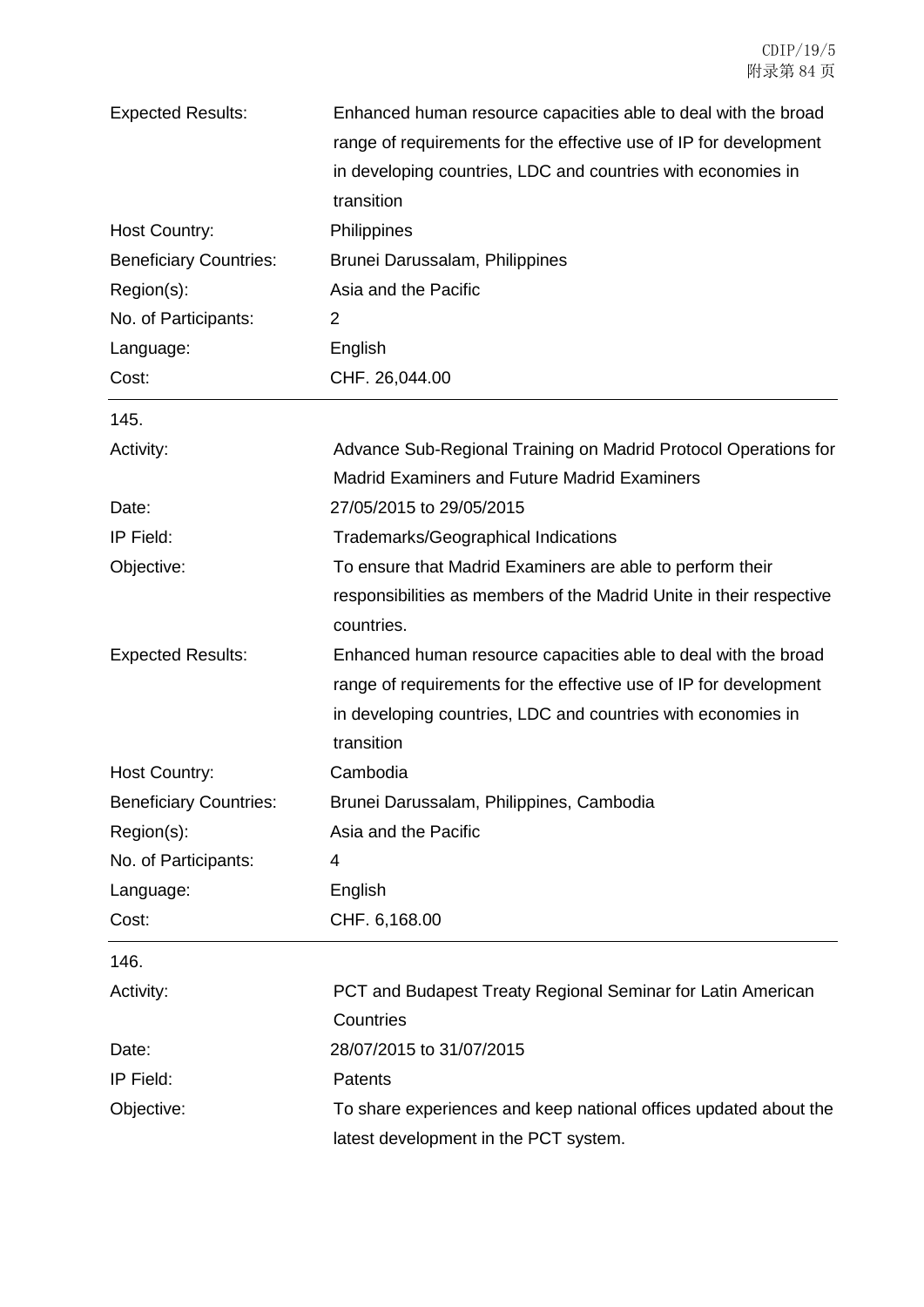| | |
|---|---|
| Expected Results: | Enhanced human resource capacities able to deal with the broad range of requirements for the effective use of IP for development in developing countries, LDC and countries with economies in transition |
| Host Country: | Philippines |
| Beneficiary Countries: | Brunei Darussalam, Philippines |
| Region(s): | Asia and the Pacific |
| No. of Participants: | 2 |
| Language: | English |
| Cost: | CHF. 26,044.00 |

145.

| | |
|---|---|
| Activity: | Advance Sub-Regional Training on Madrid Protocol Operations for Madrid Examiners and Future Madrid Examiners |
| Date: | 27/05/2015 to 29/05/2015 |
| IP Field: | Trademarks/Geographical Indications |
| Objective: | To ensure that Madrid Examiners are able to perform their responsibilities as members of the Madrid Unite in their respective countries. |
| Expected Results: | Enhanced human resource capacities able to deal with the broad range of requirements for the effective use of IP for development in developing countries, LDC and countries with economies in transition |
| Host Country: | Cambodia |
| Beneficiary Countries: | Brunei Darussalam, Philippines, Cambodia |
| Region(s): | Asia and the Pacific |
| No. of Participants: | 4 |
| Language: | English |
| Cost: | CHF. 6,168.00 |

146.

| | |
|---|---|
| Activity: | PCT and Budapest Treaty Regional Seminar for Latin American Countries |
| Date: | 28/07/2015 to 31/07/2015 |
| IP Field: | Patents |
| Objective: | To share experiences and keep national offices updated about the latest development in the PCT system. |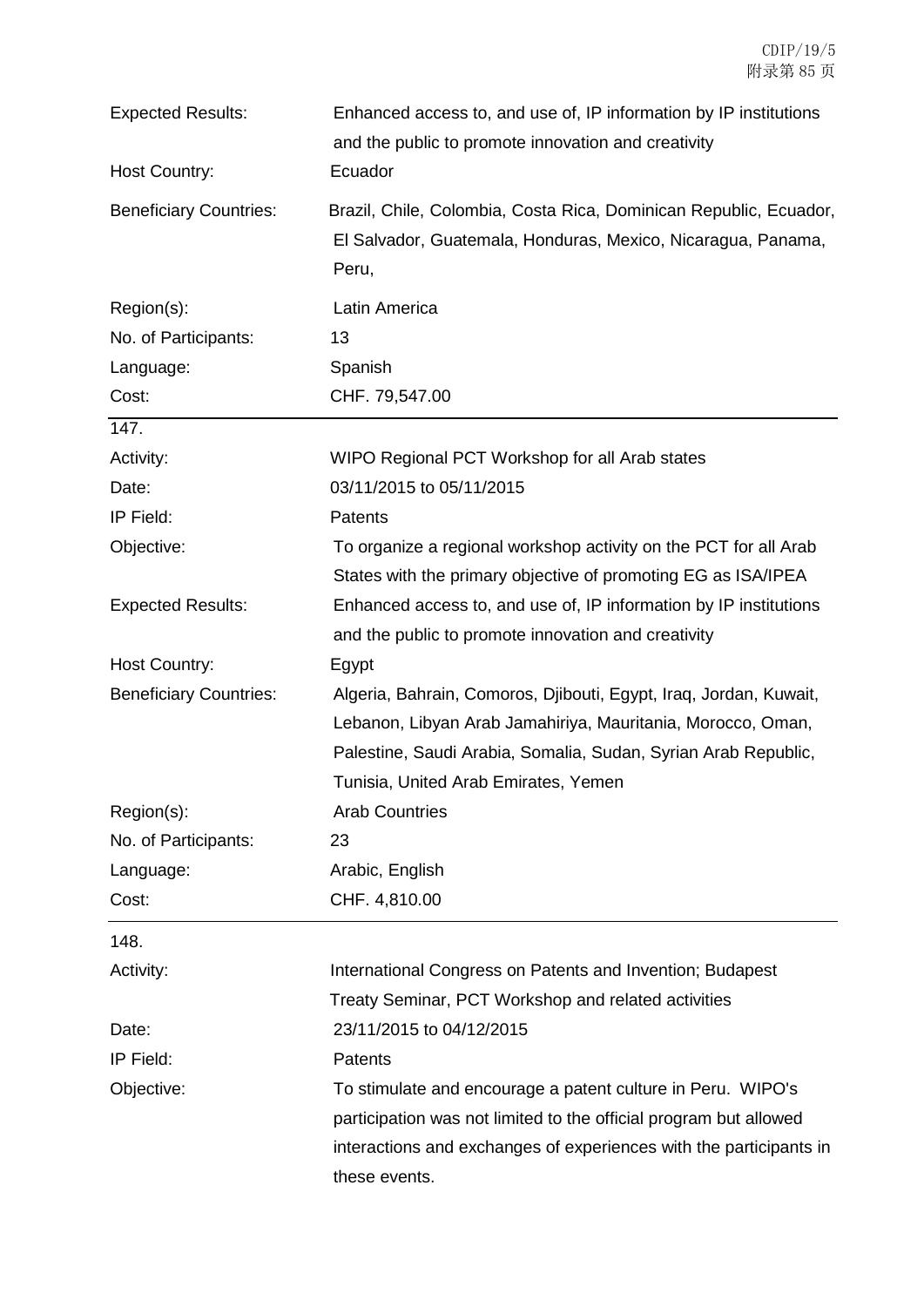| | |
|---|---|
| Expected Results: | Enhanced access to, and use of, IP information by IP institutions and the public to promote innovation and creativity |
| Host Country: | Ecuador |
| Beneficiary Countries: | Brazil, Chile, Colombia, Costa Rica, Dominican Republic, Ecuador, El Salvador, Guatemala, Honduras, Mexico, Nicaragua, Panama, Peru, |
| Region(s): | Latin America |
| No. of Participants: | 13 |
| Language: | Spanish |
| Cost: | CHF. 79,547.00 |

147.

| | |
|---|---|
| Activity: | WIPO Regional PCT Workshop for all Arab states |
| Date: | 03/11/2015 to 05/11/2015 |
| IP Field: | Patents |
| Objective: | To organize a regional workshop activity on the PCT for all Arab States with the primary objective of promoting EG as ISA/IPEA |
| Expected Results: | Enhanced access to, and use of, IP information by IP institutions and the public to promote innovation and creativity |
| Host Country: | Egypt |
| Beneficiary Countries: | Algeria, Bahrain, Comoros, Djibouti, Egypt, Iraq, Jordan, Kuwait, Lebanon, Libyan Arab Jamahiriya, Mauritania, Morocco, Oman, Palestine, Saudi Arabia, Somalia, Sudan, Syrian Arab Republic, Tunisia, United Arab Emirates, Yemen |
| Region(s): | Arab Countries |
| No. of Participants: | 23 |
| Language: | Arabic, English |
| Cost: | CHF. 4,810.00 |

148.

| | |
|---|---|
| Activity: | International Congress on Patents and Invention; Budapest Treaty Seminar, PCT Workshop and related activities |
| Date: | 23/11/2015 to 04/12/2015 |
| IP Field: | Patents |
| Objective: | To stimulate and encourage a patent culture in Peru. WIPO's participation was not limited to the official program but allowed interactions and exchanges of experiences with the participants in these events. |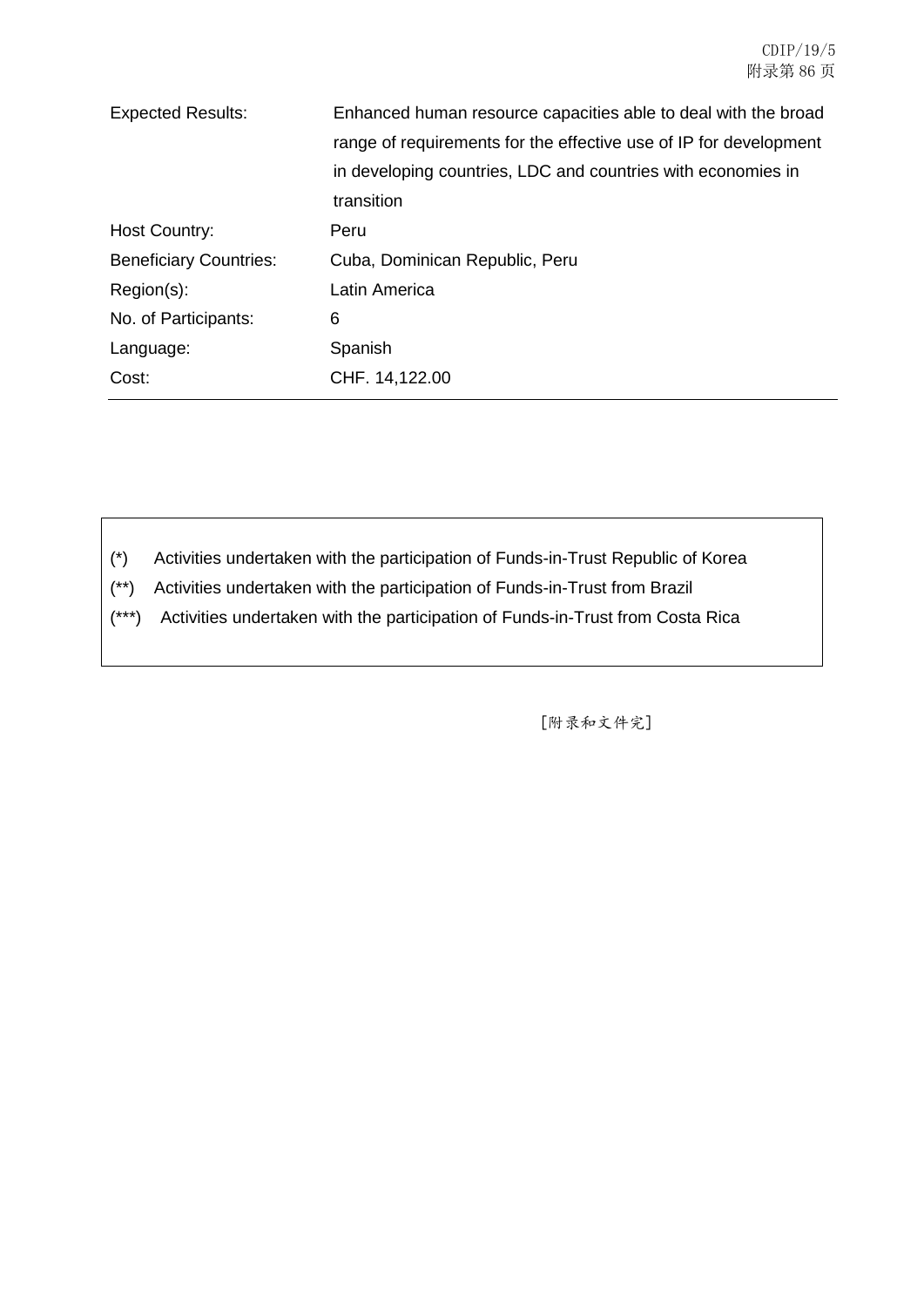| | |
|---|---|
| Expected Results: | Enhanced human resource capacities able to deal with the broad range of requirements for the effective use of IP for development in developing countries, LDC and countries with economies in transition |
| Host Country: | Peru |
| Beneficiary Countries: | Cuba, Dominican Republic, Peru |
| Region(s): | Latin America |
| No. of Participants: | 6 |
| Language: | Spanish |
| Cost: | CHF. 14,122.00 |

(*) Activities undertaken with the participation of Funds-in-Trust Republic of Korea

(**) Activities undertaken with the participation of Funds-in-Trust from Brazil

(***) Activities undertaken with the participation of Funds-in-Trust from Costa Rica

[附录和文件完]